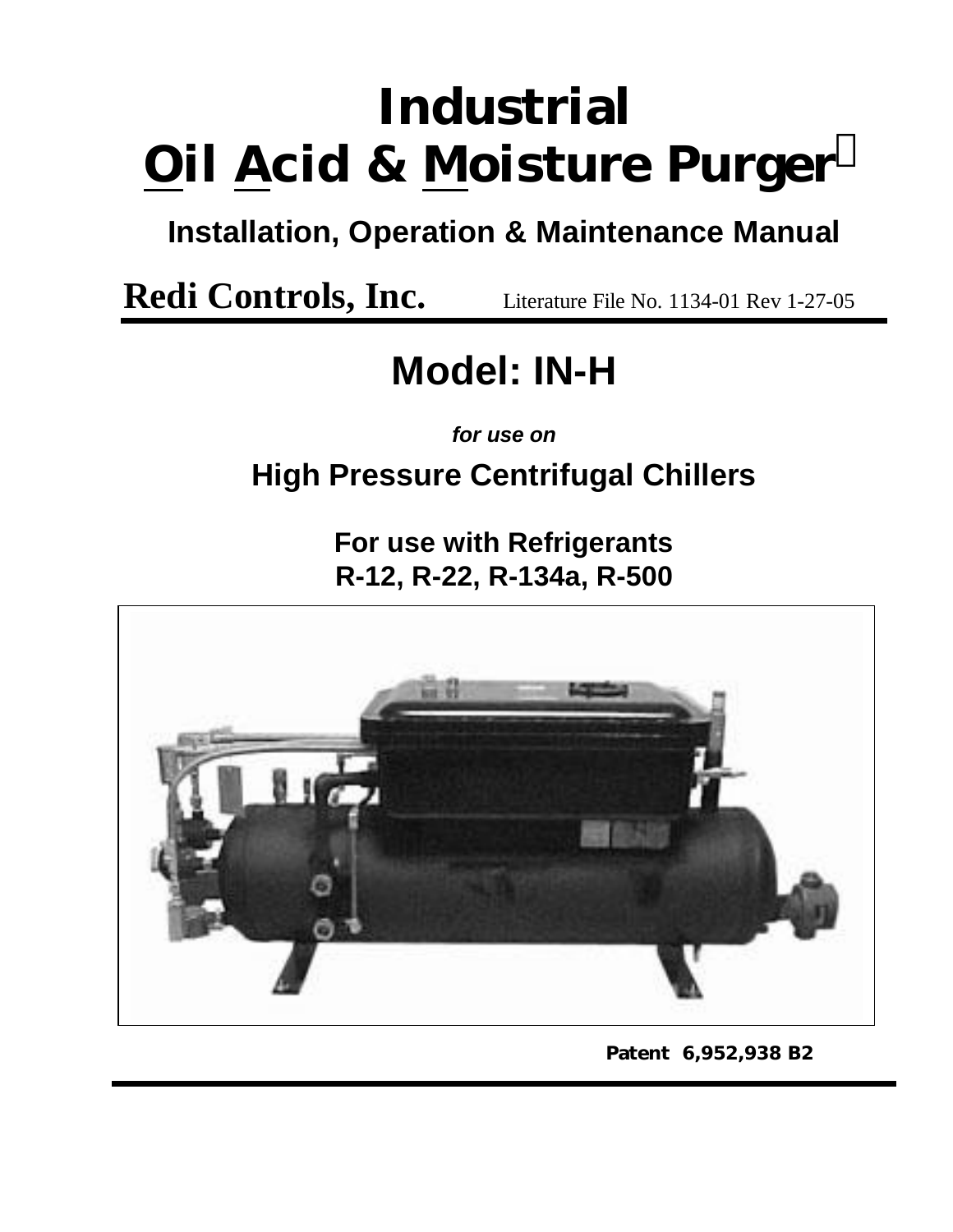# Industrial

# Oil Acid & Moisture Purger

**Installation, Operation & Maintenance Manual**

**Redi Controls, Inc.** Literature File No. 1134-01 Rev 1-27-05

## Model: IN-H

***for use on***

### High Pressure Centrifugal Chillers

**For use with Refrigerants**
**R-12, R-22, R-134a, R-500**

**Patent 6,952,938 B2**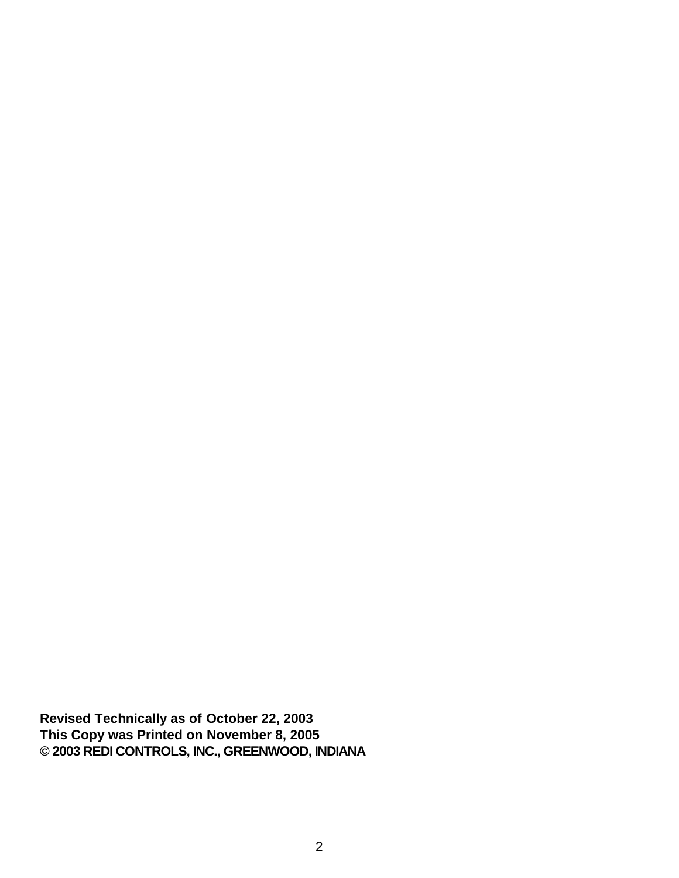**Revised Technically as of October 22, 2003**
**This Copy was Printed on November 8, 2005**
**© 2003 REDI CONTROLS, INC., GREENWOOD, INDIANA**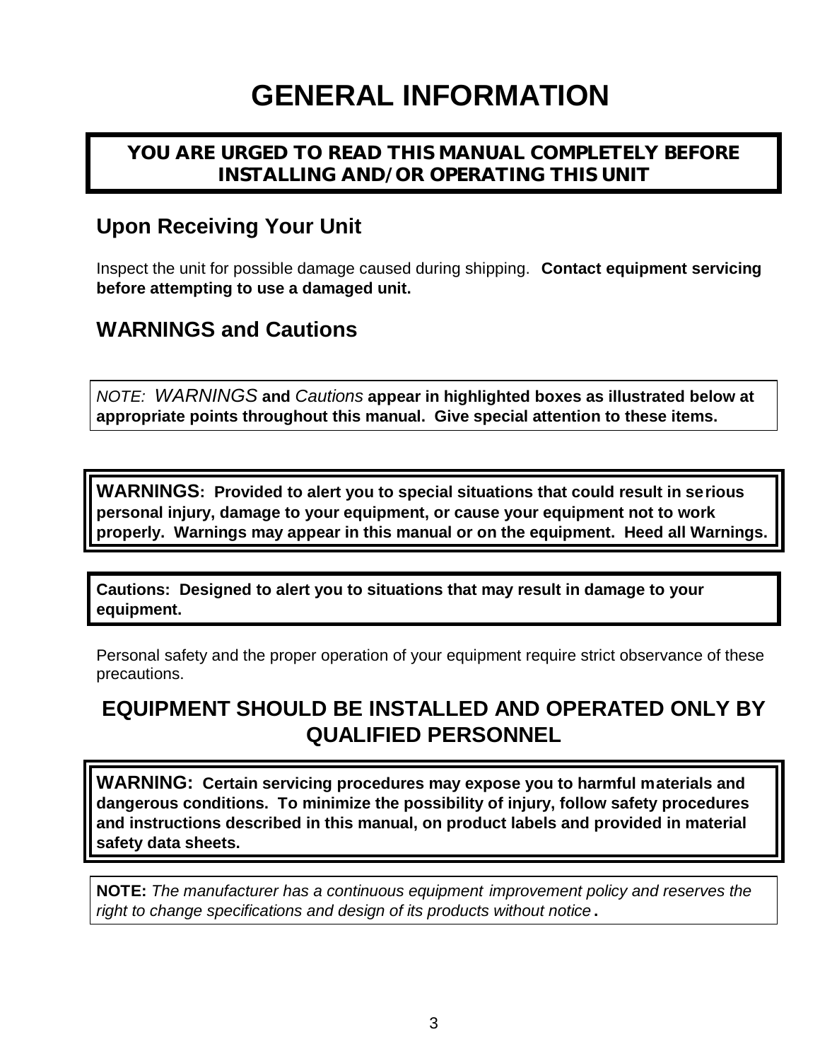# GENERAL INFORMATION

**YOU ARE URGED TO READ THIS MANUAL COMPLETELY BEFORE INSTALLING AND/OR OPERATING THIS UNIT**

## Upon Receiving Your Unit

Inspect the unit for possible damage caused during shipping. **Contact equipment servicing before attempting to use a damaged unit.**

## WARNINGS and Cautions

*NOTE: WARNINGS* **and** *Cautions* **appear in highlighted boxes as illustrated below at appropriate points throughout this manual. Give special attention to these items.**

**WARNINGS: Provided to alert you to special situations that could result in serious personal injury, damage to your equipment, or cause your equipment not to work properly. Warnings may appear in this manual or on the equipment. Heed all Warnings.**

**Cautions: Designed to alert you to situations that may result in damage to your equipment.**

Personal safety and the proper operation of your equipment require strict observance of these precautions.

## EQUIPMENT SHOULD BE INSTALLED AND OPERATED ONLY BY QUALIFIED PERSONNEL

**WARNING: Certain servicing procedures may expose you to harmful materials and dangerous conditions. To minimize the possibility of injury, follow safety procedures and instructions described in this manual, on product labels and provided in material safety data sheets.**

**NOTE:** *The manufacturer has a continuous equipment improvement policy and reserves the right to change specifications and design of its products without notice*.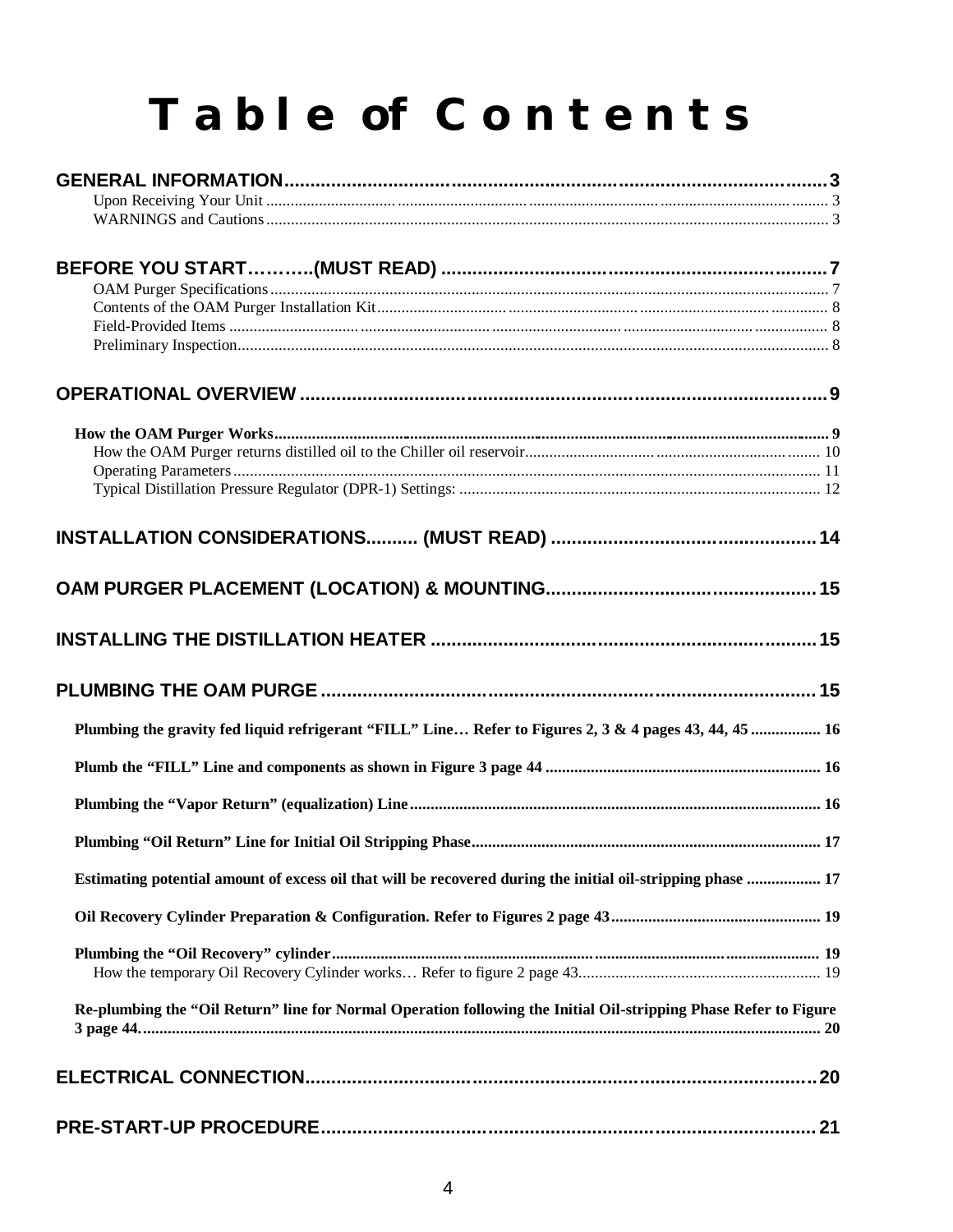# Table of Contents

**GENERAL INFORMATION**.......................................................................................................3

- Upon Receiving Your Unit ........................................................................................................ 3
- WARNINGS and Cautions......................................................................................................... 3

**BEFORE YOU START………..(MUST READ)**..........................................................................7

- OAM Purger Specifications........................................................................................................ 7
- Contents of the OAM Purger Installation Kit.............................................................................. 8
- Field-Provided Items ................................................................................................................ 8
- Preliminary Inspection.............................................................................................................. 8

**OPERATIONAL OVERVIEW**......................................................................................................9

- **How the OAM Purger Works**..................................................................................................... 9
  - How the OAM Purger returns distilled oil to the Chiller oil reservoir........................................ 10
  - Operating Parameters.......................................................................................................... 11
  - Typical Distillation Pressure Regulator (DPR-1) Settings: ....................................................... 12

**INSTALLATION CONSIDERATIONS.......... (MUST READ)**........................................................14

**OAM PURGER PLACEMENT (LOCATION) & MOUNTING**..........................................................15

**INSTALLING THE DISTILLATION HEATER**..............................................................................15

**PLUMBING THE OAM PURGE**.................................................................................................15

- **Plumbing the gravity fed liquid refrigerant "FILL" Line… Refer to Figures 2, 3 & 4 pages 43, 44, 45**................. 16
- **Plumb the "FILL" Line and components as shown in Figure 3 page 44**........................................................... 16
- **Plumbing the "Vapor Return" (equalization) Line**......................................................................................... 16
- **Plumbing "Oil Return" Line for Initial Oil Stripping Phase**............................................................................ 17
- **Estimating potential amount of excess oil that will be recovered during the initial oil-stripping phase**.................. 17
- **Oil Recovery Cylinder Preparation & Configuration. Refer to Figures 2 page 43**.............................................. 19
- **Plumbing the "Oil Recovery" cylinder**........................................................................................................... 19
  - How the temporary Oil Recovery Cylinder works… Refer to figure 2 page 43........................................... 19
- **Re-plumbing the "Oil Return" line for Normal Operation following the Initial Oil-stripping Phase Refer to Figure 3 page 44.**................................................................................................................................................ 20

**ELECTRICAL CONNECTION**....................................................................................................20

**PRE-START-UP PROCEDURE**..................................................................................................21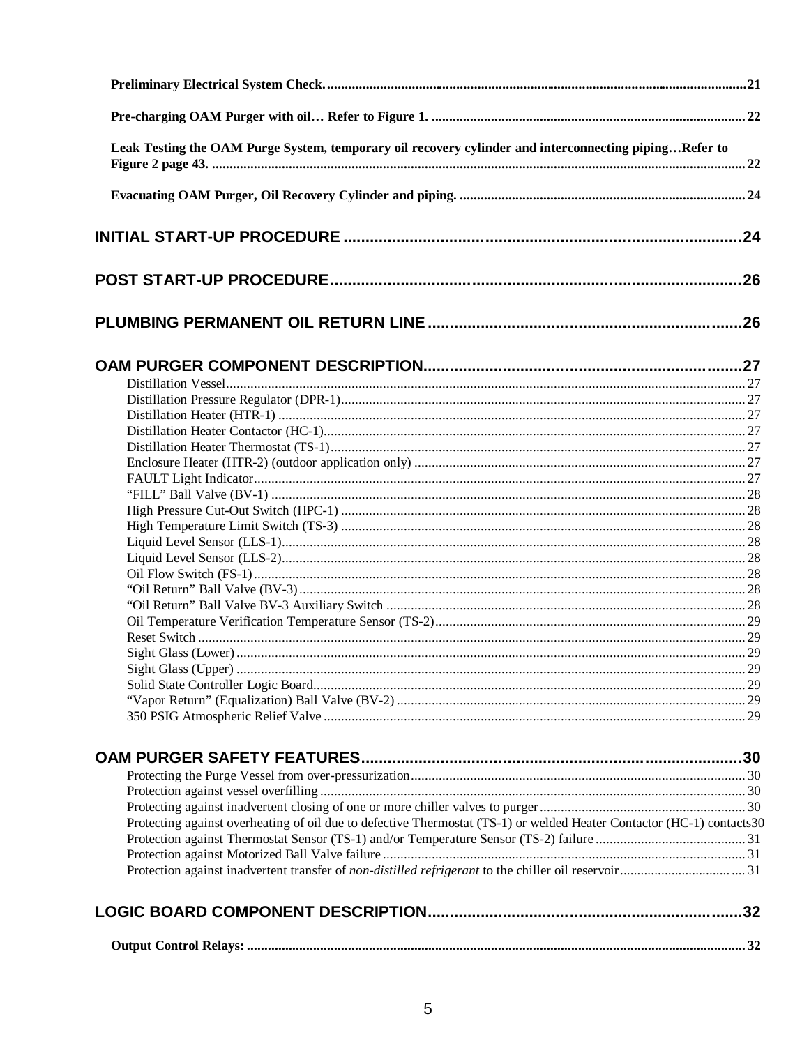**Preliminary Electrical System Check. .......... 21**

**Pre-charging OAM Purger with oil… Refer to Figure 1. .......... 22**

**Leak Testing the OAM Purge System, temporary oil recovery cylinder and interconnecting piping…Refer to Figure 2 page 43. .......... 22**

**Evacuating OAM Purger, Oil Recovery Cylinder and piping. .......... 24**

**INITIAL START-UP PROCEDURE .......... 24**

**POST START-UP PROCEDURE .......... 26**

**PLUMBING PERMANENT OIL RETURN LINE .......... 26**

**OAM PURGER COMPONENT DESCRIPTION .......... 27**

- Distillation Vessel .......... 27
- Distillation Pressure Regulator (DPR-1) .......... 27
- Distillation Heater (HTR-1) .......... 27
- Distillation Heater Contactor (HC-1) .......... 27
- Distillation Heater Thermostat (TS-1) .......... 27
- Enclosure Heater (HTR-2) (outdoor application only) .......... 27
- FAULT Light Indicator .......... 27
- "FILL" Ball Valve (BV-1) .......... 28
- High Pressure Cut-Out Switch (HPC-1) .......... 28
- High Temperature Limit Switch (TS-3) .......... 28
- Liquid Level Sensor (LLS-1) .......... 28
- Liquid Level Sensor (LLS-2) .......... 28
- Oil Flow Switch (FS-1) .......... 28
- "Oil Return" Ball Valve (BV-3) .......... 28
- "Oil Return" Ball Valve BV-3 Auxiliary Switch .......... 28
- Oil Temperature Verification Temperature Sensor (TS-2) .......... 29
- Reset Switch .......... 29
- Sight Glass (Lower) .......... 29
- Sight Glass (Upper) .......... 29
- Solid State Controller Logic Board .......... 29
- "Vapor Return" (Equalization) Ball Valve (BV-2) .......... 29
- 350 PSIG Atmospheric Relief Valve .......... 29

**OAM PURGER SAFETY FEATURES .......... 30**

- Protecting the Purge Vessel from over-pressurization .......... 30
- Protection against vessel overfilling .......... 30
- Protecting against inadvertent closing of one or more chiller valves to purger .......... 30
- Protecting against overheating of oil due to defective Thermostat (TS-1) or welded Heater Contactor (HC-1) contacts .......... 30
- Protection against Thermostat Sensor (TS-1) and/or Temperature Sensor (TS-2) failure .......... 31
- Protection against Motorized Ball Valve failure .......... 31
- Protection against inadvertent transfer of *non-distilled refrigerant* to the chiller oil reservoir .......... 31

**LOGIC BOARD COMPONENT DESCRIPTION .......... 32**

**Output Control Relays: .......... 32**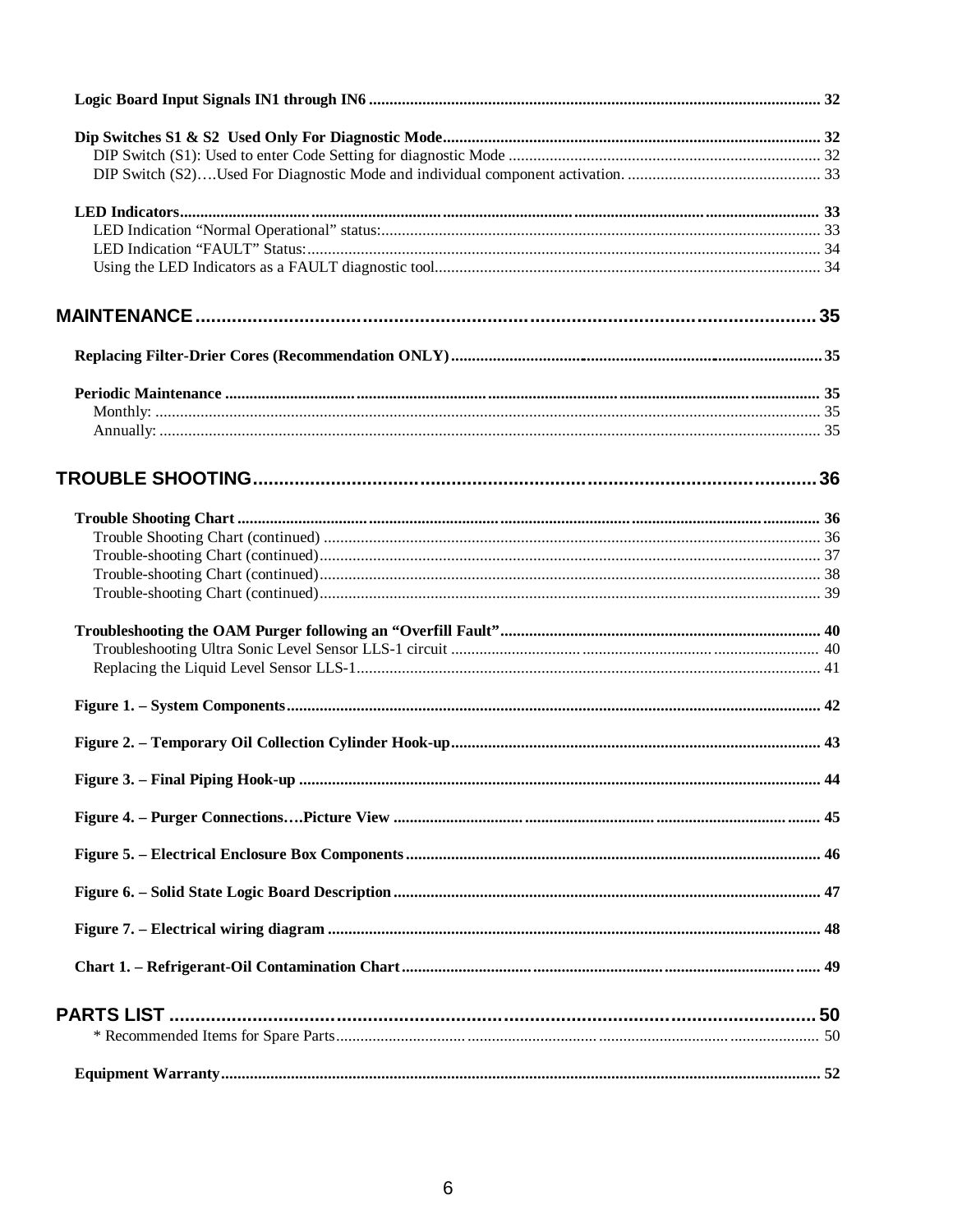**Logic Board Input Signals IN1 through IN6** ............................................................................................................... 32

**Dip Switches S1 & S2 Used Only For Diagnostic Mode** ............................................................................................ 32

DIP Switch (S1): Used to enter Code Setting for diagnostic Mode ............................................................................ 32

DIP Switch (S2)….Used For Diagnostic Mode and individual component activation. ............................................... 33

**LED Indicators** ............................................................................................................................................................ 33

LED Indication "Normal Operational" status: ........................................................................................................... 33

LED Indication "FAULT" Status: ............................................................................................................................. 34

Using the LED Indicators as a FAULT diagnostic tool ............................................................................................. 34

**MAINTENANCE** ....................................................................................................................... 35

**Replacing Filter-Drier Cores (Recommendation ONLY)** ........................................................................................... 35

**Periodic Maintenance** ................................................................................................................................................. 35

Monthly: .................................................................................................................................................................... 35

Annually: ................................................................................................................................................................... 35

**TROUBLE SHOOTING** ............................................................................................................. 36

**Trouble Shooting Chart** .............................................................................................................................................. 36

Trouble Shooting Chart (continued) ......................................................................................................................... 36

Trouble-shooting Chart (continued) .......................................................................................................................... 37

Trouble-shooting Chart (continued) .......................................................................................................................... 38

Trouble-shooting Chart (continued) .......................................................................................................................... 39

**Troubleshooting the OAM Purger following an "Overfill Fault"** ............................................................................. 40

Troubleshooting Ultra Sonic Level Sensor LLS-1 circuit ......................................................................................... 40

Replacing the Liquid Level Sensor LLS-1 ................................................................................................................ 41

**Figure 1. – System Components** ................................................................................................................................. 42

**Figure 2. – Temporary Oil Collection Cylinder Hook-up** .......................................................................................... 43

**Figure 3. – Final Piping Hook-up** .............................................................................................................................. 44

**Figure 4. – Purger Connections….Picture View** ....................................................................................................... 45

**Figure 5. – Electrical Enclosure Box Components** .................................................................................................... 46

**Figure 6. – Solid State Logic Board Description** ....................................................................................................... 47

**Figure 7. – Electrical wiring diagram** ........................................................................................................................ 48

**Chart 1. – Refrigerant-Oil Contamination Chart** ...................................................................................................... 49

**PARTS LIST** .................................................................................................................................. 50

* Recommended Items for Spare Parts ....................................................................................................................... 50

**Equipment Warranty** ................................................................................................................................................... 52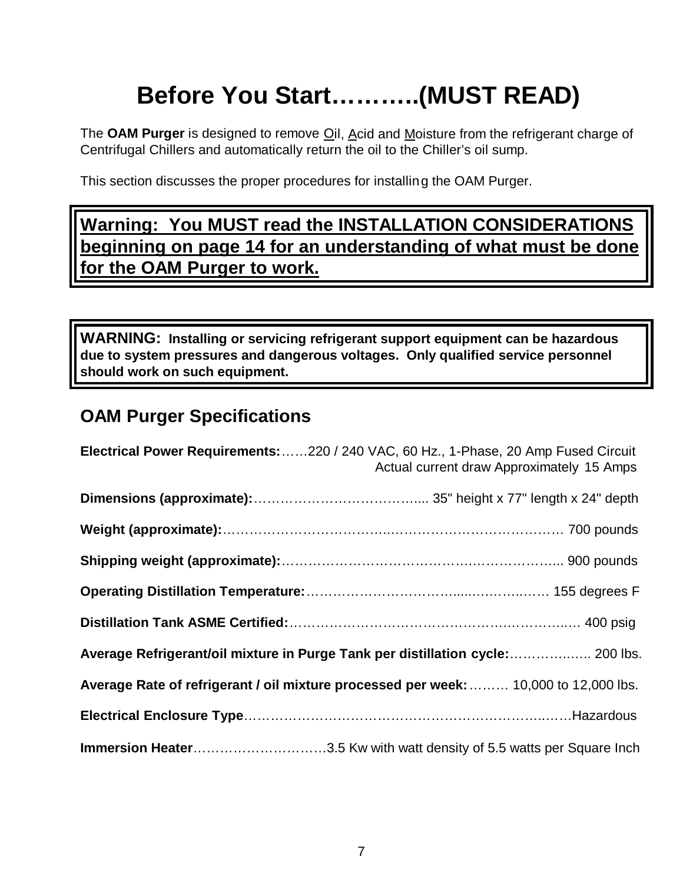# Before You Start………..(MUST READ)

The **OAM Purger** is designed to remove Oil, Acid and Moisture from the refrigerant charge of Centrifugal Chillers and automatically return the oil to the Chiller's oil sump.

This section discusses the proper procedures for installing the OAM Purger.

**Warning: You MUST read the INSTALLATION CONSIDERATIONS beginning on page 14 for an understanding of what must be done for the OAM Purger to work.**

**WARNING: Installing or servicing refrigerant support equipment can be hazardous due to system pressures and dangerous voltages. Only qualified service personnel should work on such equipment.**

## OAM Purger Specifications

**Electrical Power Requirements:**……220 / 240 VAC, 60 Hz., 1-Phase, 20 Amp Fused Circuit
Actual current draw Approximately 15 Amps

**Dimensions (approximate):**…………………………………... 35" height x 77" length x 24" depth

**Weight (approximate):**……………………………………………………………………. 700 pounds

**Shipping weight (approximate):**……………………………………………………….. 900 pounds

**Operating Distillation Temperature:**……………………………......………….……. 155 degrees F

**Distillation Tank ASME Certified:**………………………………………………………..… 400 psig

**Average Refrigerant/oil mixture in Purge Tank per distillation cycle:**……………..….. 200 lbs.

**Average Rate of refrigerant / oil mixture processed per week:**……… 10,000 to 12,000 lbs.

**Electrical Enclosure Type**…………………………………………………………..…….Hazardous

**Immersion Heater**…………………………3.5 Kw with watt density of 5.5 watts per Square Inch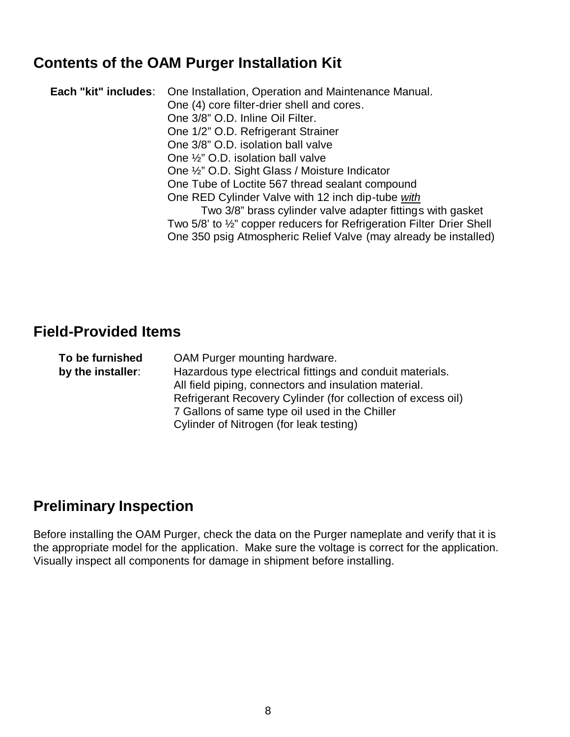## Contents of the OAM Purger Installation Kit

**Each "kit" includes**:

- One Installation, Operation and Maintenance Manual.
- One (4) core filter-drier shell and cores.
- One 3/8" O.D. Inline Oil Filter.
- One 1/2" O.D. Refrigerant Strainer
- One 3/8" O.D. isolation ball valve
- One ½" O.D. isolation ball valve
- One ½" O.D. Sight Glass / Moisture Indicator
- One Tube of Loctite 567 thread sealant compound
- One RED Cylinder Valve with 12 inch dip-tube *with*
  - Two 3/8" brass cylinder valve adapter fittings with gasket
- Two 5/8' to ½" copper reducers for Refrigeration Filter Drier Shell
- One 350 psig Atmospheric Relief Valve (may already be installed)

## Field-Provided Items

**To be furnished by the installer**:

- OAM Purger mounting hardware.
- Hazardous type electrical fittings and conduit materials.
- All field piping, connectors and insulation material.
- Refrigerant Recovery Cylinder (for collection of excess oil)
- 7 Gallons of same type oil used in the Chiller
- Cylinder of Nitrogen (for leak testing)

## Preliminary Inspection

Before installing the OAM Purger, check the data on the Purger nameplate and verify that it is the appropriate model for the application. Make sure the voltage is correct for the application. Visually inspect all components for damage in shipment before installing.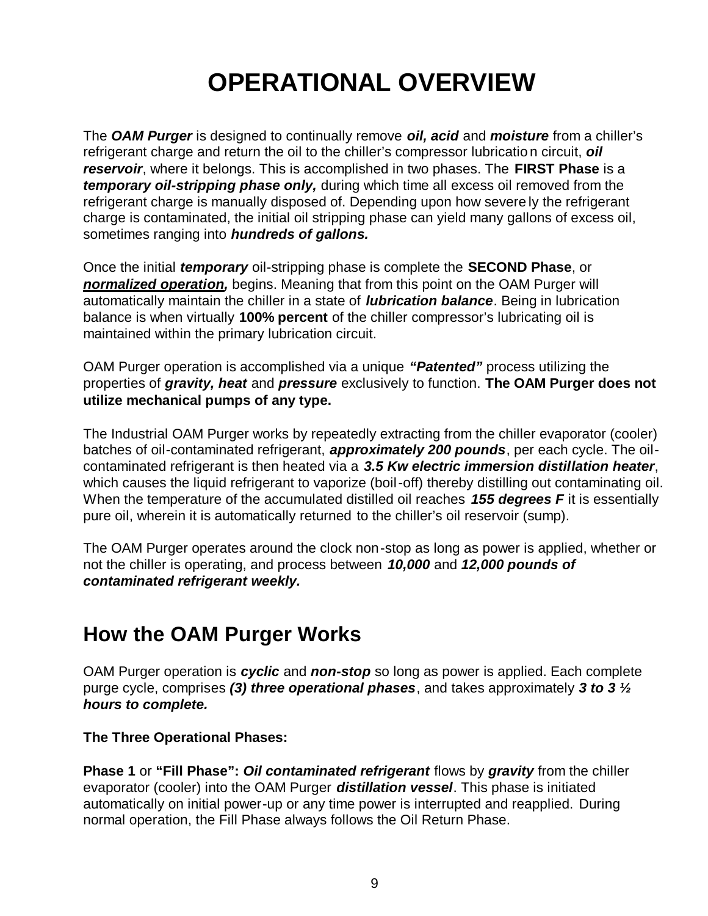# OPERATIONAL OVERVIEW

The ***OAM Purger*** is designed to continually remove ***oil, acid*** and ***moisture*** from a chiller's refrigerant charge and return the oil to the chiller's compressor lubrication circuit, ***oil reservoir***, where it belongs. This is accomplished in two phases. The **FIRST Phase** is a ***temporary oil-stripping phase only,*** during which time all excess oil removed from the refrigerant charge is manually disposed of. Depending upon how severely the refrigerant charge is contaminated, the initial oil stripping phase can yield many gallons of excess oil, sometimes ranging into ***hundreds of gallons.***

Once the initial ***temporary*** oil-stripping phase is complete the **SECOND Phase**, or <u>***normalized operation***</u>***,*** begins. Meaning that from this point on the OAM Purger will automatically maintain the chiller in a state of ***lubrication balance***. Being in lubrication balance is when virtually **100% percent** of the chiller compressor's lubricating oil is maintained within the primary lubrication circuit.

OAM Purger operation is accomplished via a unique ***"Patented"*** process utilizing the properties of ***gravity, heat*** and ***pressure*** exclusively to function. **The OAM Purger does not utilize mechanical pumps of any type.**

The Industrial OAM Purger works by repeatedly extracting from the chiller evaporator (cooler) batches of oil-contaminated refrigerant, ***approximately 200 pounds***, per each cycle. The oil-contaminated refrigerant is then heated via a ***3.5 Kw electric immersion distillation heater***, which causes the liquid refrigerant to vaporize (boil-off) thereby distilling out contaminating oil. When the temperature of the accumulated distilled oil reaches ***155 degrees F*** it is essentially pure oil, wherein it is automatically returned to the chiller's oil reservoir (sump).

The OAM Purger operates around the clock non-stop as long as power is applied, whether or not the chiller is operating, and process between ***10,000*** and ***12,000 pounds of contaminated refrigerant weekly.***

## How the OAM Purger Works

OAM Purger operation is ***cyclic*** and ***non-stop*** so long as power is applied. Each complete purge cycle, comprises ***(3) three operational phases***, and takes approximately ***3 to 3 ½ hours to complete.***

**The Three Operational Phases:**

**Phase 1** or **"Fill Phase":** ***Oil contaminated refrigerant*** flows by ***gravity*** from the chiller evaporator (cooler) into the OAM Purger ***distillation vessel***. This phase is initiated automatically on initial power-up or any time power is interrupted and reapplied. During normal operation, the Fill Phase always follows the Oil Return Phase.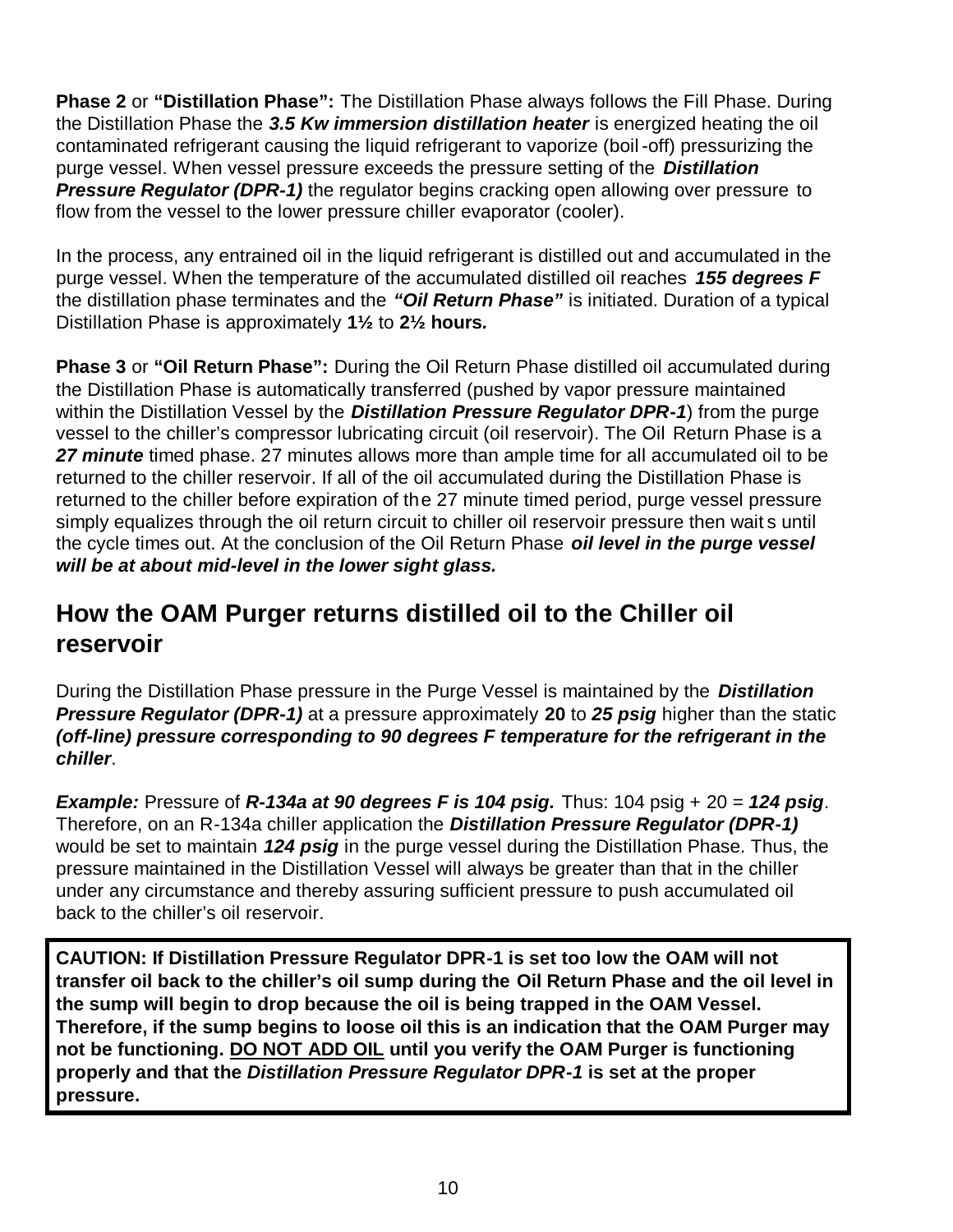**Phase 2** or **"Distillation Phase":** The Distillation Phase always follows the Fill Phase. During the Distillation Phase the ***3.5 Kw immersion distillation heater*** is energized heating the oil contaminated refrigerant causing the liquid refrigerant to vaporize (boil-off) pressurizing the purge vessel. When vessel pressure exceeds the pressure setting of the ***Distillation Pressure Regulator (DPR-1)*** the regulator begins cracking open allowing over pressure to flow from the vessel to the lower pressure chiller evaporator (cooler).

In the process, any entrained oil in the liquid refrigerant is distilled out and accumulated in the purge vessel. When the temperature of the accumulated distilled oil reaches ***155 degrees F*** the distillation phase terminates and the ***"Oil Return Phase"*** is initiated. Duration of a typical Distillation Phase is approximately **1½** to **2½ hours.**

**Phase 3** or **"Oil Return Phase":** During the Oil Return Phase distilled oil accumulated during the Distillation Phase is automatically transferred (pushed by vapor pressure maintained within the Distillation Vessel by the ***Distillation Pressure Regulator DPR-1***) from the purge vessel to the chiller's compressor lubricating circuit (oil reservoir). The Oil Return Phase is a ***27 minute*** timed phase. 27 minutes allows more than ample time for all accumulated oil to be returned to the chiller reservoir. If all of the oil accumulated during the Distillation Phase is returned to the chiller before expiration of the 27 minute timed period, purge vessel pressure simply equalizes through the oil return circuit to chiller oil reservoir pressure then waits until the cycle times out. At the conclusion of the Oil Return Phase ***oil level in the purge vessel will be at about mid-level in the lower sight glass.***

## How the OAM Purger returns distilled oil to the Chiller oil reservoir

During the Distillation Phase pressure in the Purge Vessel is maintained by the ***Distillation Pressure Regulator (DPR-1)*** at a pressure approximately **20** to ***25 psig*** higher than the static ***(off-line) pressure corresponding to 90 degrees F temperature for the refrigerant in the chiller***.

***Example:*** Pressure of ***R-134a at 90 degrees F is 104 psig.*** Thus: 104 psig + 20 = ***124 psig***. Therefore, on an R-134a chiller application the ***Distillation Pressure Regulator (DPR-1)*** would be set to maintain ***124 psig*** in the purge vessel during the Distillation Phase. Thus, the pressure maintained in the Distillation Vessel will always be greater than that in the chiller under any circumstance and thereby assuring sufficient pressure to push accumulated oil back to the chiller's oil reservoir.

**CAUTION: If Distillation Pressure Regulator DPR-1 is set too low the OAM will not transfer oil back to the chiller's oil sump during the Oil Return Phase and the oil level in the sump will begin to drop because the oil is being trapped in the OAM Vessel. Therefore, if the sump begins to loose oil this is an indication that the OAM Purger may not be functioning. <u>DO NOT ADD OIL</u> until you verify the OAM Purger is functioning properly and that the *Distillation Pressure Regulator DPR-1* is set at the proper pressure.**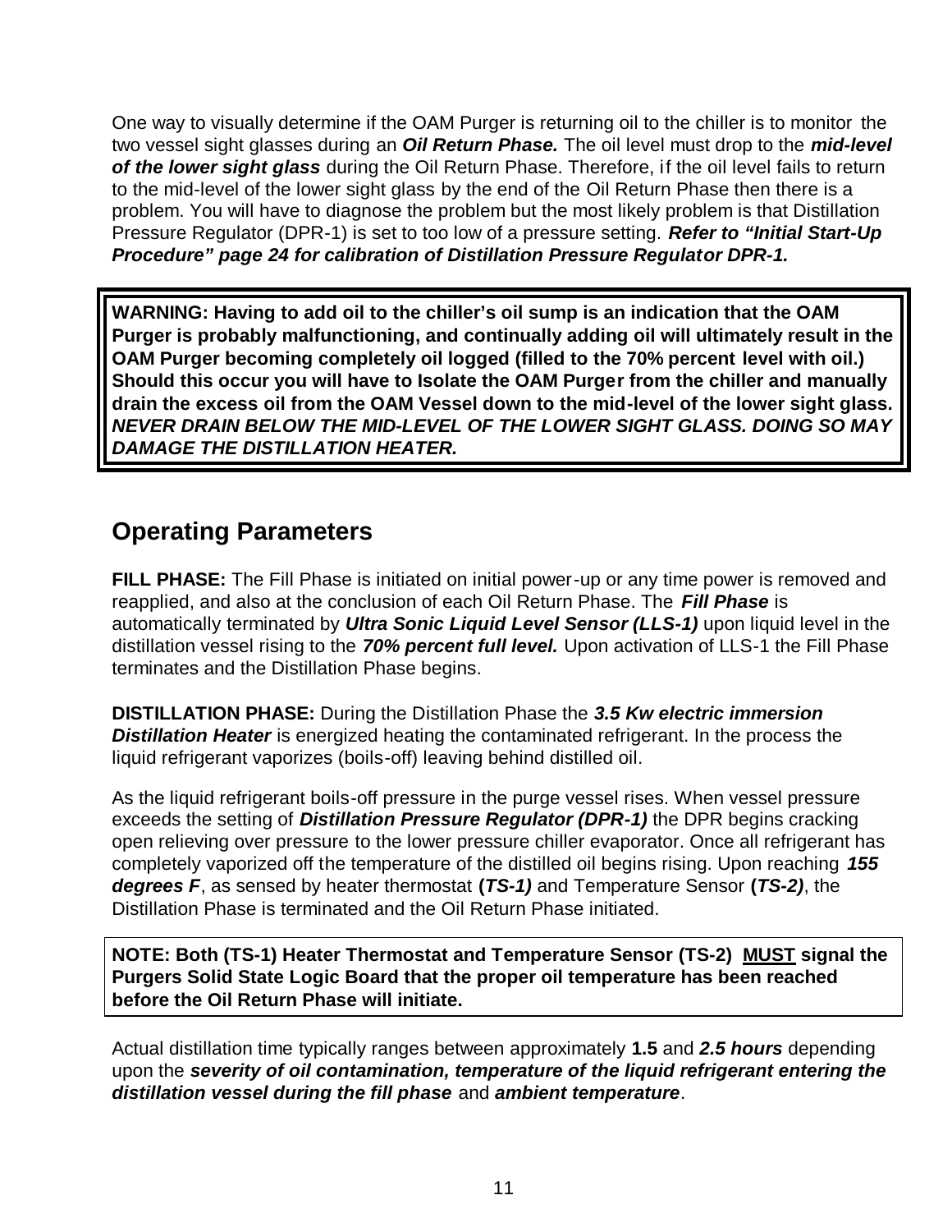One way to visually determine if the OAM Purger is returning oil to the chiller is to monitor the two vessel sight glasses during an ***Oil Return Phase.*** The oil level must drop to the ***mid-level of the lower sight glass*** during the Oil Return Phase. Therefore, if the oil level fails to return to the mid-level of the lower sight glass by the end of the Oil Return Phase then there is a problem. You will have to diagnose the problem but the most likely problem is that Distillation Pressure Regulator (DPR-1) is set to too low of a pressure setting. ***Refer to "Initial Start-Up Procedure" page 24 for calibration of Distillation Pressure Regulator DPR-1.***

**WARNING: Having to add oil to the chiller's oil sump is an indication that the OAM Purger is probably malfunctioning, and continually adding oil will ultimately result in the OAM Purger becoming completely oil logged (filled to the 70% percent level with oil.) Should this occur you will have to Isolate the OAM Purger from the chiller and manually drain the excess oil from the OAM Vessel down to the mid-level of the lower sight glass. *NEVER DRAIN BELOW THE MID-LEVEL OF THE LOWER SIGHT GLASS. DOING SO MAY DAMAGE THE DISTILLATION HEATER.***

## Operating Parameters

**FILL PHASE:** The Fill Phase is initiated on initial power-up or any time power is removed and reapplied, and also at the conclusion of each Oil Return Phase. The ***Fill Phase*** is automatically terminated by ***Ultra Sonic Liquid Level Sensor (LLS-1)*** upon liquid level in the distillation vessel rising to the ***70% percent full level.*** Upon activation of LLS-1 the Fill Phase terminates and the Distillation Phase begins.

**DISTILLATION PHASE:** During the Distillation Phase the ***3.5 Kw electric immersion Distillation Heater*** is energized heating the contaminated refrigerant. In the process the liquid refrigerant vaporizes (boils-off) leaving behind distilled oil.

As the liquid refrigerant boils-off pressure in the purge vessel rises. When vessel pressure exceeds the setting of ***Distillation Pressure Regulator (DPR-1)*** the DPR begins cracking open relieving over pressure to the lower pressure chiller evaporator. Once all refrigerant has completely vaporized off the temperature of the distilled oil begins rising. Upon reaching ***155 degrees F***, as sensed by heater thermostat **(*TS-1)*** and Temperature Sensor **(*TS-2)***, the Distillation Phase is terminated and the Oil Return Phase initiated.

**NOTE: Both (TS-1) Heater Thermostat and Temperature Sensor (TS-2) <u>MUST</u> signal the Purgers Solid State Logic Board that the proper oil temperature has been reached before the Oil Return Phase will initiate.**

Actual distillation time typically ranges between approximately **1.5** and ***2.5 hours*** depending upon the ***severity of oil contamination, temperature of the liquid refrigerant entering the distillation vessel during the fill phase*** and ***ambient temperature***.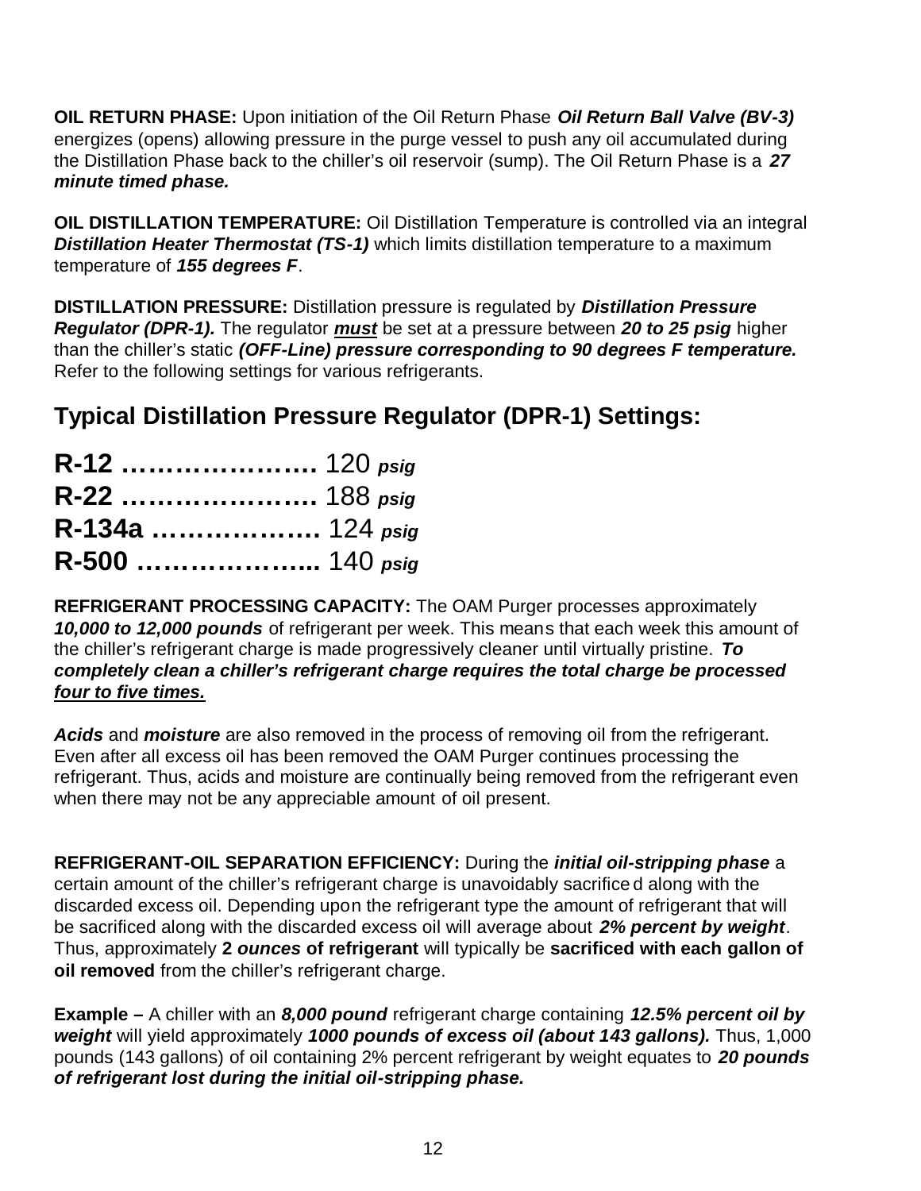**OIL RETURN PHASE:** Upon initiation of the Oil Return Phase ***Oil Return Ball Valve (BV-3)*** energizes (opens) allowing pressure in the purge vessel to push any oil accumulated during the Distillation Phase back to the chiller's oil reservoir (sump). The Oil Return Phase is a ***27 minute timed phase.***

**OIL DISTILLATION TEMPERATURE:** Oil Distillation Temperature is controlled via an integral ***Distillation Heater Thermostat (TS-1)*** which limits distillation temperature to a maximum temperature of ***155 degrees F***.

**DISTILLATION PRESSURE:** Distillation pressure is regulated by ***Distillation Pressure Regulator (DPR-1).*** The regulator ***must*** be set at a pressure between ***20 to 25 psig*** higher than the chiller's static ***(OFF-Line) pressure corresponding to 90 degrees F temperature.*** Refer to the following settings for various refrigerants.

## Typical Distillation Pressure Regulator (DPR-1) Settings:

**R-12 ………………….** 120 ***psig***
**R-22 ………………….** 188 ***psig***
**R-134a ……………….** 124 ***psig***
**R-500 ………………...** 140 ***psig***

**REFRIGERANT PROCESSING CAPACITY:** The OAM Purger processes approximately ***10,000 to 12,000 pounds*** of refrigerant per week. This means that each week this amount of the chiller's refrigerant charge is made progressively cleaner until virtually pristine. ***To completely clean a chiller's refrigerant charge requires the total charge be processed four to five times.***

***Acids*** and ***moisture*** are also removed in the process of removing oil from the refrigerant. Even after all excess oil has been removed the OAM Purger continues processing the refrigerant. Thus, acids and moisture are continually being removed from the refrigerant even when there may not be any appreciable amount of oil present.

**REFRIGERANT-OIL SEPARATION EFFICIENCY:** During the ***initial oil-stripping phase*** a certain amount of the chiller's refrigerant charge is unavoidably sacrificed along with the discarded excess oil. Depending upon the refrigerant type the amount of refrigerant that will be sacrificed along with the discarded excess oil will average about ***2% percent by weight***. Thus, approximately **2 *ounces* of refrigerant** will typically be **sacrificed with each gallon of oil removed** from the chiller's refrigerant charge.

**Example –** A chiller with an ***8,000 pound*** refrigerant charge containing ***12.5% percent oil by weight*** will yield approximately ***1000 pounds of excess oil (about 143 gallons).*** Thus, 1,000 pounds (143 gallons) of oil containing 2% percent refrigerant by weight equates to ***20 pounds of refrigerant lost during the initial oil-stripping phase.***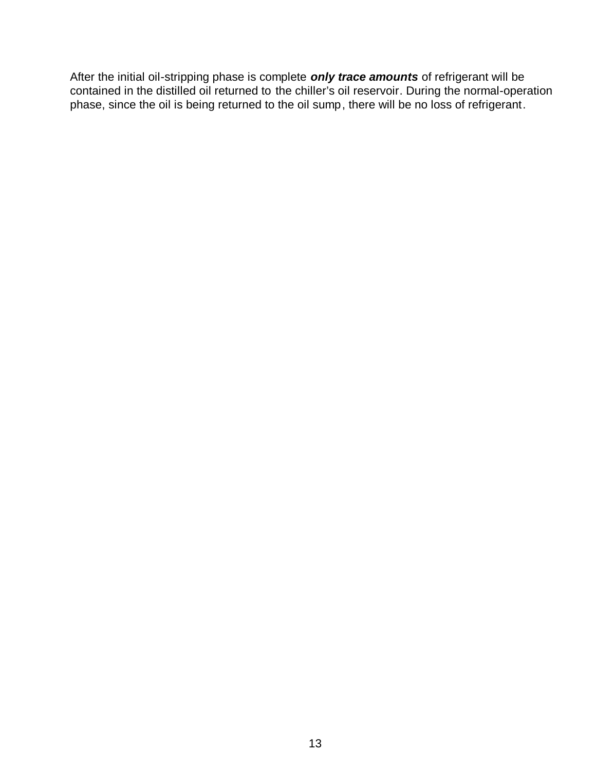After the initial oil-stripping phase is complete ***only trace amounts*** of refrigerant will be contained in the distilled oil returned to the chiller's oil reservoir. During the normal-operation phase, since the oil is being returned to the oil sump, there will be no loss of refrigerant.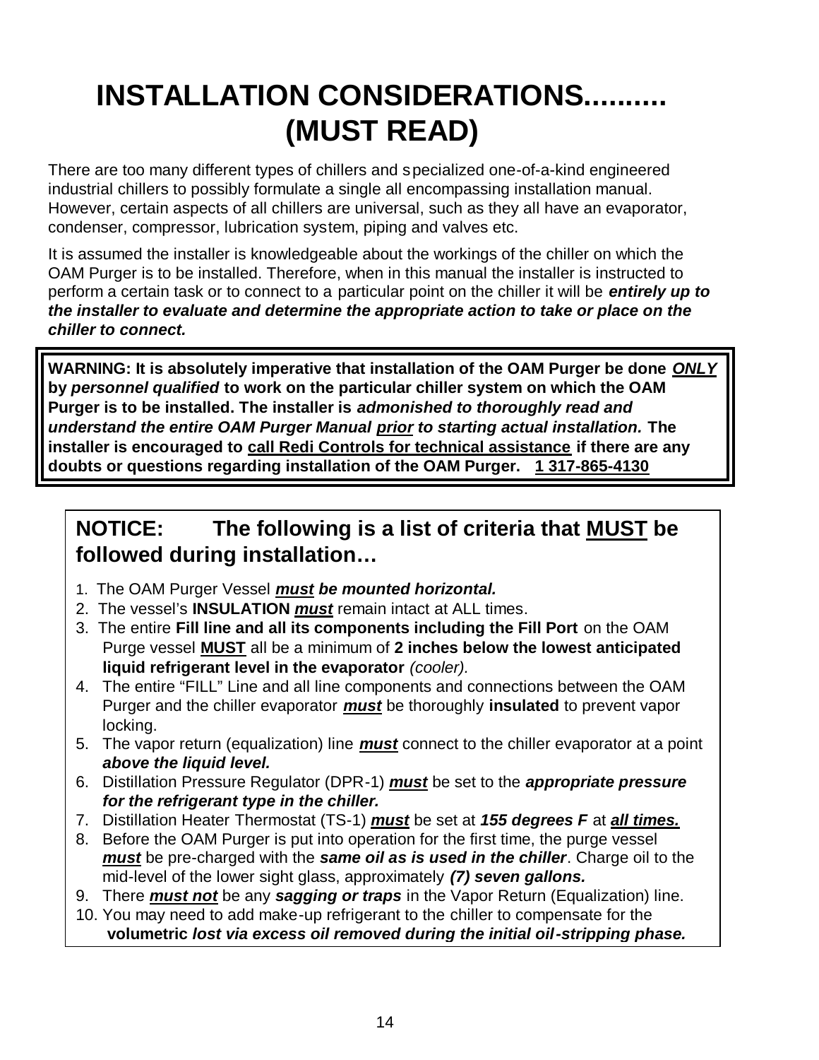# INSTALLATION CONSIDERATIONS......... (MUST READ)

There are too many different types of chillers and specialized one-of-a-kind engineered industrial chillers to possibly formulate a single all encompassing installation manual. However, certain aspects of all chillers are universal, such as they all have an evaporator, condenser, compressor, lubrication system, piping and valves etc.

It is assumed the installer is knowledgeable about the workings of the chiller on which the OAM Purger is to be installed. Therefore, when in this manual the installer is instructed to perform a certain task or to connect to a particular point on the chiller it will be ***entirely up to the installer to evaluate and determine the appropriate action to take or place on the chiller to connect.***

**WARNING: It is absolutely imperative that installation of the OAM Purger be done *<u>ONLY</u>* by *personnel qualified* to work on the particular chiller system on which the OAM Purger is to be installed. The installer is *admonished to thoroughly read and understand the entire OAM Purger Manual <u>prior</u> to starting actual installation.* The installer is encouraged to <u>call Redi Controls for technical assistance</u> if there are any doubts or questions regarding installation of the OAM Purger. <u>1 317-865-4130</u>**

## NOTICE: The following is a list of criteria that <u>MUST</u> be followed during installation…

1. The OAM Purger Vessel ***<u>must</u> be mounted horizontal.***
2. The vessel's **INSULATION** ***<u>must</u>*** remain intact at ALL times.
3. The entire **Fill line and all its components including the Fill Port** on the OAM Purge vessel **<u>MUST</u>** all be a minimum of **2 inches below the lowest anticipated liquid refrigerant level in the evaporator** *(cooler).*
4. The entire "FILL" Line and all line components and connections between the OAM Purger and the chiller evaporator ***<u>must</u>*** be thoroughly **insulated** to prevent vapor locking.
5. The vapor return (equalization) line ***<u>must</u>*** connect to the chiller evaporator at a point ***above the liquid level.***
6. Distillation Pressure Regulator (DPR-1) ***<u>must</u>*** be set to the ***appropriate pressure for the refrigerant type in the chiller.***
7. Distillation Heater Thermostat (TS-1) ***<u>must</u>*** be set at ***155 degrees F*** at ***<u>all times.</u>***
8. Before the OAM Purger is put into operation for the first time, the purge vessel ***<u>must</u>*** be pre-charged with the ***same oil as is used in the chiller***. Charge oil to the mid-level of the lower sight glass, approximately ***(7) seven gallons.***
9. There ***<u>must not</u>*** be any ***sagging or traps*** in the Vapor Return (Equalization) line.
10. You may need to add make-up refrigerant to the chiller to compensate for the **volumetric *lost via excess oil removed during the initial oil-stripping phase.***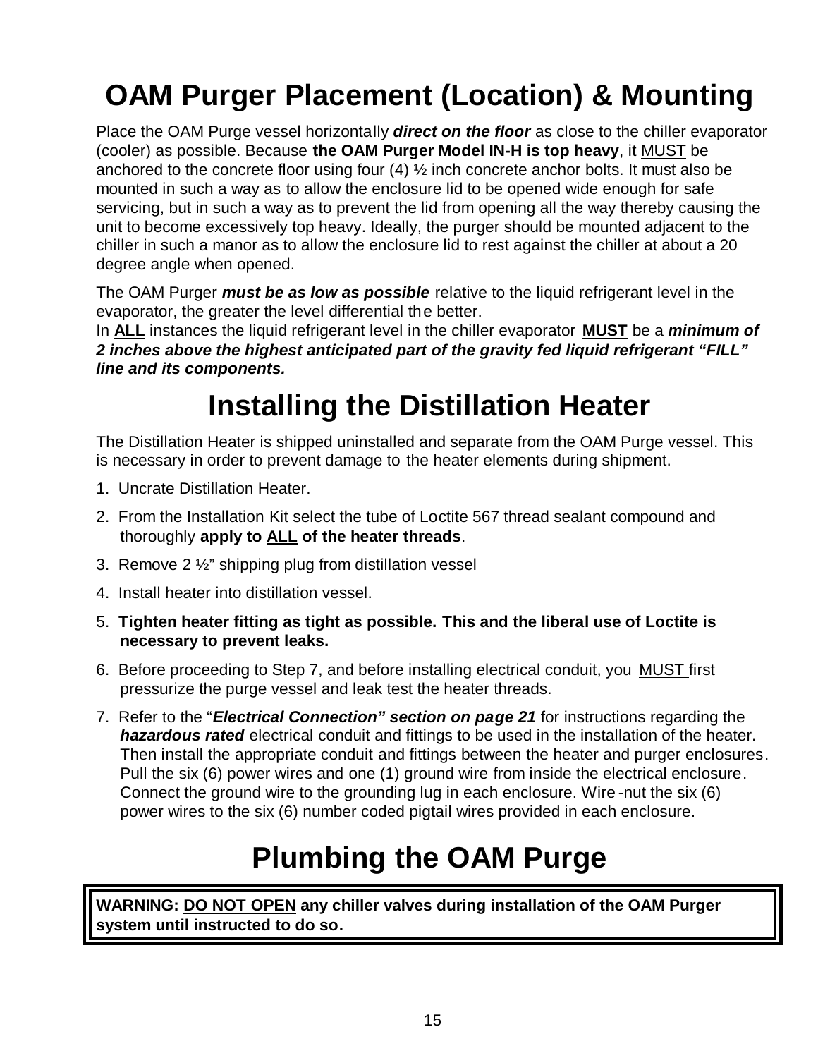# OAM Purger Placement (Location) & Mounting

Place the OAM Purge vessel horizontally ***direct on the floor*** as close to the chiller evaporator (cooler) as possible. Because **the OAM Purger Model IN-H is top heavy**, it MUST be anchored to the concrete floor using four (4) ½ inch concrete anchor bolts. It must also be mounted in such a way as to allow the enclosure lid to be opened wide enough for safe servicing, but in such a way as to prevent the lid from opening all the way thereby causing the unit to become excessively top heavy. Ideally, the purger should be mounted adjacent to the chiller in such a manor as to allow the enclosure lid to rest against the chiller at about a 20 degree angle when opened.

The OAM Purger ***must be as low as possible*** relative to the liquid refrigerant level in the evaporator, the greater the level differential the better.

In **ALL** instances the liquid refrigerant level in the chiller evaporator **MUST** be a ***minimum of 2 inches above the highest anticipated part of the gravity fed liquid refrigerant "FILL" line and its components.***

# Installing the Distillation Heater

The Distillation Heater is shipped uninstalled and separate from the OAM Purge vessel. This is necessary in order to prevent damage to the heater elements during shipment.

1. Uncrate Distillation Heater.
2. From the Installation Kit select the tube of Loctite 567 thread sealant compound and thoroughly **apply to ALL of the heater threads**.
3. Remove 2 ½" shipping plug from distillation vessel
4. Install heater into distillation vessel.
5. **Tighten heater fitting as tight as possible. This and the liberal use of Loctite is necessary to prevent leaks.**
6. Before proceeding to Step 7, and before installing electrical conduit, you MUST first pressurize the purge vessel and leak test the heater threads.
7. Refer to the "***Electrical Connection" section on page 21*** for instructions regarding the ***hazardous rated*** electrical conduit and fittings to be used in the installation of the heater. Then install the appropriate conduit and fittings between the heater and purger enclosures. Pull the six (6) power wires and one (1) ground wire from inside the electrical enclosure. Connect the ground wire to the grounding lug in each enclosure. Wire-nut the six (6) power wires to the six (6) number coded pigtail wires provided in each enclosure.

# Plumbing the OAM Purge

**WARNING: DO NOT OPEN any chiller valves during installation of the OAM Purger system until instructed to do so.**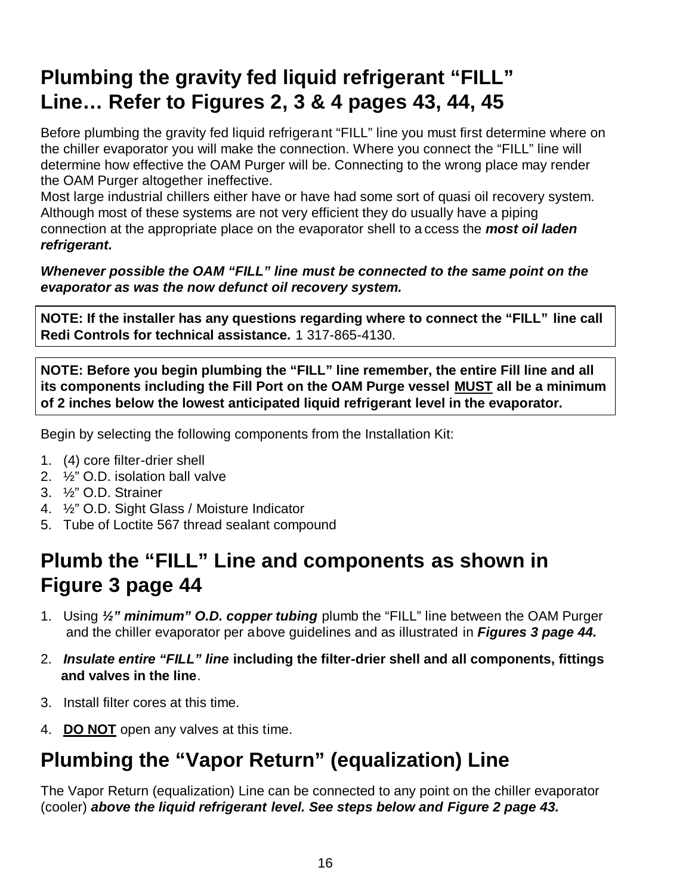## Plumbing the gravity fed liquid refrigerant "FILL" Line… Refer to Figures 2, 3 & 4 pages 43, 44, 45

Before plumbing the gravity fed liquid refrigerant "FILL" line you must first determine where on the chiller evaporator you will make the connection. Where you connect the "FILL" line will determine how effective the OAM Purger will be. Connecting to the wrong place may render the OAM Purger altogether ineffective.

Most large industrial chillers either have or have had some sort of quasi oil recovery system. Although most of these systems are not very efficient they do usually have a piping connection at the appropriate place on the evaporator shell to access the ***most oil laden refrigerant.***

***Whenever possible the OAM "FILL" line must be connected to the same point on the evaporator as was the now defunct oil recovery system.***

**NOTE: If the installer has any questions regarding where to connect the "FILL" line call Redi Controls for technical assistance.** 1 317-865-4130.

**NOTE: Before you begin plumbing the "FILL" line remember, the entire Fill line and all its components including the Fill Port on the OAM Purge vessel <u>MUST</u> all be a minimum of 2 inches below the lowest anticipated liquid refrigerant level in the evaporator.**

Begin by selecting the following components from the Installation Kit:

1. (4) core filter-drier shell
2. ½" O.D. isolation ball valve
3. ½" O.D. Strainer
4. ½" O.D. Sight Glass / Moisture Indicator
5. Tube of Loctite 567 thread sealant compound

## Plumb the "FILL" Line and components as shown in Figure 3 page 44

1. Using ***½" minimum" O.D. copper tubing*** plumb the "FILL" line between the OAM Purger and the chiller evaporator per above guidelines and as illustrated in ***Figures 3 page 44.***
2. ***Insulate entire "FILL" line*** **including the filter-drier shell and all components, fittings and valves in the line**.
3. Install filter cores at this time.
4. **<u>DO NOT</u>** open any valves at this time.

## Plumbing the "Vapor Return" (equalization) Line

The Vapor Return (equalization) Line can be connected to any point on the chiller evaporator (cooler) ***above the liquid refrigerant level. See steps below and Figure 2 page 43.***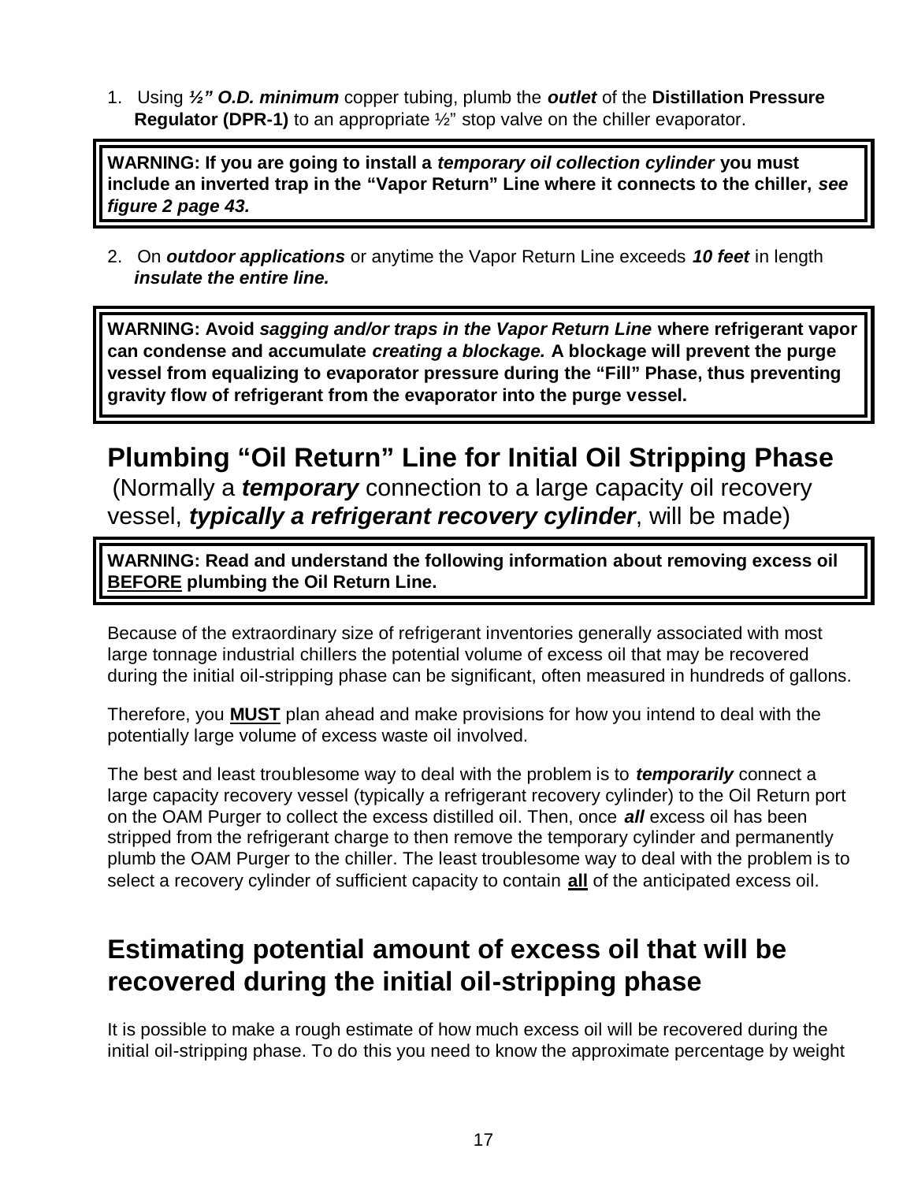1. Using ***½" O.D. minimum*** copper tubing, plumb the ***outlet*** of the **Distillation Pressure Regulator (DPR-1)** to an appropriate ½" stop valve on the chiller evaporator.

> **WARNING: If you are going to install a *temporary oil collection cylinder* you must include an inverted trap in the "Vapor Return" Line where it connects to the chiller, *see figure 2 page 43.***

2. On ***outdoor applications*** or anytime the Vapor Return Line exceeds ***10 feet*** in length ***insulate the entire line.***

> **WARNING: Avoid *sagging and/or traps in the Vapor Return Line* where refrigerant vapor can condense and accumulate *creating a blockage.* A blockage will prevent the purge vessel from equalizing to evaporator pressure during the "Fill" Phase, thus preventing gravity flow of refrigerant from the evaporator into the purge vessel.**

## Plumbing "Oil Return" Line for Initial Oil Stripping Phase

(Normally a ***temporary*** connection to a large capacity oil recovery vessel, ***typically a refrigerant recovery cylinder***, will be made)

> **WARNING: Read and understand the following information about removing excess oil <u>BEFORE</u> plumbing the Oil Return Line.**

Because of the extraordinary size of refrigerant inventories generally associated with most large tonnage industrial chillers the potential volume of excess oil that may be recovered during the initial oil-stripping phase can be significant, often measured in hundreds of gallons.

Therefore, you **<u>MUST</u>** plan ahead and make provisions for how you intend to deal with the potentially large volume of excess waste oil involved.

The best and least troublesome way to deal with the problem is to ***temporarily*** connect a large capacity recovery vessel (typically a refrigerant recovery cylinder) to the Oil Return port on the OAM Purger to collect the excess distilled oil. Then, once ***all*** excess oil has been stripped from the refrigerant charge to then remove the temporary cylinder and permanently plumb the OAM Purger to the chiller. The least troublesome way to deal with the problem is to select a recovery cylinder of sufficient capacity to contain **<u>all</u>** of the anticipated excess oil.

## Estimating potential amount of excess oil that will be recovered during the initial oil-stripping phase

It is possible to make a rough estimate of how much excess oil will be recovered during the initial oil-stripping phase. To do this you need to know the approximate percentage by weight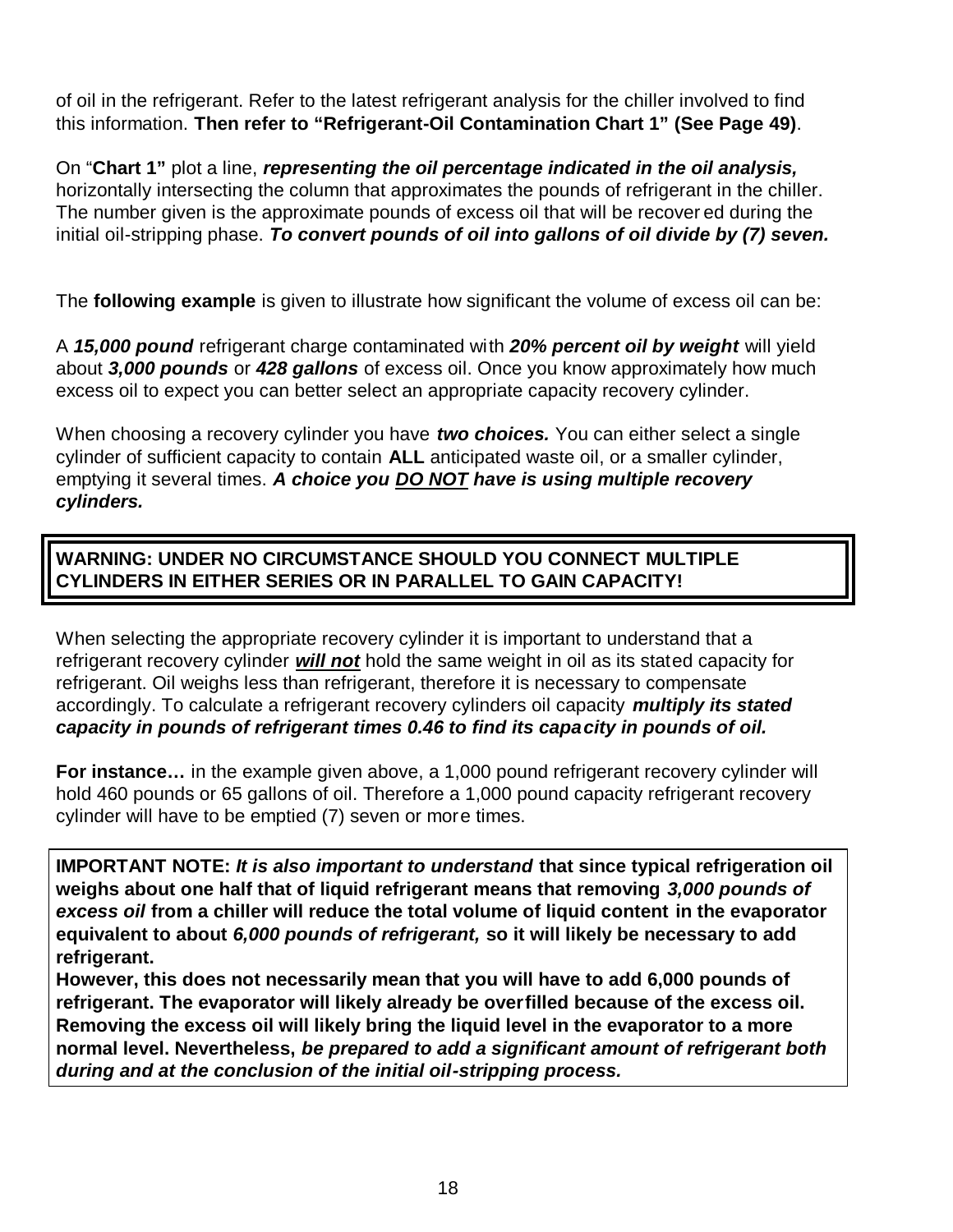of oil in the refrigerant. Refer to the latest refrigerant analysis for the chiller involved to find this information. **Then refer to "Refrigerant-Oil Contamination Chart 1" (See Page 49)**.

On "**Chart 1"** plot a line, ***representing the oil percentage indicated in the oil analysis,*** horizontally intersecting the column that approximates the pounds of refrigerant in the chiller. The number given is the approximate pounds of excess oil that will be recovered during the initial oil-stripping phase. ***To convert pounds of oil into gallons of oil divide by (7) seven.***

The **following example** is given to illustrate how significant the volume of excess oil can be:

A ***15,000 pound*** refrigerant charge contaminated with ***20% percent oil by weight*** will yield about ***3,000 pounds*** or ***428 gallons*** of excess oil. Once you know approximately how much excess oil to expect you can better select an appropriate capacity recovery cylinder.

When choosing a recovery cylinder you have ***two choices.*** You can either select a single cylinder of sufficient capacity to contain **ALL** anticipated waste oil, or a smaller cylinder, emptying it several times. ***A choice you <u>DO NOT</u> have is using multiple recovery cylinders.***

**WARNING: UNDER NO CIRCUMSTANCE SHOULD YOU CONNECT MULTIPLE CYLINDERS IN EITHER SERIES OR IN PARALLEL TO GAIN CAPACITY!**

When selecting the appropriate recovery cylinder it is important to understand that a refrigerant recovery cylinder ***<u>will not</u>*** hold the same weight in oil as its stated capacity for refrigerant. Oil weighs less than refrigerant, therefore it is necessary to compensate accordingly. To calculate a refrigerant recovery cylinders oil capacity ***multiply its stated capacity in pounds of refrigerant times 0.46 to find its capacity in pounds of oil.***

**For instance…** in the example given above, a 1,000 pound refrigerant recovery cylinder will hold 460 pounds or 65 gallons of oil. Therefore a 1,000 pound capacity refrigerant recovery cylinder will have to be emptied (7) seven or more times.

**IMPORTANT NOTE:** ***It is also important to understand*** **that since typical refrigeration oil weighs about one half that of liquid refrigerant means that removing** ***3,000 pounds of excess oil*** **from a chiller will reduce the total volume of liquid content in the evaporator equivalent to about** ***6,000 pounds of refrigerant,*** **so it will likely be necessary to add refrigerant.**
**However, this does not necessarily mean that you will have to add 6,000 pounds of refrigerant. The evaporator will likely already be overfilled because of the excess oil. Removing the excess oil will likely bring the liquid level in the evaporator to a more normal level. Nevertheless,** ***be prepared to add a significant amount of refrigerant both during and at the conclusion of the initial oil-stripping process.***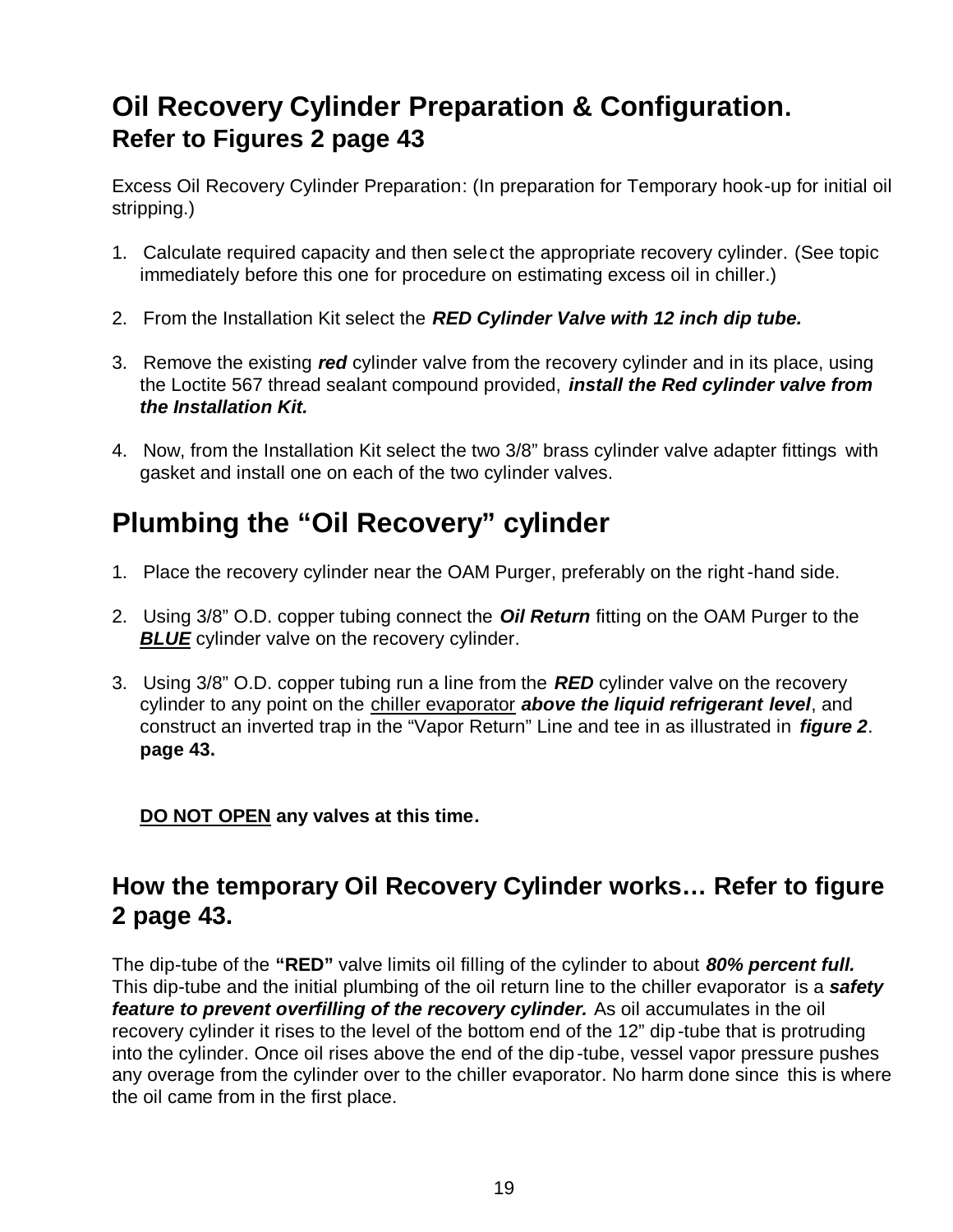## Oil Recovery Cylinder Preparation & Configuration.
### Refer to Figures 2 page 43

Excess Oil Recovery Cylinder Preparation: (In preparation for Temporary hook-up for initial oil stripping.)

1. Calculate required capacity and then select the appropriate recovery cylinder. (See topic immediately before this one for procedure on estimating excess oil in chiller.)
2. From the Installation Kit select the ***RED Cylinder Valve with 12 inch dip tube.***
3. Remove the existing ***red*** cylinder valve from the recovery cylinder and in its place, using the Loctite 567 thread sealant compound provided, ***install the Red cylinder valve from the Installation Kit.***
4. Now, from the Installation Kit select the two 3/8" brass cylinder valve adapter fittings with gasket and install one on each of the two cylinder valves.

## Plumbing the "Oil Recovery" cylinder

1. Place the recovery cylinder near the OAM Purger, preferably on the right-hand side.
2. Using 3/8" O.D. copper tubing connect the ***Oil Return*** fitting on the OAM Purger to the <u>***BLUE***</u> cylinder valve on the recovery cylinder.
3. Using 3/8" O.D. copper tubing run a line from the ***RED*** cylinder valve on the recovery cylinder to any point on the <u>chiller evaporator</u> ***above the liquid refrigerant level***, and construct an inverted trap in the "Vapor Return" Line and tee in as illustrated in ***figure 2***. **page 43.**

**<u>DO NOT OPEN</u> any valves at this time.**

### How the temporary Oil Recovery Cylinder works… Refer to figure 2 page 43.

The dip-tube of the **"RED"** valve limits oil filling of the cylinder to about ***80% percent full.*** This dip-tube and the initial plumbing of the oil return line to the chiller evaporator is a ***safety feature to prevent overfilling of the recovery cylinder.*** As oil accumulates in the oil recovery cylinder it rises to the level of the bottom end of the 12" dip-tube that is protruding into the cylinder. Once oil rises above the end of the dip-tube, vessel vapor pressure pushes any overage from the cylinder over to the chiller evaporator. No harm done since this is where the oil came from in the first place.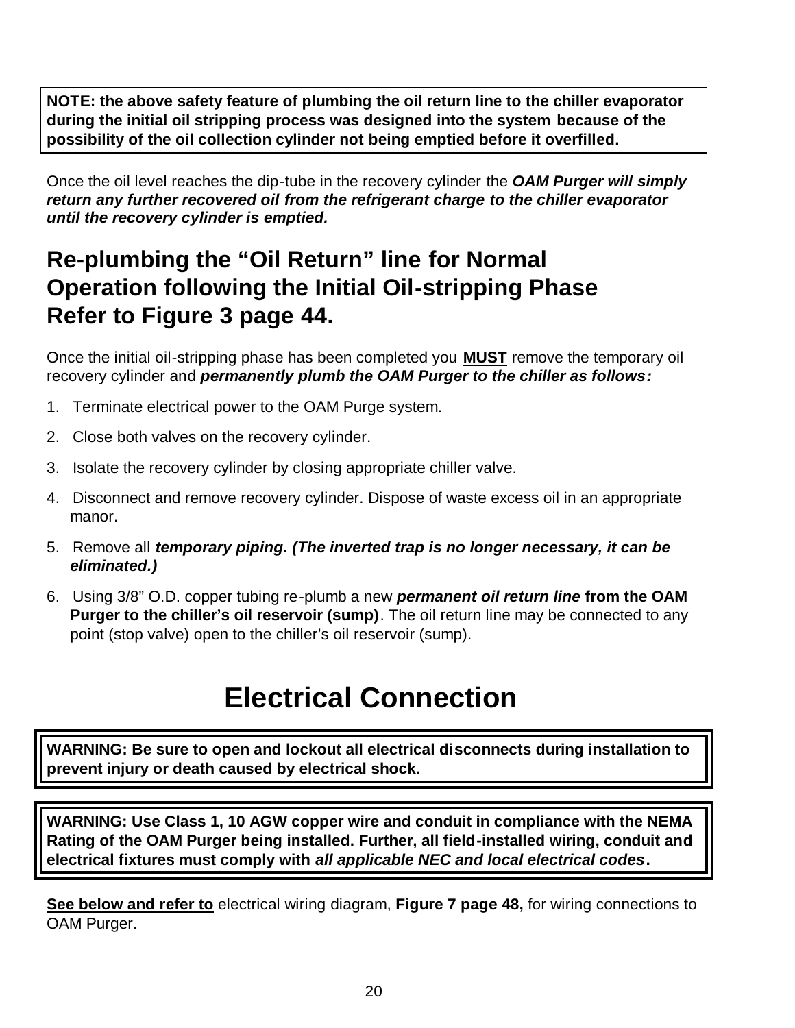**NOTE: the above safety feature of plumbing the oil return line to the chiller evaporator during the initial oil stripping process was designed into the system because of the possibility of the oil collection cylinder not being emptied before it overfilled.**

Once the oil level reaches the dip-tube in the recovery cylinder the ***OAM Purger will simply return any further recovered oil from the refrigerant charge to the chiller evaporator until the recovery cylinder is emptied.***

## Re-plumbing the "Oil Return" line for Normal Operation following the Initial Oil-stripping Phase Refer to Figure 3 page 44.

Once the initial oil-stripping phase has been completed you **MUST** remove the temporary oil recovery cylinder and ***permanently plumb the OAM Purger to the chiller as follows:***

1. Terminate electrical power to the OAM Purge system.
2. Close both valves on the recovery cylinder.
3. Isolate the recovery cylinder by closing appropriate chiller valve.
4. Disconnect and remove recovery cylinder. Dispose of waste excess oil in an appropriate manor.
5. Remove all ***temporary piping. (The inverted trap is no longer necessary, it can be eliminated.)***
6. Using 3/8" O.D. copper tubing re-plumb a new ***permanent oil return line*** **from the OAM Purger to the chiller's oil reservoir (sump)**. The oil return line may be connected to any point (stop valve) open to the chiller's oil reservoir (sump).

# Electrical Connection

**WARNING: Be sure to open and lockout all electrical disconnects during installation to prevent injury or death caused by electrical shock.**

**WARNING: Use Class 1, 10 AGW copper wire and conduit in compliance with the NEMA Rating of the OAM Purger being installed. Further, all field-installed wiring, conduit and electrical fixtures must comply with *all applicable NEC and local electrical codes*.**

**See below and refer to** electrical wiring diagram, **Figure 7 page 48,** for wiring connections to OAM Purger.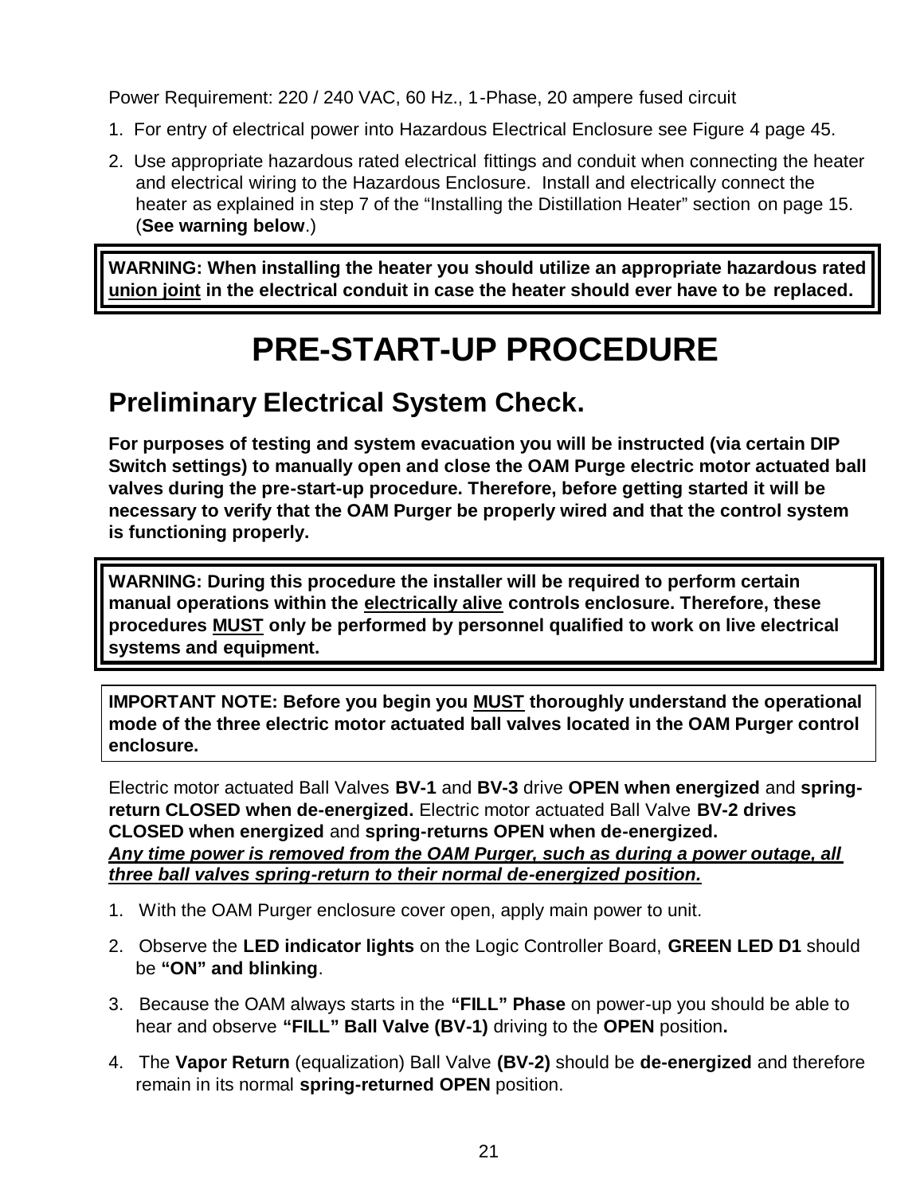Power Requirement: 220 / 240 VAC, 60 Hz., 1-Phase, 20 ampere fused circuit

1. For entry of electrical power into Hazardous Electrical Enclosure see Figure 4 page 45.
2. Use appropriate hazardous rated electrical fittings and conduit when connecting the heater and electrical wiring to the Hazardous Enclosure. Install and electrically connect the heater as explained in step 7 of the "Installing the Distillation Heater" section on page 15. (**See warning below**.)

**WARNING: When installing the heater you should utilize an appropriate hazardous rated <u>union joint</u> in the electrical conduit in case the heater should ever have to be replaced.**

# PRE-START-UP PROCEDURE

## Preliminary Electrical System Check.

**For purposes of testing and system evacuation you will be instructed (via certain DIP Switch settings) to manually open and close the OAM Purge electric motor actuated ball valves during the pre-start-up procedure. Therefore, before getting started it will be necessary to verify that the OAM Purger be properly wired and that the control system is functioning properly.**

**WARNING: During this procedure the installer will be required to perform certain manual operations within the <u>electrically alive</u> controls enclosure. Therefore, these procedures <u>MUST</u> only be performed by personnel qualified to work on live electrical systems and equipment.**

**IMPORTANT NOTE: Before you begin you <u>MUST</u> thoroughly understand the operational mode of the three electric motor actuated ball valves located in the OAM Purger control enclosure.**

Electric motor actuated Ball Valves **BV-1** and **BV-3** drive **OPEN when energized** and **spring-return CLOSED when de-energized.** Electric motor actuated Ball Valve **BV-2 drives CLOSED when energized** and **spring-returns OPEN when de-energized.**
***<u>Any time power is removed from the OAM Purger, such as during a power outage, all three ball valves spring-return to their normal de-energized position.</u>***

1. With the OAM Purger enclosure cover open, apply main power to unit.
2. Observe the **LED indicator lights** on the Logic Controller Board, **GREEN LED D1** should be **"ON" and blinking**.
3. Because the OAM always starts in the **"FILL" Phase** on power-up you should be able to hear and observe **"FILL" Ball Valve (BV-1)** driving to the **OPEN** position**.**
4. The **Vapor Return** (equalization) Ball Valve **(BV-2)** should be **de-energized** and therefore remain in its normal **spring-returned OPEN** position.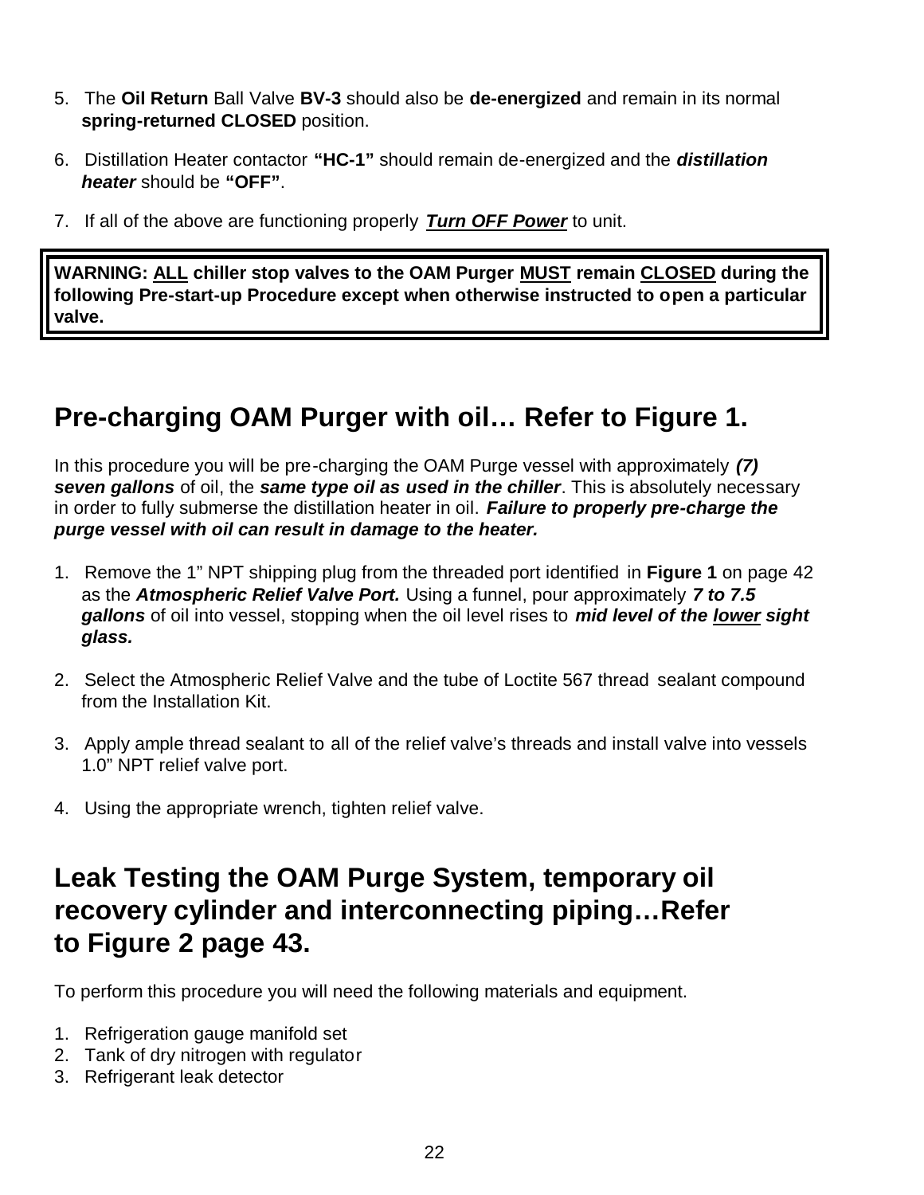5. The **Oil Return** Ball Valve **BV-3** should also be **de-energized** and remain in its normal **spring-returned CLOSED** position.

6. Distillation Heater contactor **"HC-1"** should remain de-energized and the ***distillation heater*** should be **"OFF"**.

7. If all of the above are functioning properly ***Turn OFF Power*** to unit.

> **WARNING: ALL chiller stop valves to the OAM Purger MUST remain CLOSED during the following Pre-start-up Procedure except when otherwise instructed to open a particular valve.**

## Pre-charging OAM Purger with oil… Refer to Figure 1.

In this procedure you will be pre-charging the OAM Purge vessel with approximately ***(7) seven gallons*** of oil, the ***same type oil as used in the chiller***. This is absolutely necessary in order to fully submerse the distillation heater in oil. ***Failure to properly pre-charge the purge vessel with oil can result in damage to the heater.***

1. Remove the 1" NPT shipping plug from the threaded port identified in **Figure 1** on page 42 as the ***Atmospheric Relief Valve Port.*** Using a funnel, pour approximately ***7 to 7.5 gallons*** of oil into vessel, stopping when the oil level rises to ***mid level of the lower sight glass.***

2. Select the Atmospheric Relief Valve and the tube of Loctite 567 thread sealant compound from the Installation Kit.

3. Apply ample thread sealant to all of the relief valve's threads and install valve into vessels 1.0" NPT relief valve port.

4. Using the appropriate wrench, tighten relief valve.

## Leak Testing the OAM Purge System, temporary oil recovery cylinder and interconnecting piping…Refer to Figure 2 page 43.

To perform this procedure you will need the following materials and equipment.

1. Refrigeration gauge manifold set
2. Tank of dry nitrogen with regulator
3. Refrigerant leak detector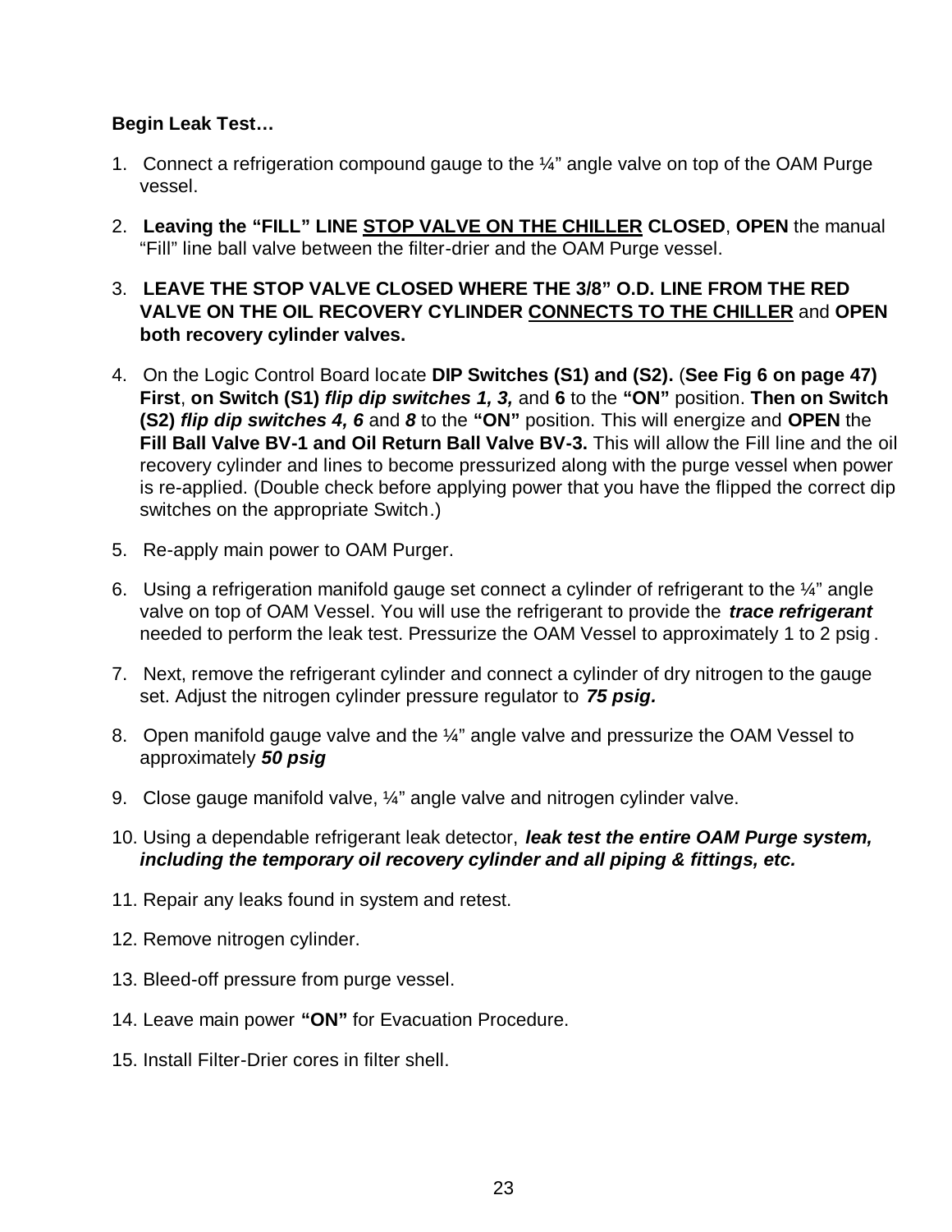**Begin Leak Test…**

1. Connect a refrigeration compound gauge to the ¼" angle valve on top of the OAM Purge vessel.
2. **Leaving the "FILL" LINE <u>STOP VALVE ON THE CHILLER</u> CLOSED**, **OPEN** the manual "Fill" line ball valve between the filter-drier and the OAM Purge vessel.
3. **LEAVE THE STOP VALVE CLOSED WHERE THE 3/8" O.D. LINE FROM THE RED VALVE ON THE OIL RECOVERY CYLINDER <u>CONNECTS TO THE CHILLER</u>** and **OPEN both recovery cylinder valves.**
4. On the Logic Control Board locate **DIP Switches (S1) and (S2).** (**See Fig 6 on page 47) First**, **on Switch (S1)** ***flip dip switches 1, 3,*** and **6** to the **"ON"** position. **Then on Switch (S2)** ***flip dip switches 4, 6*** and ***8*** to the **"ON"** position. This will energize and **OPEN** the **Fill Ball Valve BV-1 and Oil Return Ball Valve BV-3.** This will allow the Fill line and the oil recovery cylinder and lines to become pressurized along with the purge vessel when power is re-applied. (Double check before applying power that you have the flipped the correct dip switches on the appropriate Switch.)
5. Re-apply main power to OAM Purger.
6. Using a refrigeration manifold gauge set connect a cylinder of refrigerant to the ¼" angle valve on top of OAM Vessel. You will use the refrigerant to provide the ***trace refrigerant*** needed to perform the leak test. Pressurize the OAM Vessel to approximately 1 to 2 psig.
7. Next, remove the refrigerant cylinder and connect a cylinder of dry nitrogen to the gauge set. Adjust the nitrogen cylinder pressure regulator to ***75 psig.***
8. Open manifold gauge valve and the ¼" angle valve and pressurize the OAM Vessel to approximately ***50 psig***
9. Close gauge manifold valve, ¼" angle valve and nitrogen cylinder valve.
10. Using a dependable refrigerant leak detector, ***leak test the entire OAM Purge system, including the temporary oil recovery cylinder and all piping & fittings, etc.***
11. Repair any leaks found in system and retest.
12. Remove nitrogen cylinder.
13. Bleed-off pressure from purge vessel.
14. Leave main power **"ON"** for Evacuation Procedure.
15. Install Filter-Drier cores in filter shell.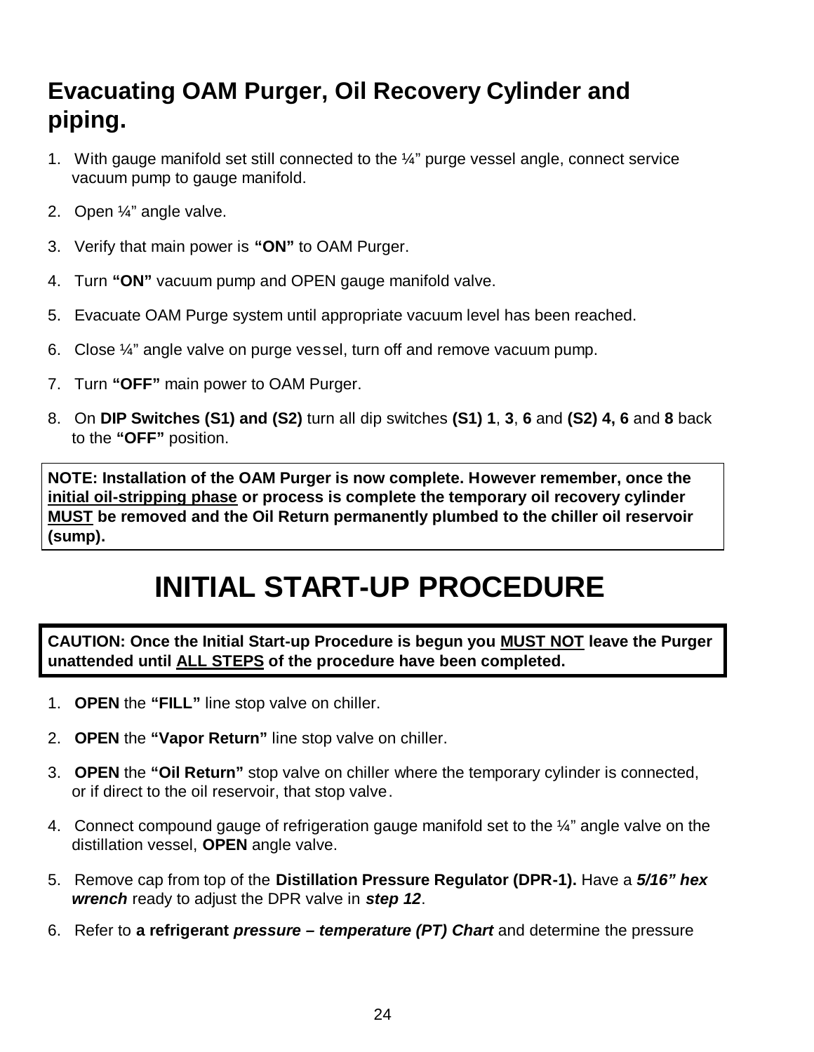## Evacuating OAM Purger, Oil Recovery Cylinder and piping.

1. With gauge manifold set still connected to the ¼" purge vessel angle, connect service vacuum pump to gauge manifold.
2. Open ¼" angle valve.
3. Verify that main power is **"ON"** to OAM Purger.
4. Turn **"ON"** vacuum pump and OPEN gauge manifold valve.
5. Evacuate OAM Purge system until appropriate vacuum level has been reached.
6. Close ¼" angle valve on purge vessel, turn off and remove vacuum pump.
7. Turn **"OFF"** main power to OAM Purger.
8. On **DIP Switches (S1) and (S2)** turn all dip switches **(S1) 1**, **3**, **6** and **(S2) 4, 6** and **8** back to the **"OFF"** position.

> **NOTE: Installation of the OAM Purger is now complete. However remember, once the <u>initial oil-stripping phase</u> or process is complete the temporary oil recovery cylinder <u>MUST</u> be removed and the Oil Return permanently plumbed to the chiller oil reservoir (sump).**

# INITIAL START-UP PROCEDURE

> **CAUTION: Once the Initial Start-up Procedure is begun you <u>MUST NOT</u> leave the Purger unattended until <u>ALL STEPS</u> of the procedure have been completed.**

1. **OPEN** the **"FILL"** line stop valve on chiller.
2. **OPEN** the **"Vapor Return"** line stop valve on chiller.
3. **OPEN** the **"Oil Return"** stop valve on chiller where the temporary cylinder is connected, or if direct to the oil reservoir, that stop valve.
4. Connect compound gauge of refrigeration gauge manifold set to the ¼" angle valve on the distillation vessel, **OPEN** angle valve.
5. Remove cap from top of the **Distillation Pressure Regulator (DPR-1).** Have a ***5/16" hex wrench*** ready to adjust the DPR valve in ***step 12***.
6. Refer to **a refrigerant *pressure – temperature (PT) Chart*** and determine the pressure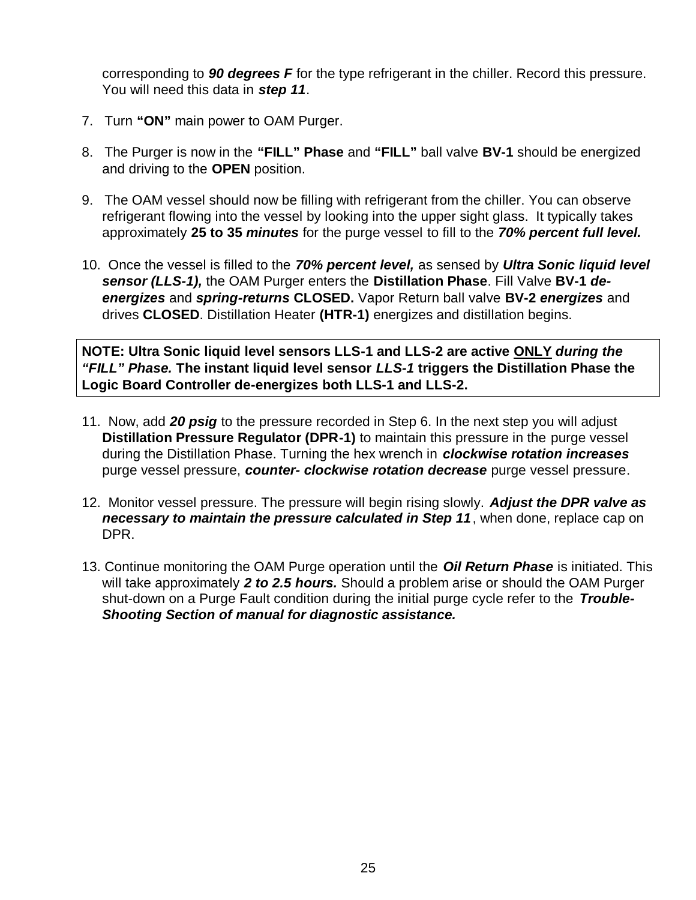corresponding to ***90 degrees F*** for the type refrigerant in the chiller. Record this pressure. You will need this data in ***step 11***.

7. Turn **"ON"** main power to OAM Purger.

8. The Purger is now in the **"FILL" Phase** and **"FILL"** ball valve **BV-1** should be energized and driving to the **OPEN** position.

9. The OAM vessel should now be filling with refrigerant from the chiller. You can observe refrigerant flowing into the vessel by looking into the upper sight glass. It typically takes approximately **25 to 35 *minutes*** for the purge vessel to fill to the ***70% percent full level.***

10. Once the vessel is filled to the ***70% percent level,*** as sensed by ***Ultra Sonic liquid level sensor (LLS-1),*** the OAM Purger enters the **Distillation Phase**. Fill Valve **BV-1 *de-energizes*** and ***spring-returns*** **CLOSED.** Vapor Return ball valve **BV-2 *energizes*** and drives **CLOSED**. Distillation Heater **(HTR-1)** energizes and distillation begins.

**NOTE: Ultra Sonic liquid level sensors LLS-1 and LLS-2 are active <u>ONLY</u> *during the "FILL" Phase.* The instant liquid level sensor *LLS-1* triggers the Distillation Phase the Logic Board Controller de-energizes both LLS-1 and LLS-2.**

11. Now, add ***20 psig*** to the pressure recorded in Step 6. In the next step you will adjust **Distillation Pressure Regulator (DPR-1)** to maintain this pressure in the purge vessel during the Distillation Phase. Turning the hex wrench in ***clockwise rotation increases*** purge vessel pressure, ***counter- clockwise rotation decrease*** purge vessel pressure.

12. Monitor vessel pressure. The pressure will begin rising slowly. ***Adjust the DPR valve as necessary to maintain the pressure calculated in Step 11***, when done, replace cap on DPR.

13. Continue monitoring the OAM Purge operation until the ***Oil Return Phase*** is initiated. This will take approximately ***2 to 2.5 hours.*** Should a problem arise or should the OAM Purger shut-down on a Purge Fault condition during the initial purge cycle refer to the ***Trouble-Shooting Section of manual for diagnostic assistance.***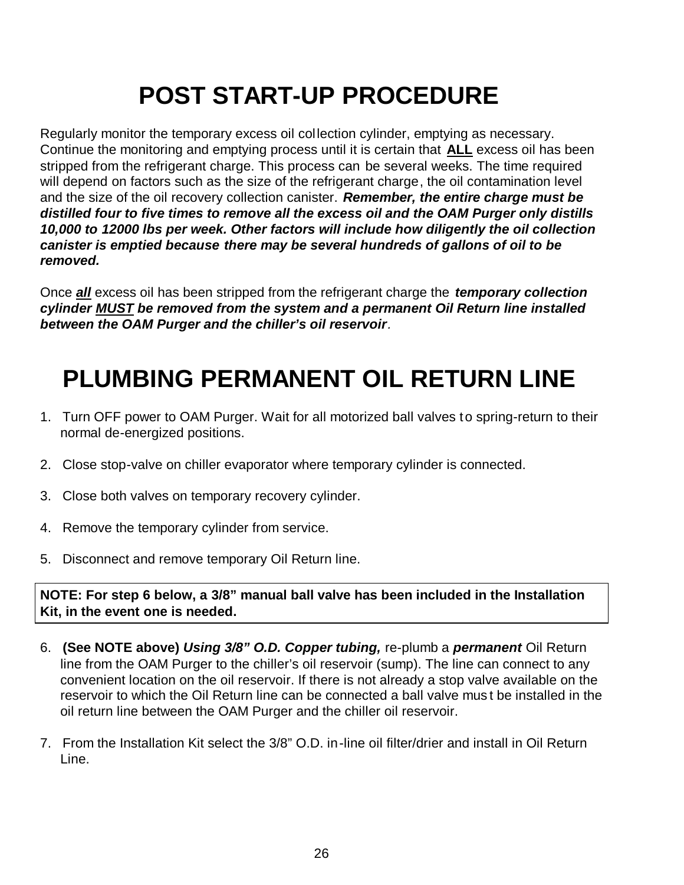# POST START-UP PROCEDURE

Regularly monitor the temporary excess oil collection cylinder, emptying as necessary. Continue the monitoring and emptying process until it is certain that **<u>ALL</u>** excess oil has been stripped from the refrigerant charge. This process can be several weeks. The time required will depend on factors such as the size of the refrigerant charge, the oil contamination level and the size of the oil recovery collection canister. ***Remember, the entire charge must be distilled four to five times to remove all the excess oil and the OAM Purger only distills 10,000 to 12000 lbs per week. Other factors will include how diligently the oil collection canister is emptied because there may be several hundreds of gallons of oil to be removed.***

Once ***<u>all</u>*** excess oil has been stripped from the refrigerant charge the ***temporary collection cylinder <u>MUST</u> be removed from the system and a permanent Oil Return line installed between the OAM Purger and the chiller's oil reservoir***.

# PLUMBING PERMANENT OIL RETURN LINE

1. Turn OFF power to OAM Purger. Wait for all motorized ball valves to spring-return to their normal de-energized positions.

2. Close stop-valve on chiller evaporator where temporary cylinder is connected.

3. Close both valves on temporary recovery cylinder.

4. Remove the temporary cylinder from service.

5. Disconnect and remove temporary Oil Return line.

**NOTE: For step 6 below, a 3/8" manual ball valve has been included in the Installation Kit, in the event one is needed.**

6. **(See NOTE above)** ***Using 3/8" O.D. Copper tubing,*** re-plumb a ***permanent*** Oil Return line from the OAM Purger to the chiller's oil reservoir (sump). The line can connect to any convenient location on the oil reservoir. If there is not already a stop valve available on the reservoir to which the Oil Return line can be connected a ball valve must be installed in the oil return line between the OAM Purger and the chiller oil reservoir.

7. From the Installation Kit select the 3/8" O.D. in-line oil filter/drier and install in Oil Return Line.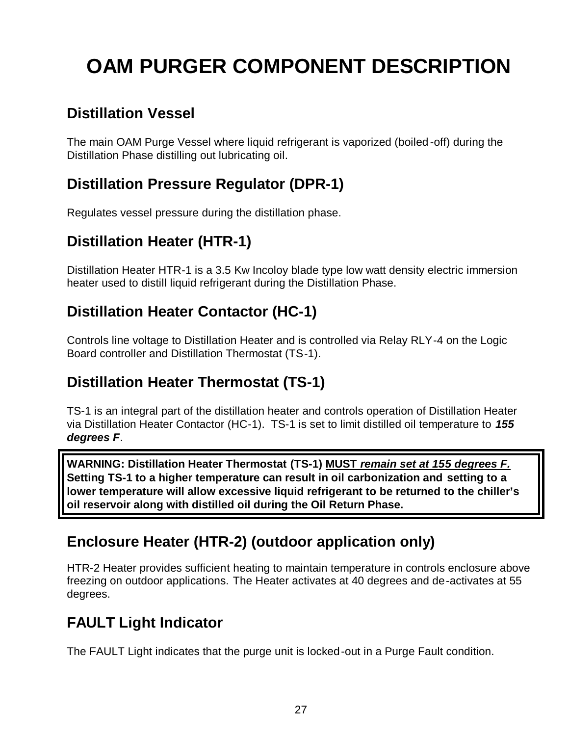# OAM PURGER COMPONENT DESCRIPTION

## Distillation Vessel

The main OAM Purge Vessel where liquid refrigerant is vaporized (boiled-off) during the Distillation Phase distilling out lubricating oil.

## Distillation Pressure Regulator (DPR-1)

Regulates vessel pressure during the distillation phase.

## Distillation Heater (HTR-1)

Distillation Heater HTR-1 is a 3.5 Kw Incoloy blade type low watt density electric immersion heater used to distill liquid refrigerant during the Distillation Phase.

## Distillation Heater Contactor (HC-1)

Controls line voltage to Distillation Heater and is controlled via Relay RLY-4 on the Logic Board controller and Distillation Thermostat (TS-1).

## Distillation Heater Thermostat (TS-1)

TS-1 is an integral part of the distillation heater and controls operation of Distillation Heater via Distillation Heater Contactor (HC-1). TS-1 is set to limit distilled oil temperature to ***155 degrees F***.

> **WARNING: Distillation Heater Thermostat (TS-1) <u>MUST *remain set at 155 degrees F.*</u> Setting TS-1 to a higher temperature can result in oil carbonization and setting to a lower temperature will allow excessive liquid refrigerant to be returned to the chiller's oil reservoir along with distilled oil during the Oil Return Phase.**

## Enclosure Heater (HTR-2) (outdoor application only)

HTR-2 Heater provides sufficient heating to maintain temperature in controls enclosure above freezing on outdoor applications. The Heater activates at 40 degrees and de-activates at 55 degrees.

## FAULT Light Indicator

The FAULT Light indicates that the purge unit is locked-out in a Purge Fault condition.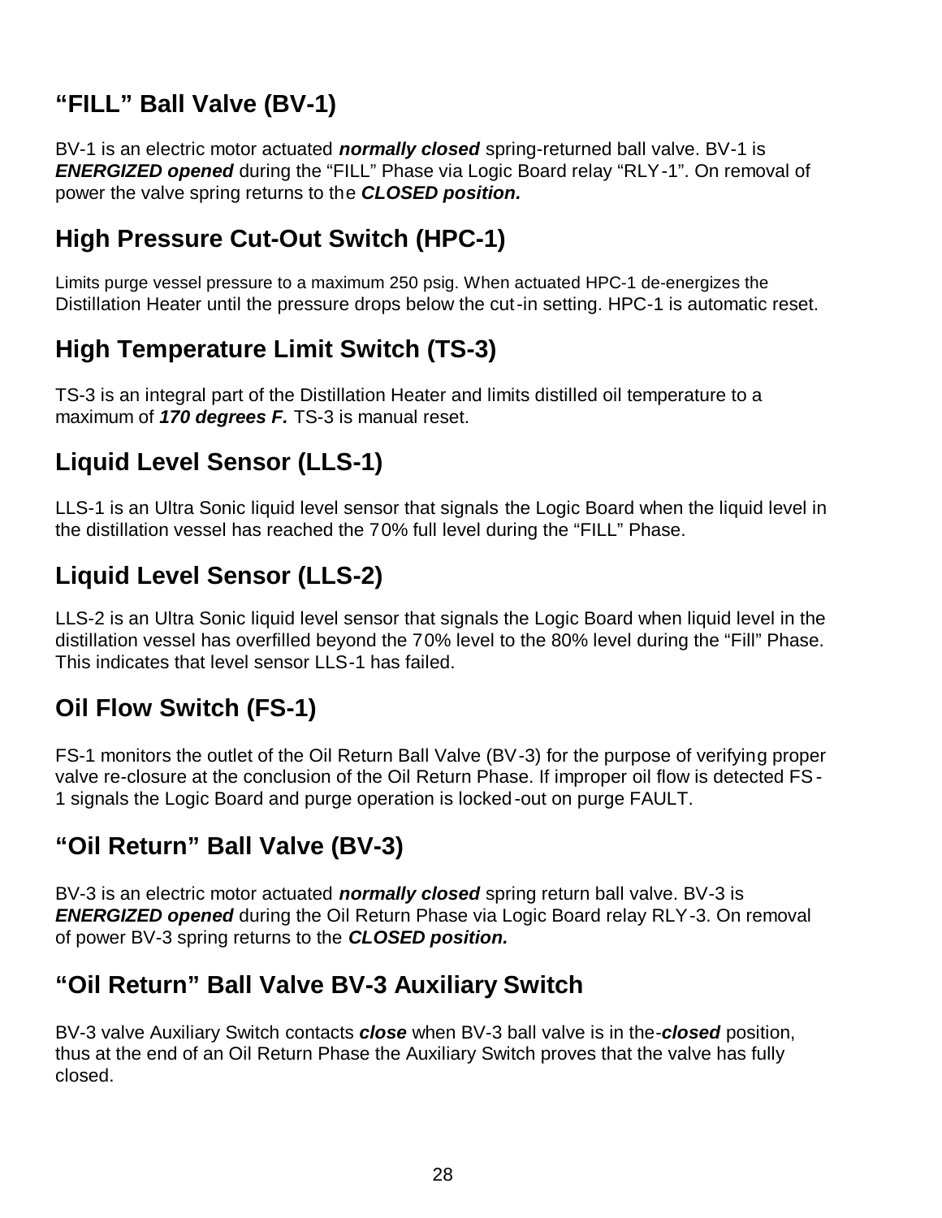## “FILL” Ball Valve (BV-1)

BV-1 is an electric motor actuated ***normally closed*** spring-returned ball valve. BV-1 is ***ENERGIZED opened*** during the “FILL” Phase via Logic Board relay “RLY-1”. On removal of power the valve spring returns to the ***CLOSED position.***

## High Pressure Cut-Out Switch (HPC-1)

Limits purge vessel pressure to a maximum 250 psig. When actuated HPC-1 de-energizes the Distillation Heater until the pressure drops below the cut-in setting. HPC-1 is automatic reset.

## High Temperature Limit Switch (TS-3)

TS-3 is an integral part of the Distillation Heater and limits distilled oil temperature to a maximum of ***170 degrees F.*** TS-3 is manual reset.

## Liquid Level Sensor (LLS-1)

LLS-1 is an Ultra Sonic liquid level sensor that signals the Logic Board when the liquid level in the distillation vessel has reached the 70% full level during the “FILL” Phase.

## Liquid Level Sensor (LLS-2)

LLS-2 is an Ultra Sonic liquid level sensor that signals the Logic Board when liquid level in the distillation vessel has overfilled beyond the 70% level to the 80% level during the “Fill” Phase. This indicates that level sensor LLS-1 has failed.

## Oil Flow Switch (FS-1)

FS-1 monitors the outlet of the Oil Return Ball Valve (BV-3) for the purpose of verifying proper valve re-closure at the conclusion of the Oil Return Phase. If improper oil flow is detected FS-1 signals the Logic Board and purge operation is locked-out on purge FAULT.

## “Oil Return” Ball Valve (BV-3)

BV-3 is an electric motor actuated ***normally closed*** spring return ball valve. BV-3 is ***ENERGIZED opened*** during the Oil Return Phase via Logic Board relay RLY-3. On removal of power BV-3 spring returns to the ***CLOSED position.***

## “Oil Return” Ball Valve BV-3 Auxiliary Switch

BV-3 valve Auxiliary Switch contacts ***close*** when BV-3 ball valve is in the-***closed*** position, thus at the end of an Oil Return Phase the Auxiliary Switch proves that the valve has fully closed.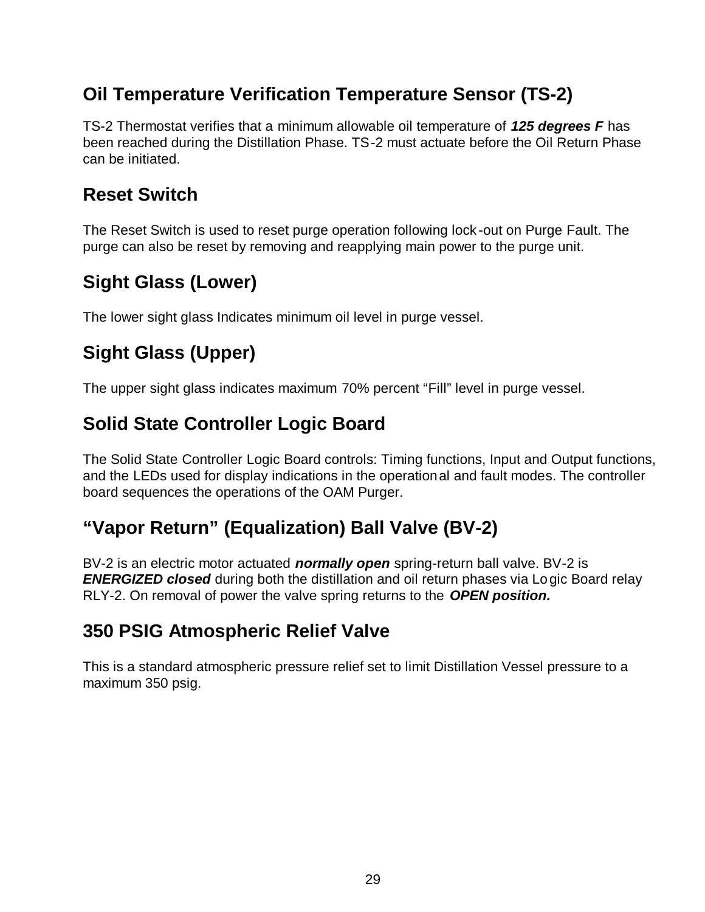## Oil Temperature Verification Temperature Sensor (TS-2)

TS-2 Thermostat verifies that a minimum allowable oil temperature of ***125 degrees F*** has been reached during the Distillation Phase. TS-2 must actuate before the Oil Return Phase can be initiated.

## Reset Switch

The Reset Switch is used to reset purge operation following lock-out on Purge Fault. The purge can also be reset by removing and reapplying main power to the purge unit.

## Sight Glass (Lower)

The lower sight glass Indicates minimum oil level in purge vessel.

## Sight Glass (Upper)

The upper sight glass indicates maximum 70% percent “Fill” level in purge vessel.

## Solid State Controller Logic Board

The Solid State Controller Logic Board controls: Timing functions, Input and Output functions, and the LEDs used for display indications in the operational and fault modes. The controller board sequences the operations of the OAM Purger.

## “Vapor Return” (Equalization) Ball Valve (BV-2)

BV-2 is an electric motor actuated ***normally open*** spring-return ball valve. BV-2 is ***ENERGIZED closed*** during both the distillation and oil return phases via Logic Board relay RLY-2. On removal of power the valve spring returns to the ***OPEN position.***

## 350 PSIG Atmospheric Relief Valve

This is a standard atmospheric pressure relief set to limit Distillation Vessel pressure to a maximum 350 psig.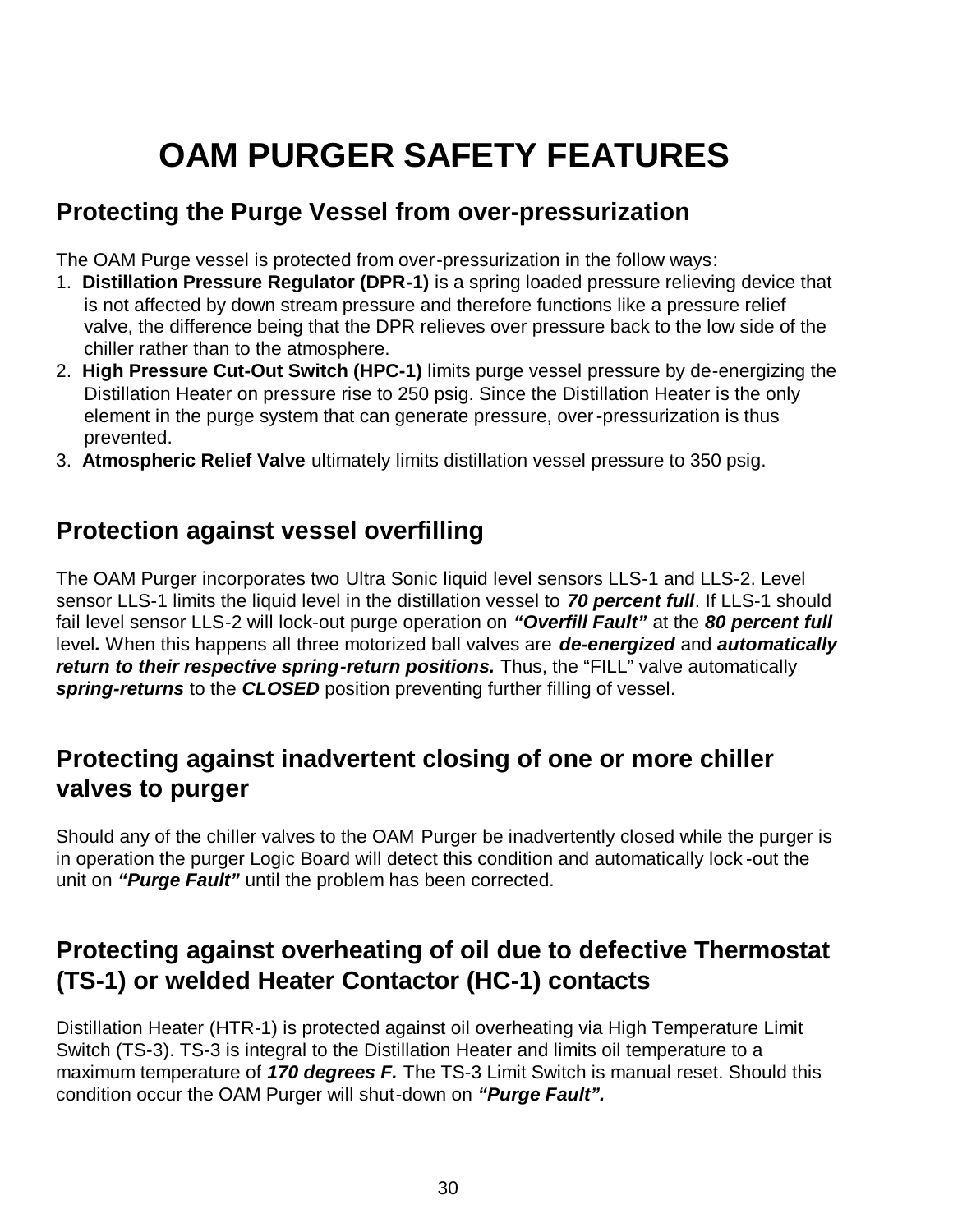# OAM PURGER SAFETY FEATURES

## Protecting the Purge Vessel from over-pressurization

The OAM Purge vessel is protected from over-pressurization in the follow ways:

1. **Distillation Pressure Regulator (DPR-1)** is a spring loaded pressure relieving device that is not affected by down stream pressure and therefore functions like a pressure relief valve, the difference being that the DPR relieves over pressure back to the low side of the chiller rather than to the atmosphere.
2. **High Pressure Cut-Out Switch (HPC-1)** limits purge vessel pressure by de-energizing the Distillation Heater on pressure rise to 250 psig. Since the Distillation Heater is the only element in the purge system that can generate pressure, over-pressurization is thus prevented.
3. **Atmospheric Relief Valve** ultimately limits distillation vessel pressure to 350 psig.

## Protection against vessel overfilling

The OAM Purger incorporates two Ultra Sonic liquid level sensors LLS-1 and LLS-2. Level sensor LLS-1 limits the liquid level in the distillation vessel to ***70 percent full***. If LLS-1 should fail level sensor LLS-2 will lock-out purge operation on ***"Overfill Fault"*** at the ***80 percent full*** level***.*** When this happens all three motorized ball valves are ***de-energized*** and ***automatically return to their respective spring-return positions.*** Thus, the "FILL" valve automatically ***spring-returns*** to the ***CLOSED*** position preventing further filling of vessel.

## Protecting against inadvertent closing of one or more chiller valves to purger

Should any of the chiller valves to the OAM Purger be inadvertently closed while the purger is in operation the purger Logic Board will detect this condition and automatically lock-out the unit on ***"Purge Fault"*** until the problem has been corrected.

## Protecting against overheating of oil due to defective Thermostat (TS-1) or welded Heater Contactor (HC-1) contacts

Distillation Heater (HTR-1) is protected against oil overheating via High Temperature Limit Switch (TS-3). TS-3 is integral to the Distillation Heater and limits oil temperature to a maximum temperature of ***170 degrees F.*** The TS-3 Limit Switch is manual reset. Should this condition occur the OAM Purger will shut-down on ***"Purge Fault".***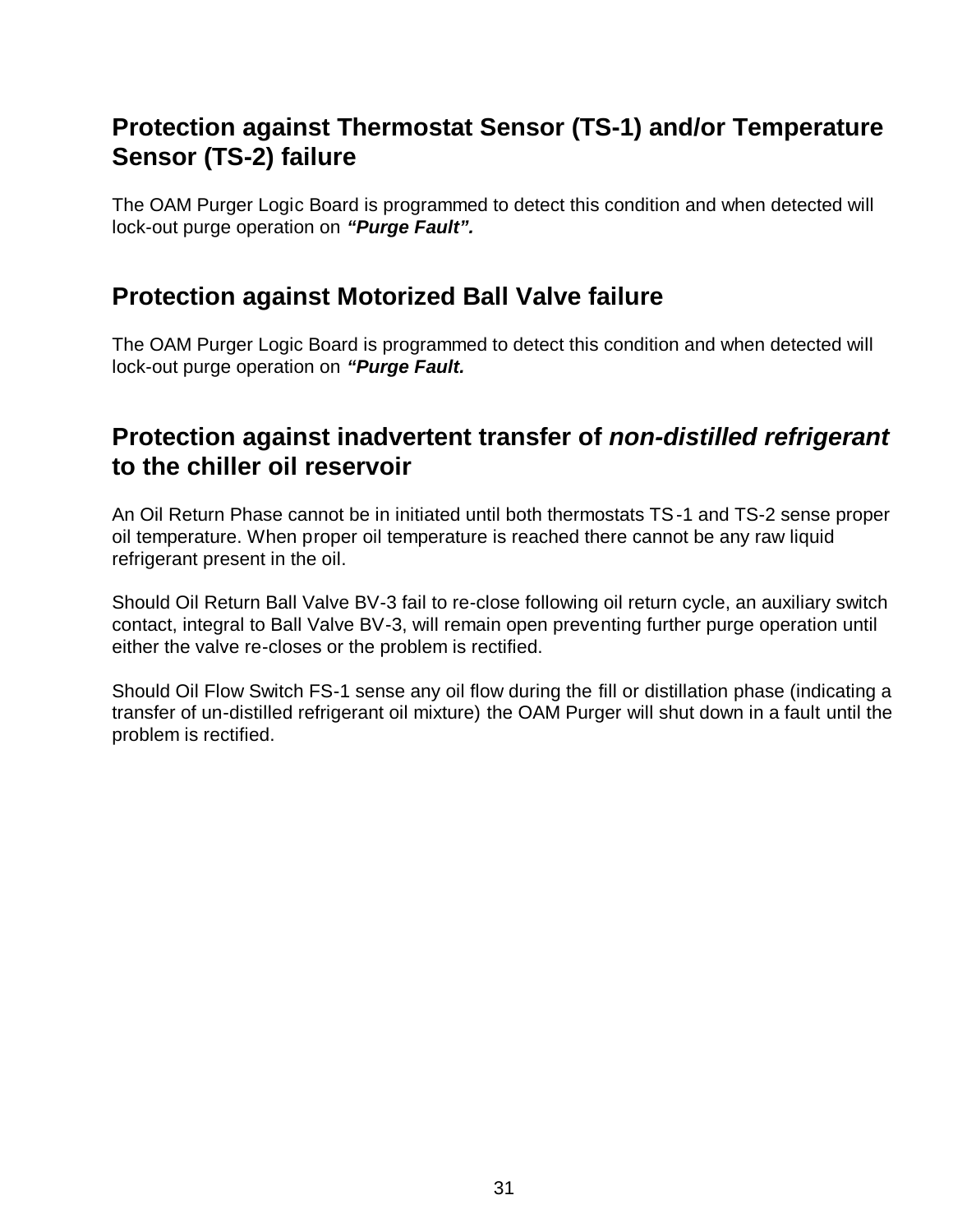## Protection against Thermostat Sensor (TS-1) and/or Temperature Sensor (TS-2) failure

The OAM Purger Logic Board is programmed to detect this condition and when detected will lock-out purge operation on ***"Purge Fault".***

## Protection against Motorized Ball Valve failure

The OAM Purger Logic Board is programmed to detect this condition and when detected will lock-out purge operation on ***"Purge Fault.***

## Protection against inadvertent transfer of ***non-distilled refrigerant*** to the chiller oil reservoir

An Oil Return Phase cannot be in initiated until both thermostats TS-1 and TS-2 sense proper oil temperature. When proper oil temperature is reached there cannot be any raw liquid refrigerant present in the oil.

Should Oil Return Ball Valve BV-3 fail to re-close following oil return cycle, an auxiliary switch contact, integral to Ball Valve BV-3, will remain open preventing further purge operation until either the valve re-closes or the problem is rectified.

Should Oil Flow Switch FS-1 sense any oil flow during the fill or distillation phase (indicating a transfer of un-distilled refrigerant oil mixture) the OAM Purger will shut down in a fault until the problem is rectified.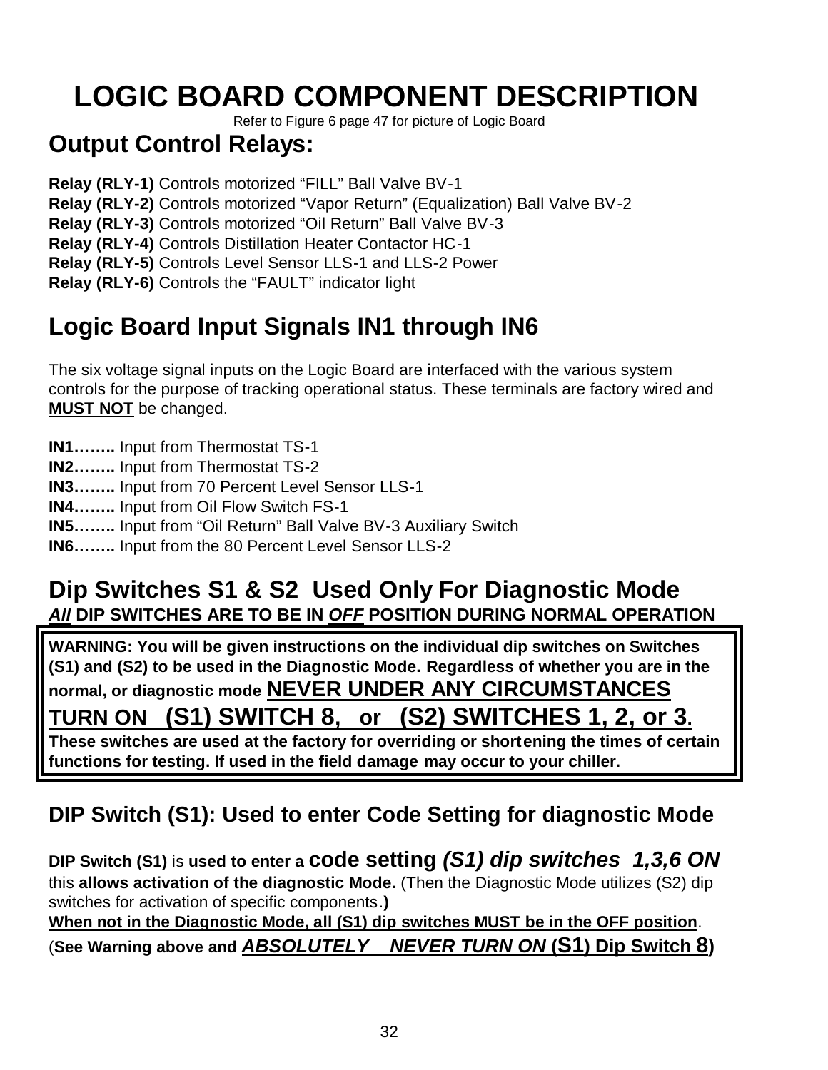# LOGIC BOARD COMPONENT DESCRIPTION

Refer to Figure 6 page 47 for picture of Logic Board

## Output Control Relays:

**Relay (RLY-1)** Controls motorized "FILL" Ball Valve BV-1
**Relay (RLY-2)** Controls motorized "Vapor Return" (Equalization) Ball Valve BV-2
**Relay (RLY-3)** Controls motorized "Oil Return" Ball Valve BV-3
**Relay (RLY-4)** Controls Distillation Heater Contactor HC-1
**Relay (RLY-5)** Controls Level Sensor LLS-1 and LLS-2 Power
**Relay (RLY-6)** Controls the "FAULT" indicator light

## Logic Board Input Signals IN1 through IN6

The six voltage signal inputs on the Logic Board are interfaced with the various system controls for the purpose of tracking operational status. These terminals are factory wired and **MUST NOT** be changed.

**IN1……..** Input from Thermostat TS-1
**IN2……..** Input from Thermostat TS-2
**IN3……..** Input from 70 Percent Level Sensor LLS-1
**IN4……..** Input from Oil Flow Switch FS-1
**IN5……..** Input from "Oil Return" Ball Valve BV-3 Auxiliary Switch
**IN6……..** Input from the 80 Percent Level Sensor LLS-2

## Dip Switches S1 & S2 Used Only For Diagnostic Mode

***All*** **DIP SWITCHES ARE TO BE IN *OFF* POSITION DURING NORMAL OPERATION**

**WARNING: You will be given instructions on the individual dip switches on Switches (S1) and (S2) to be used in the Diagnostic Mode. Regardless of whether you are in the normal, or diagnostic mode NEVER UNDER ANY CIRCUMSTANCES TURN ON (S1) SWITCH 8, or (S2) SWITCHES 1, 2, or 3.**
**These switches are used at the factory for overriding or shortening the times of certain functions for testing. If used in the field damage may occur to your chiller.**

### DIP Switch (S1): Used to enter Code Setting for diagnostic Mode

**DIP Switch (S1)** is **used to enter a code setting *(S1) dip switches 1,3,6 ON*** this **allows activation of the diagnostic Mode.** (Then the Diagnostic Mode utilizes (S2) dip switches for activation of specific components.**)**
**When not in the Diagnostic Mode, all (S1) dip switches MUST be in the OFF position**.
(**See Warning above and *ABSOLUTELY NEVER TURN ON* (S1) Dip Switch 8)**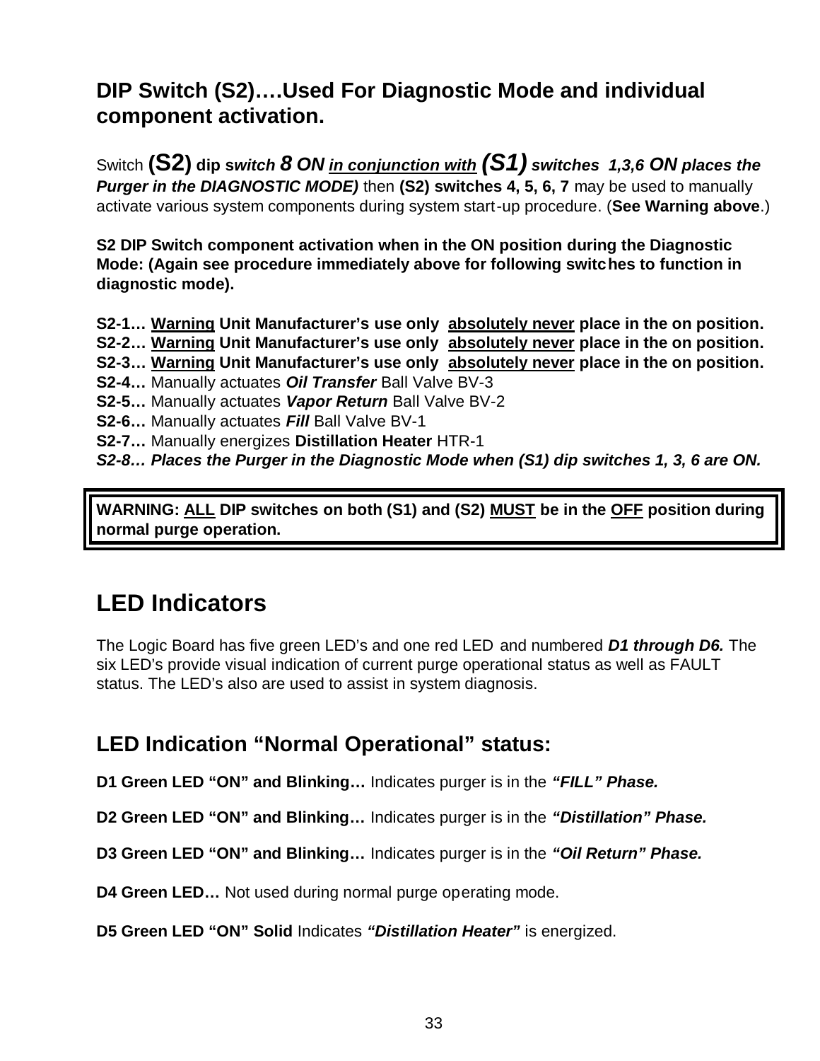## DIP Switch (S2)….Used For Diagnostic Mode and individual component activation.

Switch **(S2) dip s*witch 8 ON <u>in conjunction with</u> (S1) switches 1,3,6 ON places the Purger in the DIAGNOSTIC MODE)*** then **(S2) switches 4, 5, 6, 7** may be used to manually activate various system components during system start-up procedure. (**See Warning above**.)

**S2 DIP Switch component activation when in the ON position during the Diagnostic Mode: (Again see procedure immediately above for following switches to function in diagnostic mode).**

**S2-1… <u>Warning</u> Unit Manufacturer's use only <u>absolutely never</u> place in the on position.**
**S2-2… <u>Warning</u> Unit Manufacturer's use only <u>absolutely never</u> place in the on position.**
**S2-3… <u>Warning</u> Unit Manufacturer's use only <u>absolutely never</u> place in the on position.**
**S2-4…** Manually actuates ***Oil Transfer*** Ball Valve BV-3
**S2-5…** Manually actuates ***Vapor Return*** Ball Valve BV-2
**S2-6…** Manually actuates ***Fill*** Ball Valve BV-1
**S2-7…** Manually energizes **Distillation Heater** HTR-1
***S2-8… Places the Purger in the Diagnostic Mode when (S1) dip switches 1, 3, 6 are ON.***

**WARNING: <u>ALL</u> DIP switches on both (S1) and (S2) <u>MUST</u> be in the <u>OFF</u> position during normal purge operation.**

# LED Indicators

The Logic Board has five green LED's and one red LED and numbered ***D1 through D6.*** The six LED's provide visual indication of current purge operational status as well as FAULT status. The LED's also are used to assist in system diagnosis.

## LED Indication "Normal Operational" status:

**D1 Green LED "ON" and Blinking…** Indicates purger is in the ***"FILL" Phase.***

**D2 Green LED "ON" and Blinking…** Indicates purger is in the ***"Distillation" Phase.***

**D3 Green LED "ON" and Blinking…** Indicates purger is in the ***"Oil Return" Phase.***

**D4 Green LED…** Not used during normal purge operating mode.

**D5 Green LED "ON" Solid** Indicates ***"Distillation Heater"*** is energized.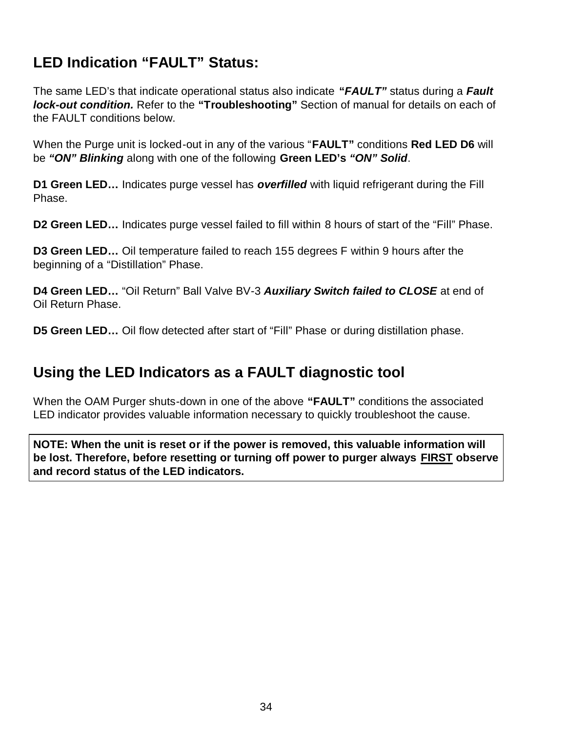## LED Indication “FAULT” Status:

The same LED’s that indicate operational status also indicate ***“FAULT”*** status during a ***Fault lock-out condition.*** Refer to the **“Troubleshooting”** Section of manual for details on each of the FAULT conditions below.

When the Purge unit is locked-out in any of the various “**FAULT”** conditions **Red LED D6** will be ***“ON” Blinking*** along with one of the following **Green LED’s** ***“ON” Solid***.

**D1 Green LED…** Indicates purge vessel has ***overfilled*** with liquid refrigerant during the Fill Phase.

**D2 Green LED…** Indicates purge vessel failed to fill within 8 hours of start of the “Fill” Phase.

**D3 Green LED…** Oil temperature failed to reach 155 degrees F within 9 hours after the beginning of a “Distillation” Phase.

**D4 Green LED…** “Oil Return” Ball Valve BV-3 ***Auxiliary Switch failed to CLOSE*** at end of Oil Return Phase.

**D5 Green LED…** Oil flow detected after start of “Fill” Phase or during distillation phase.

## Using the LED Indicators as a FAULT diagnostic tool

When the OAM Purger shuts-down in one of the above **“FAULT”** conditions the associated LED indicator provides valuable information necessary to quickly troubleshoot the cause.

**NOTE: When the unit is reset or if the power is removed, this valuable information will be lost. Therefore, before resetting or turning off power to purger always <u>FIRST</u> observe and record status of the LED indicators.**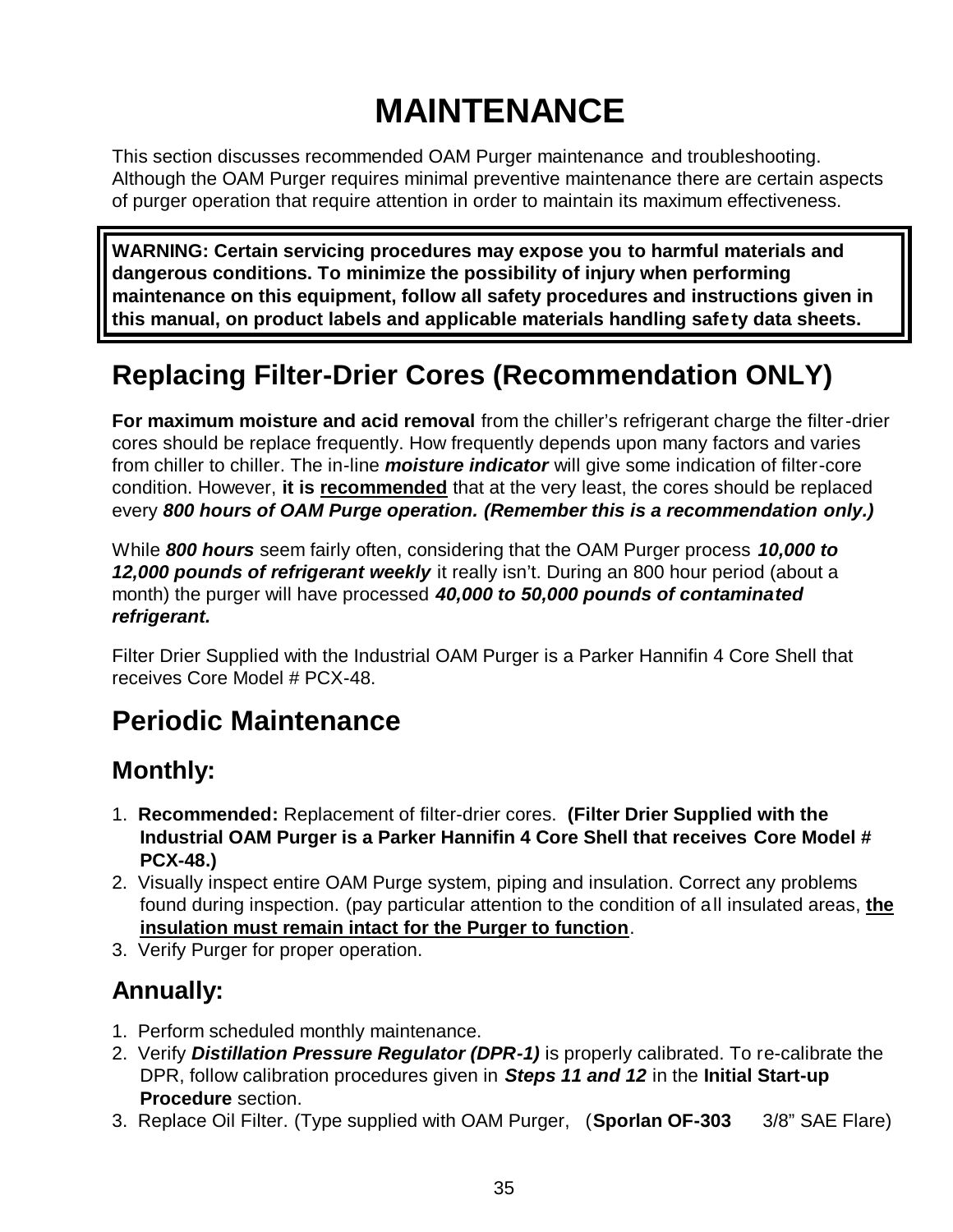# MAINTENANCE

This section discusses recommended OAM Purger maintenance and troubleshooting. Although the OAM Purger requires minimal preventive maintenance there are certain aspects of purger operation that require attention in order to maintain its maximum effectiveness.

**WARNING: Certain servicing procedures may expose you to harmful materials and dangerous conditions. To minimize the possibility of injury when performing maintenance on this equipment, follow all safety procedures and instructions given in this manual, on product labels and applicable materials handling safety data sheets.**

## Replacing Filter-Drier Cores (Recommendation ONLY)

**For maximum moisture and acid removal** from the chiller's refrigerant charge the filter-drier cores should be replace frequently. How frequently depends upon many factors and varies from chiller to chiller. The in-line ***moisture indicator*** will give some indication of filter-core condition. However, **it is <u>recommended</u>** that at the very least, the cores should be replaced every ***800 hours of OAM Purge operation. (Remember this is a recommendation only.)***

While ***800 hours*** seem fairly often, considering that the OAM Purger process ***10,000 to 12,000 pounds of refrigerant weekly*** it really isn't. During an 800 hour period (about a month) the purger will have processed ***40,000 to 50,000 pounds of contaminated refrigerant.***

Filter Drier Supplied with the Industrial OAM Purger is a Parker Hannifin 4 Core Shell that receives Core Model # PCX-48.

## Periodic Maintenance

### Monthly:

1. **Recommended:** Replacement of filter-drier cores. **(Filter Drier Supplied with the Industrial OAM Purger is a Parker Hannifin 4 Core Shell that receives Core Model # PCX-48.)**
2. Visually inspect entire OAM Purge system, piping and insulation. Correct any problems found during inspection. (pay particular attention to the condition of all insulated areas, **<u>the insulation must remain intact for the Purger to function</u>**.
3. Verify Purger for proper operation.

### Annually:

1. Perform scheduled monthly maintenance.
2. Verify ***Distillation Pressure Regulator (DPR-1)*** is properly calibrated. To re-calibrate the DPR, follow calibration procedures given in ***Steps 11 and 12*** in the **Initial Start-up Procedure** section.
3. Replace Oil Filter. (Type supplied with OAM Purger, (**Sporlan OF-303** 3/8" SAE Flare)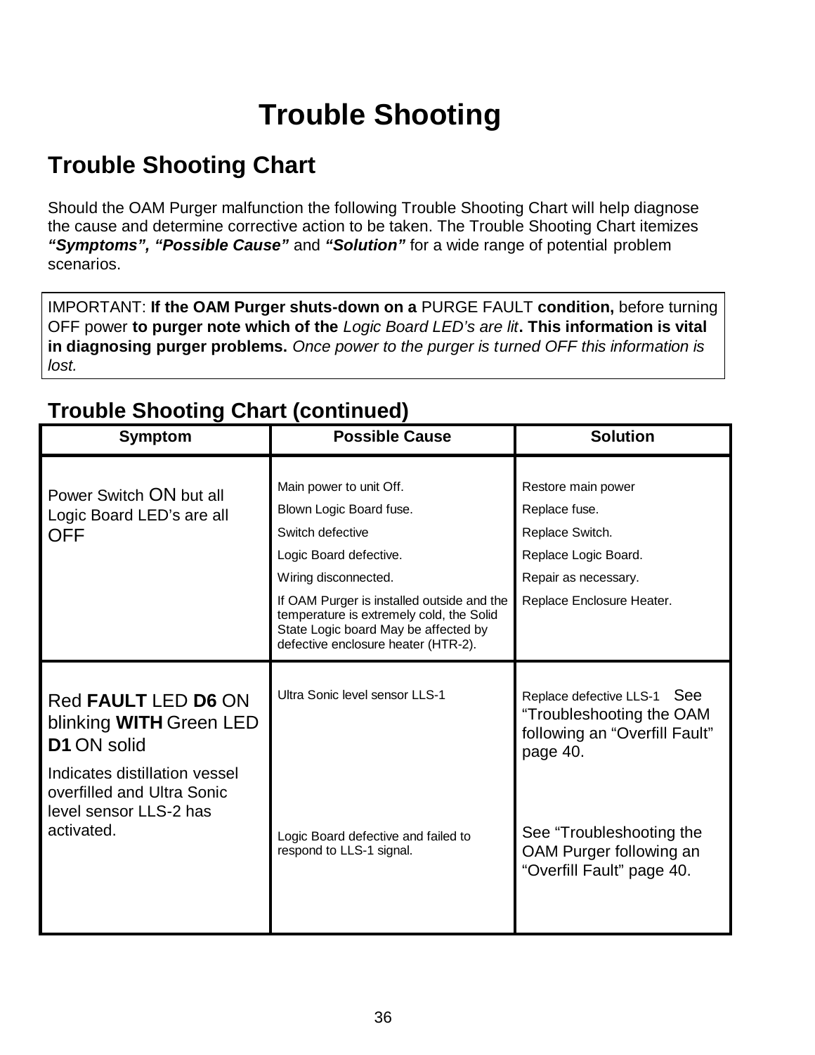# Trouble Shooting

## Trouble Shooting Chart

Should the OAM Purger malfunction the following Trouble Shooting Chart will help diagnose the cause and determine corrective action to be taken. The Trouble Shooting Chart itemizes ***"Symptoms", "Possible Cause"*** and ***"Solution"*** for a wide range of potential problem scenarios.

IMPORTANT: **If the OAM Purger shuts-down on a** PURGE FAULT **condition,** before turning OFF power **to purger note which of the** *Logic Board LED's are lit***. This information is vital in diagnosing purger problems.** *Once power to the purger is turned OFF this information is lost.*

## Trouble Shooting Chart (continued)

| Symptom | Possible Cause | Solution |
|---|---|---|
| Power Switch ON but all Logic Board LED's are all OFF | Main power to unit Off.<br>Blown Logic Board fuse.<br>Switch defective<br>Logic Board defective.<br>Wiring disconnected.<br>If OAM Purger is installed outside and the temperature is extremely cold, the Solid State Logic board May be affected by defective enclosure heater (HTR-2). | Restore main power<br>Replace fuse.<br>Replace Switch.<br>Replace Logic Board.<br>Repair as necessary.<br>Replace Enclosure Heater. |
| Red **FAULT** LED **D6** ON blinking **WITH** Green LED **D1** ON solid<br>Indicates distillation vessel overfilled and Ultra Sonic level sensor LLS-2 has activated. | Ultra Sonic level sensor LLS-1<br><br>Logic Board defective and failed to respond to LLS-1 signal. | Replace defective LLS-1 See "Troubleshooting the OAM following an "Overfill Fault" page 40.<br><br>See "Troubleshooting the OAM Purger following an "Overfill Fault" page 40. |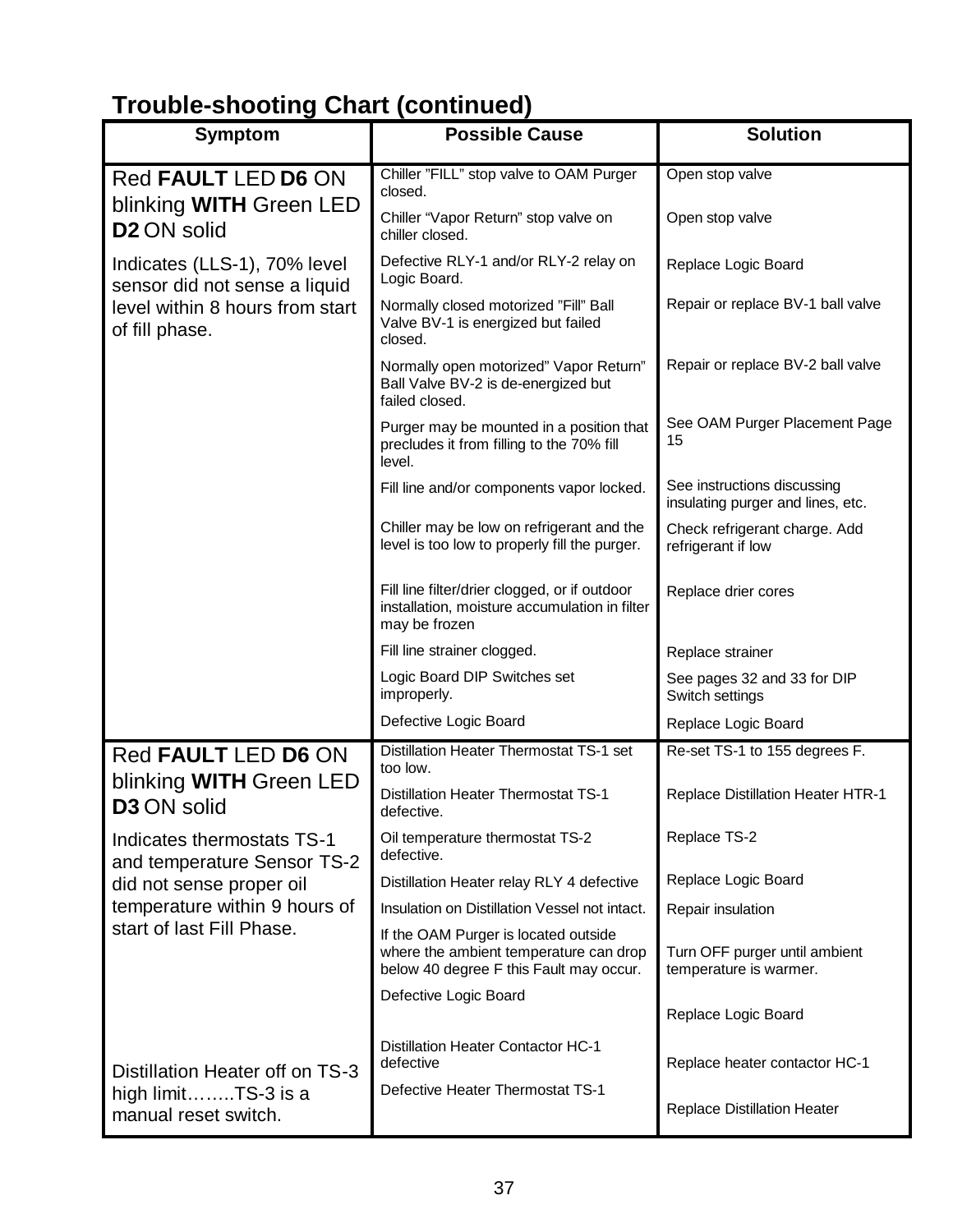## Trouble-shooting Chart (continued)

| Symptom | Possible Cause | Solution |
|---|---|---|
| Red **FAULT** LED **D6** ON blinking **WITH** Green LED **D2** ON solid<br><br>Indicates (LLS-1), 70% level sensor did not sense a liquid level within 8 hours from start of fill phase. | Chiller "FILL" stop valve to OAM Purger closed. | Open stop valve |
| | Chiller "Vapor Return" stop valve on chiller closed. | Open stop valve |
| | Defective RLY-1 and/or RLY-2 relay on Logic Board. | Replace Logic Board |
| | Normally closed motorized "Fill" Ball Valve BV-1 is energized but failed closed. | Repair or replace BV-1 ball valve |
| | Normally open motorized" Vapor Return" Ball Valve BV-2 is de-energized but failed closed. | Repair or replace BV-2 ball valve |
| | Purger may be mounted in a position that precludes it from filling to the 70% fill level. | See OAM Purger Placement Page 15 |
| | Fill line and/or components vapor locked. | See instructions discussing insulating purger and lines, etc. |
| | Chiller may be low on refrigerant and the level is too low to properly fill the purger. | Check refrigerant charge. Add refrigerant if low |
| | Fill line filter/drier clogged, or if outdoor installation, moisture accumulation in filter may be frozen | Replace drier cores |
| | Fill line strainer clogged. | Replace strainer |
| | Logic Board DIP Switches set improperly. | See pages 32 and 33 for DIP Switch settings |
| | Defective Logic Board | Replace Logic Board |
| Red **FAULT** LED **D6** ON blinking **WITH** Green LED **D3** ON solid<br><br>Indicates thermostats TS-1 and temperature Sensor TS-2 did not sense proper oil temperature within 9 hours of start of last Fill Phase. | Distillation Heater Thermostat TS-1 set too low. | Re-set TS-1 to 155 degrees F. |
| | Distillation Heater Thermostat TS-1 defective. | Replace Distillation Heater HTR-1 |
| | Oil temperature thermostat TS-2 defective. | Replace TS-2 |
| | Distillation Heater relay RLY 4 defective | Replace Logic Board |
| | Insulation on Distillation Vessel not intact. | Repair insulation |
| | If the OAM Purger is located outside where the ambient temperature can drop below 40 degree F this Fault may occur. | Turn OFF purger until ambient temperature is warmer. |
| | Defective Logic Board | Replace Logic Board |
| Distillation Heater off on TS-3 high limit……..TS-3 is a manual reset switch. | Distillation Heater Contactor HC-1 defective | Replace heater contactor HC-1 |
| | Defective Heater Thermostat TS-1 | Replace Distillation Heater |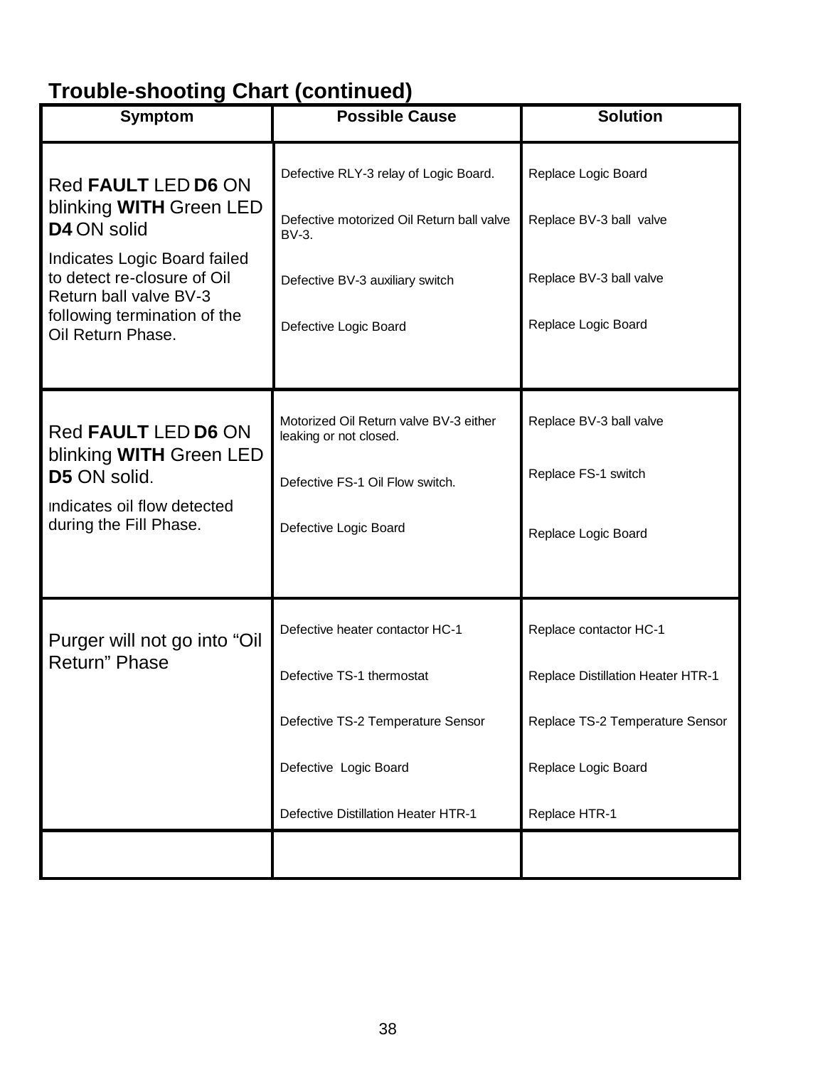## Trouble-shooting Chart (continued)

| Symptom | Possible Cause | Solution |
|---|---|---|
| Red **FAULT** LED **D6** ON blinking **WITH** Green LED **D4** ON solid<br><br>Indicates Logic Board failed to detect re-closure of Oil Return ball valve BV-3 following termination of the Oil Return Phase. | Defective RLY-3 relay of Logic Board.<br><br>Defective motorized Oil Return ball valve BV-3.<br><br>Defective BV-3 auxiliary switch<br><br>Defective Logic Board | Replace Logic Board<br><br>Replace BV-3 ball valve<br><br>Replace BV-3 ball valve<br><br>Replace Logic Board |
| Red **FAULT** LED **D6** ON blinking **WITH** Green LED **D5** ON solid.<br><br>Indicates oil flow detected during the Fill Phase. | Motorized Oil Return valve BV-3 either leaking or not closed.<br><br>Defective FS-1 Oil Flow switch.<br><br>Defective Logic Board | Replace BV-3 ball valve<br><br>Replace FS-1 switch<br><br>Replace Logic Board |
| Purger will not go into "Oil Return" Phase | Defective heater contactor HC-1<br><br>Defective TS-1 thermostat<br><br>Defective TS-2 Temperature Sensor<br><br>Defective Logic Board<br><br>Defective Distillation Heater HTR-1 | Replace contactor HC-1<br><br>Replace Distillation Heater HTR-1<br><br>Replace TS-2 Temperature Sensor<br><br>Replace Logic Board<br><br>Replace HTR-1 |
| | | |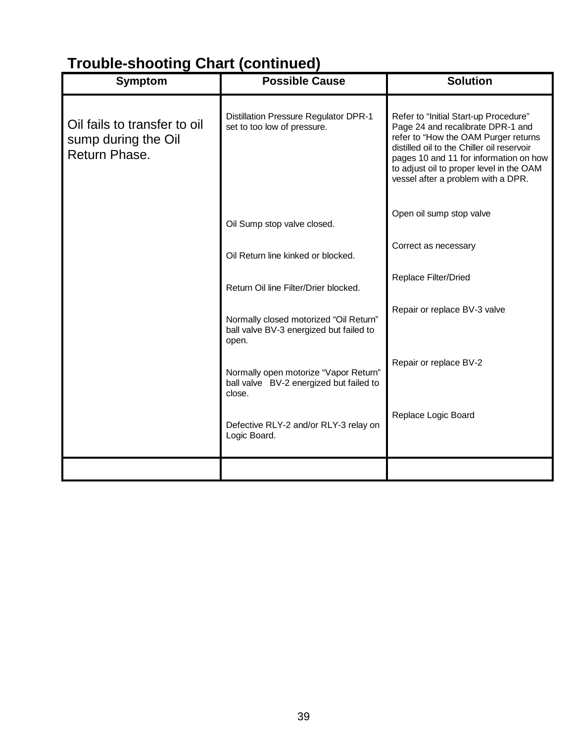## Trouble-shooting Chart (continued)

| Symptom | Possible Cause | Solution |
|---|---|---|
| Oil fails to transfer to oil sump during the Oil Return Phase. | Distillation Pressure Regulator DPR-1 set to too low of pressure. | Refer to "Initial Start-up Procedure" Page 24 and recalibrate DPR-1 and refer to "How the OAM Purger returns distilled oil to the Chiller oil reservoir pages 10 and 11 for information on how to adjust oil to proper level in the OAM vessel after a problem with a DPR. |
| | Oil Sump stop valve closed. | Open oil sump stop valve |
| | Oil Return line kinked or blocked. | Correct as necessary |
| | Return Oil line Filter/Drier blocked. | Replace Filter/Dried |
| | Normally closed motorized "Oil Return" ball valve BV-3 energized but failed to open. | Repair or replace BV-3 valve |
| | Normally open motorize "Vapor Return" ball valve BV-2 energized but failed to close. | Repair or replace BV-2 |
| | Defective RLY-2 and/or RLY-3 relay on Logic Board. | Replace Logic Board |
| | | |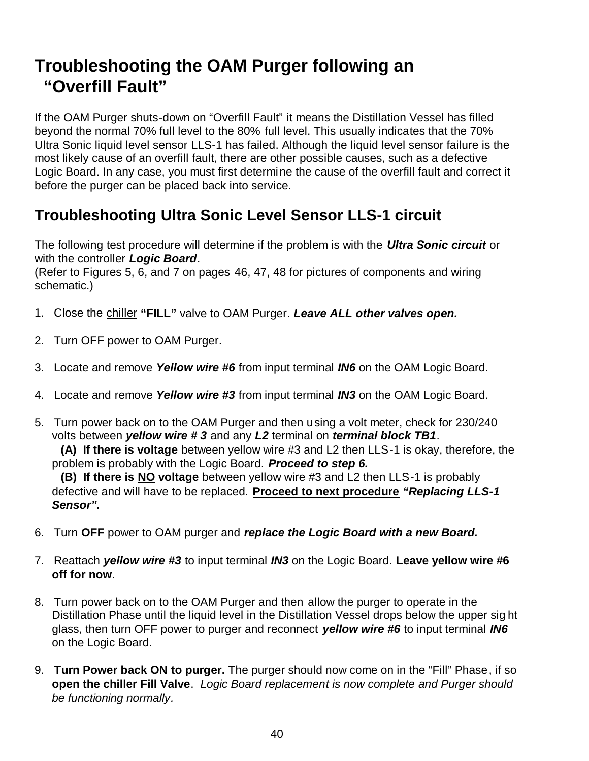# Troubleshooting the OAM Purger following an "Overfill Fault"

If the OAM Purger shuts-down on "Overfill Fault" it means the Distillation Vessel has filled beyond the normal 70% full level to the 80% full level. This usually indicates that the 70% Ultra Sonic liquid level sensor LLS-1 has failed. Although the liquid level sensor failure is the most likely cause of an overfill fault, there are other possible causes, such as a defective Logic Board. In any case, you must first determine the cause of the overfill fault and correct it before the purger can be placed back into service.

## Troubleshooting Ultra Sonic Level Sensor LLS-1 circuit

The following test procedure will determine if the problem is with the ***Ultra Sonic circuit*** or with the controller ***Logic Board***.
(Refer to Figures 5, 6, and 7 on pages 46, 47, 48 for pictures of components and wiring schematic.)

1. Close the <u>chiller</u> **"FILL"** valve to OAM Purger. ***Leave ALL other valves open.***

2. Turn OFF power to OAM Purger.

3. Locate and remove ***Yellow wire #6*** from input terminal ***IN6*** on the OAM Logic Board.

4. Locate and remove ***Yellow wire #3*** from input terminal ***IN3*** on the OAM Logic Board.

5. Turn power back on to the OAM Purger and then using a volt meter, check for 230/240 volts between ***yellow wire # 3*** and any ***L2*** terminal on ***terminal block TB1***.
   **(A) If there is voltage** between yellow wire #3 and L2 then LLS-1 is okay, therefore, the problem is probably with the Logic Board. ***Proceed to step 6.***
   **(B) If there is <u>NO</u> voltage** between yellow wire #3 and L2 then LLS-1 is probably defective and will have to be replaced. **<u>Proceed to next procedure</u>** ***"Replacing LLS-1 Sensor".***

6. Turn **OFF** power to OAM purger and ***replace the Logic Board with a new Board.***

7. Reattach ***yellow wire #3*** to input terminal ***IN3*** on the Logic Board. **Leave yellow wire #6 off for now**.

8. Turn power back on to the OAM Purger and then allow the purger to operate in the Distillation Phase until the liquid level in the Distillation Vessel drops below the upper sight glass, then turn OFF power to purger and reconnect ***yellow wire #6*** to input terminal ***IN6*** on the Logic Board.

9. **Turn Power back ON to purger.** The purger should now come on in the "Fill" Phase, if so **open the chiller Fill Valve**. *Logic Board replacement is now complete and Purger should be functioning normally.*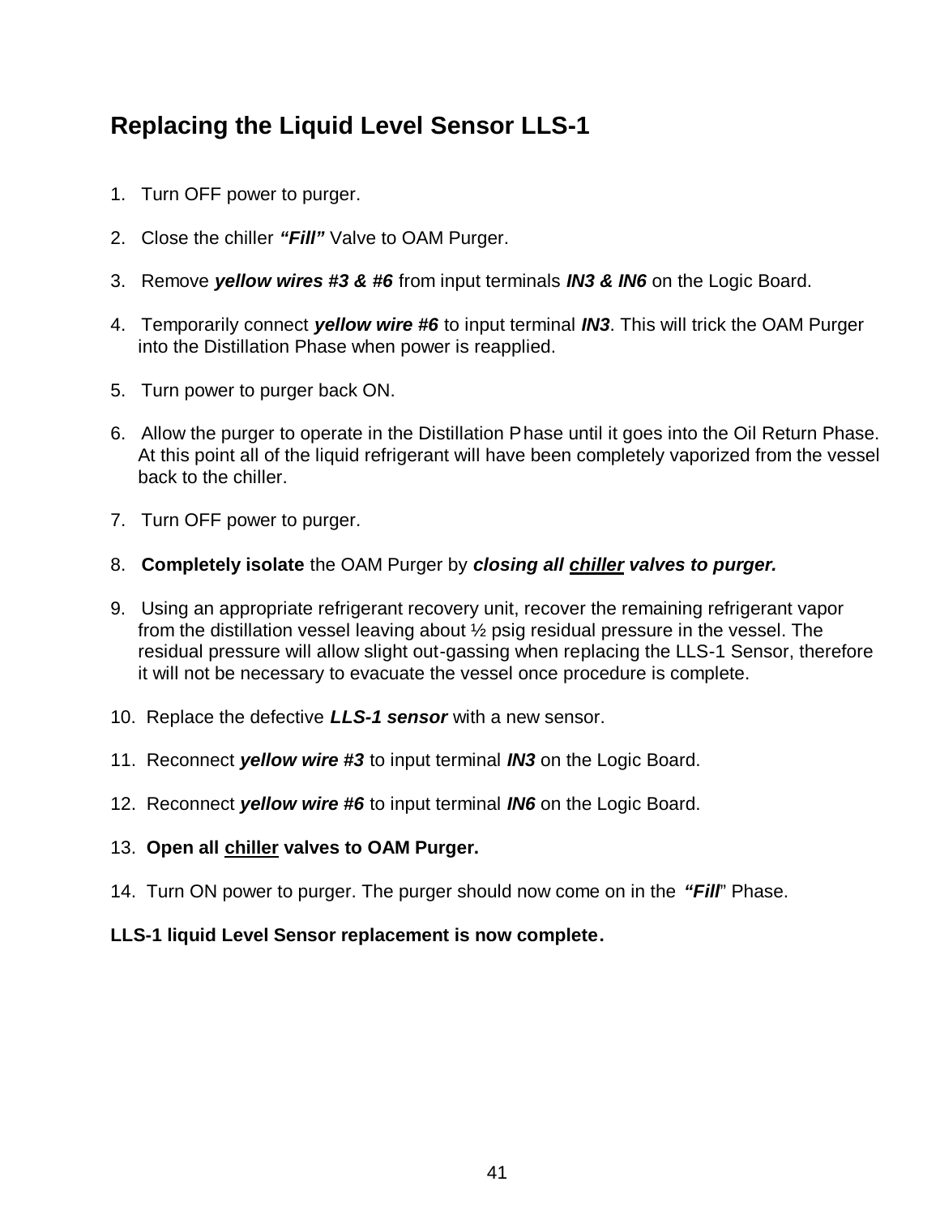## Replacing the Liquid Level Sensor LLS-1

1. Turn OFF power to purger.
2. Close the chiller ***"Fill"*** Valve to OAM Purger.
3. Remove ***yellow wires #3 & #6*** from input terminals ***IN3 & IN6*** on the Logic Board.
4. Temporarily connect ***yellow wire #6*** to input terminal ***IN3***. This will trick the OAM Purger into the Distillation Phase when power is reapplied.
5. Turn power to purger back ON.
6. Allow the purger to operate in the Distillation Phase until it goes into the Oil Return Phase. At this point all of the liquid refrigerant will have been completely vaporized from the vessel back to the chiller.
7. Turn OFF power to purger.
8. **Completely isolate** the OAM Purger by ***closing all <u>chiller</u> valves to purger.***
9. Using an appropriate refrigerant recovery unit, recover the remaining refrigerant vapor from the distillation vessel leaving about ½ psig residual pressure in the vessel. The residual pressure will allow slight out-gassing when replacing the LLS-1 Sensor, therefore it will not be necessary to evacuate the vessel once procedure is complete.
10. Replace the defective ***LLS-1 sensor*** with a new sensor.
11. Reconnect ***yellow wire #3*** to input terminal ***IN3*** on the Logic Board.
12. Reconnect ***yellow wire #6*** to input terminal ***IN6*** on the Logic Board.
13. **Open all <u>chiller</u> valves to OAM Purger.**
14. Turn ON power to purger. The purger should now come on in the ***"Fill"*** Phase.

**LLS-1 liquid Level Sensor replacement is now complete.**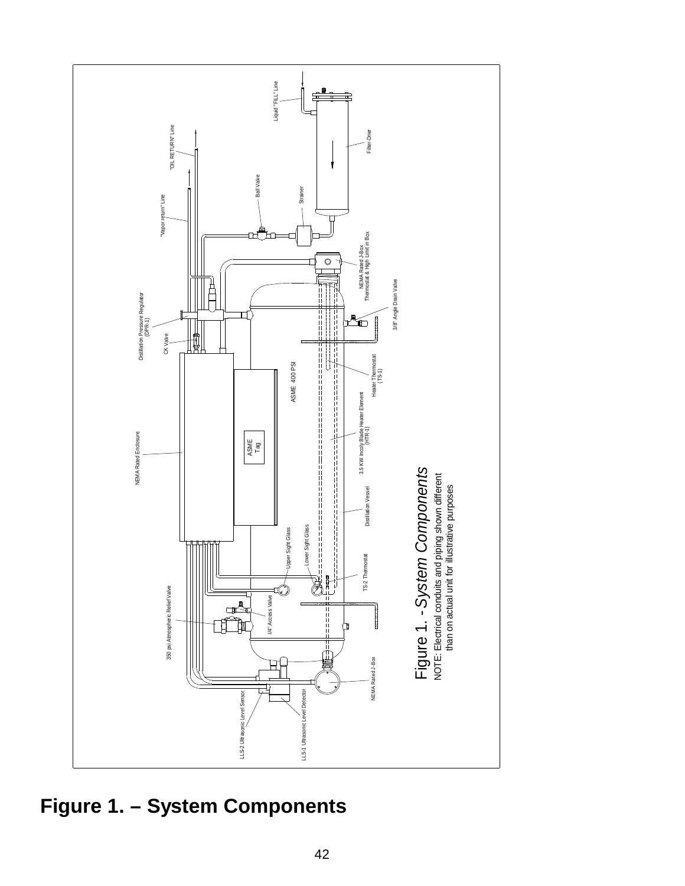**Figure 1. – System Components**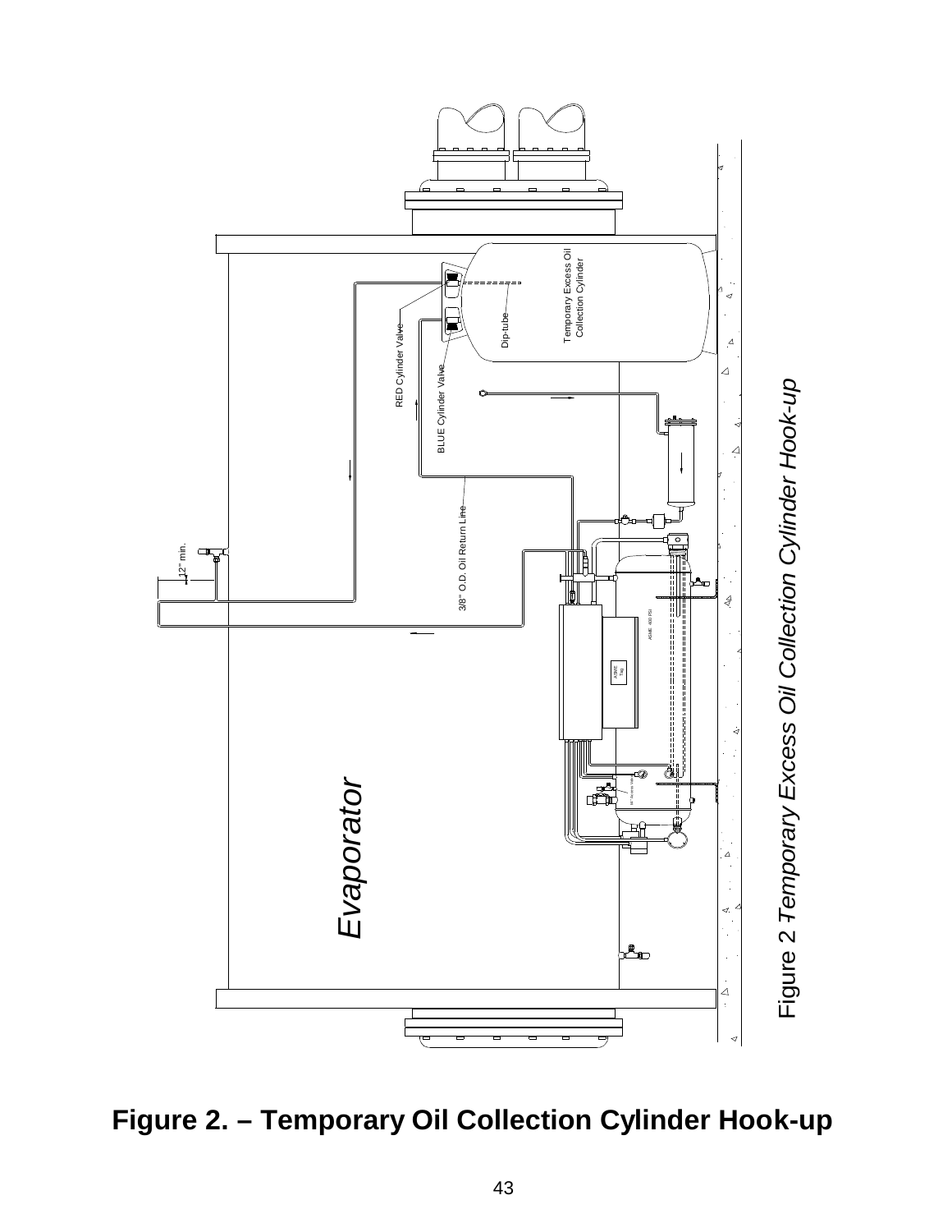Evaporator

RED Cylinder Valve

BLUE Cylinder Valve

Dip-tube

Temporary Excess Oil Collection Cylinder

3/8" O.D. Oil Return Line

12" min.

Figure 2 *Temporary Excess Oil Collection Cylinder Hook-up*

**Figure 2. – Temporary Oil Collection Cylinder Hook-up**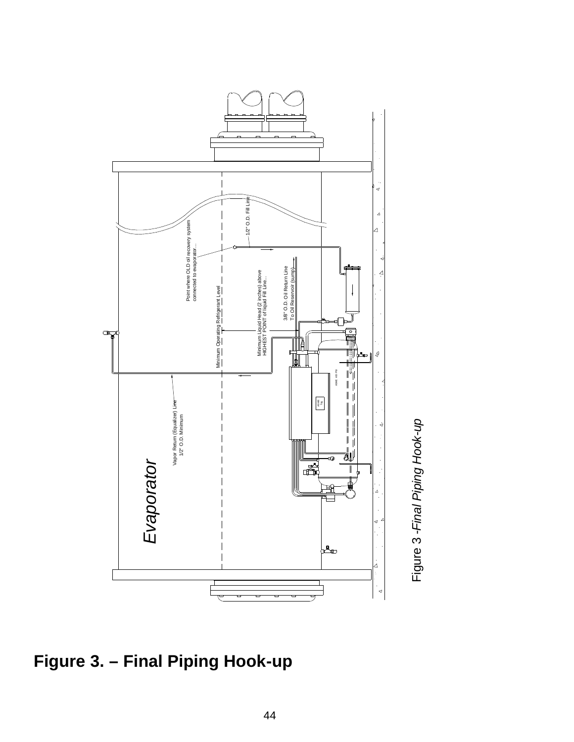Evaporator

Point where OLD oil recovery system connected to evaporator...

1/2" O.D. Fill Line

Minimum Operating Refrigerant Level

Minimum Liquid Head (2 inches) above HIGHEST POINT of liquid Fill Line...

3/8" O.D. Oil Return Line To Oil Reservoir (sump)

Vapor Return (Equalizer) Line 1/2" O.D. Minimum

Figure 3 -*Final Piping Hook-up*

**Figure 3. – Final Piping Hook-up**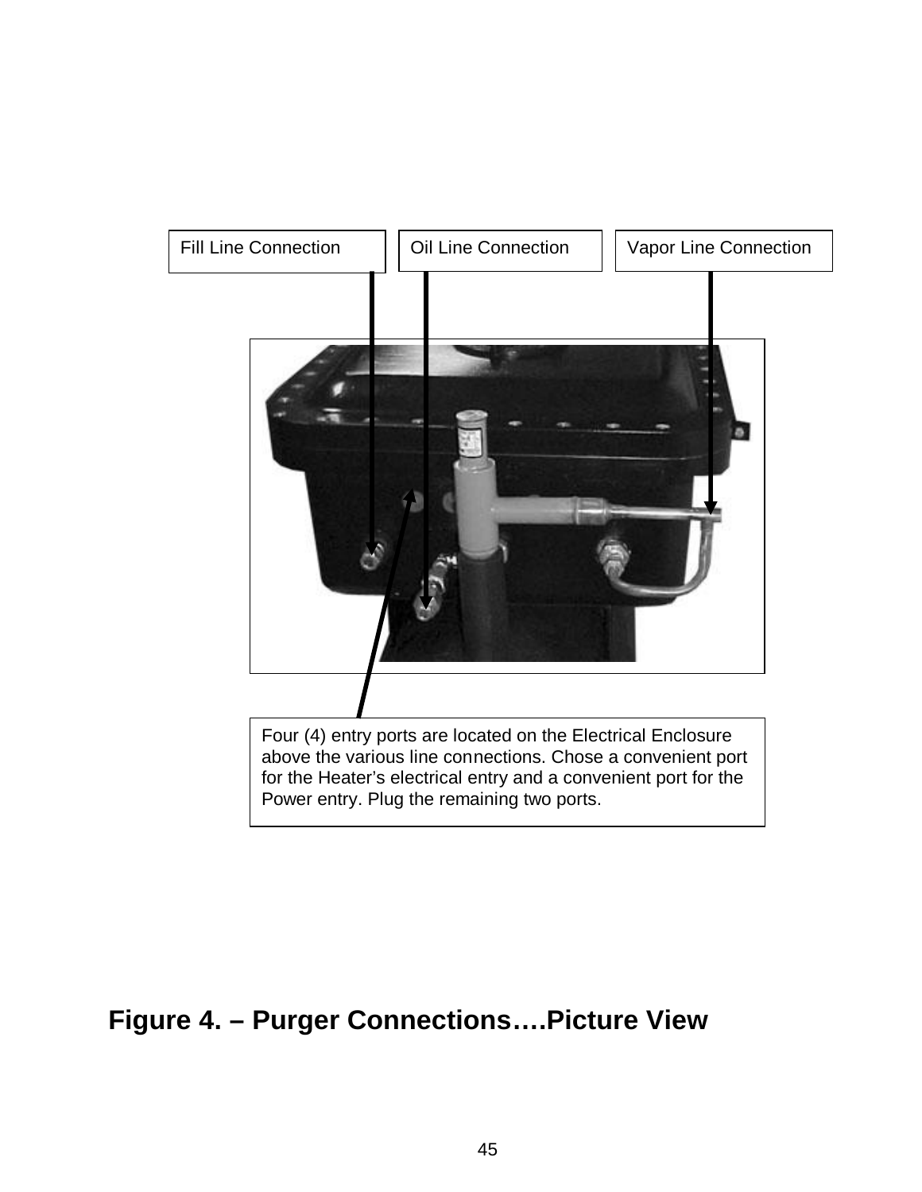Fill Line Connection

Oil Line Connection

Vapor Line Connection

Four (4) entry ports are located on the Electrical Enclosure above the various line connections. Chose a convenient port for the Heater's electrical entry and a convenient port for the Power entry. Plug the remaining two ports.

**Figure 4. – Purger Connections….Picture View**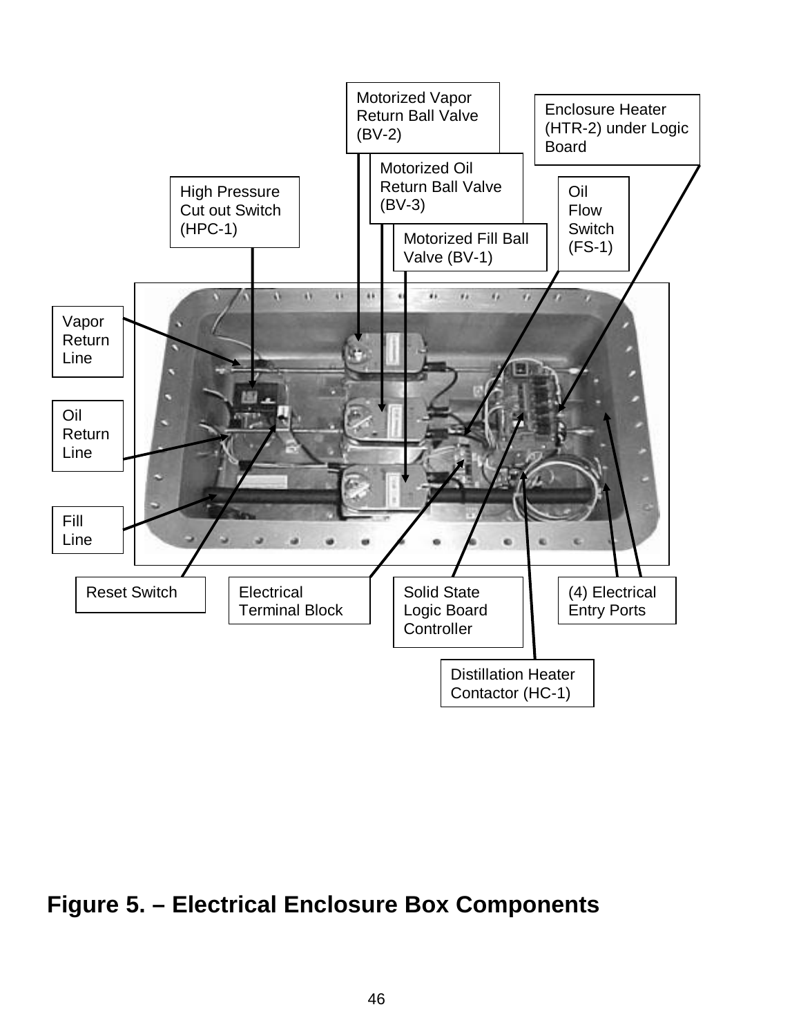Motorized Vapor Return Ball Valve (BV-2)

Enclosure Heater (HTR-2) under Logic Board

Motorized Oil Return Ball Valve (BV-3)

High Pressure Cut out Switch (HPC-1)

Oil Flow Switch (FS-1)

Motorized Fill Ball Valve (BV-1)

Vapor Return Line

Oil Return Line

Fill Line

Reset Switch

Electrical Terminal Block

Solid State Logic Board Controller

(4) Electrical Entry Ports

Distillation Heater Contactor (HC-1)

**Figure 5. – Electrical Enclosure Box Components**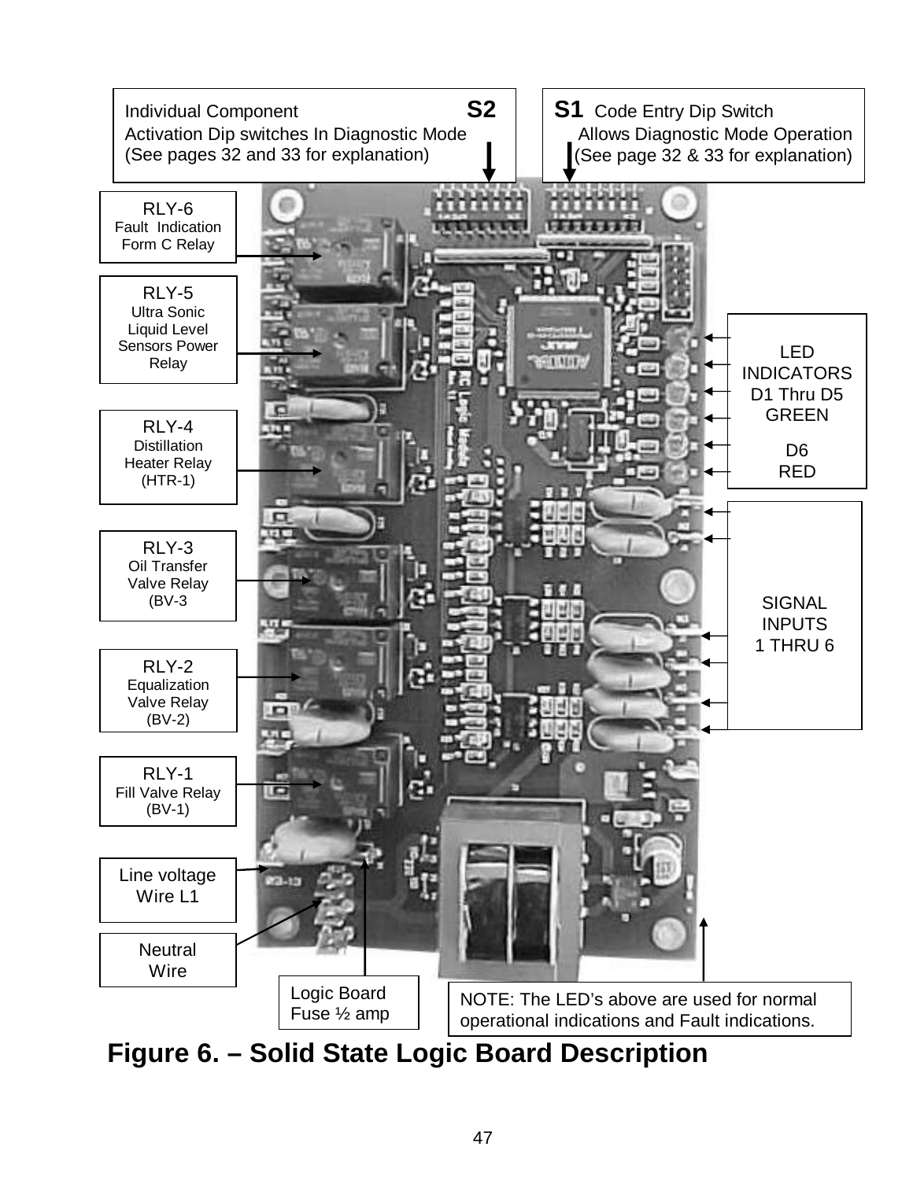Individual Component Activation Dip switches In Diagnostic Mode (See pages 32 and 33 for explanation) **S2**

**S1** Code Entry Dip Switch Allows Diagnostic Mode Operation (See page 32 & 33 for explanation)

RLY-6 Fault Indication Form C Relay

RLY-5 Ultra Sonic Liquid Level Sensors Power Relay

RLY-4 Distillation Heater Relay (HTR-1)

RLY-3 Oil Transfer Valve Relay (BV-3)

RLY-2 Equalization Valve Relay (BV-2)

RLY-1 Fill Valve Relay (BV-1)

Line voltage Wire L1

Neutral Wire

Logic Board Fuse ½ amp

LED INDICATORS D1 Thru D5 GREEN

D6 RED

SIGNAL INPUTS 1 THRU 6

NOTE: The LED's above are used for normal operational indications and Fault indications.

**Figure 6. – Solid State Logic Board Description**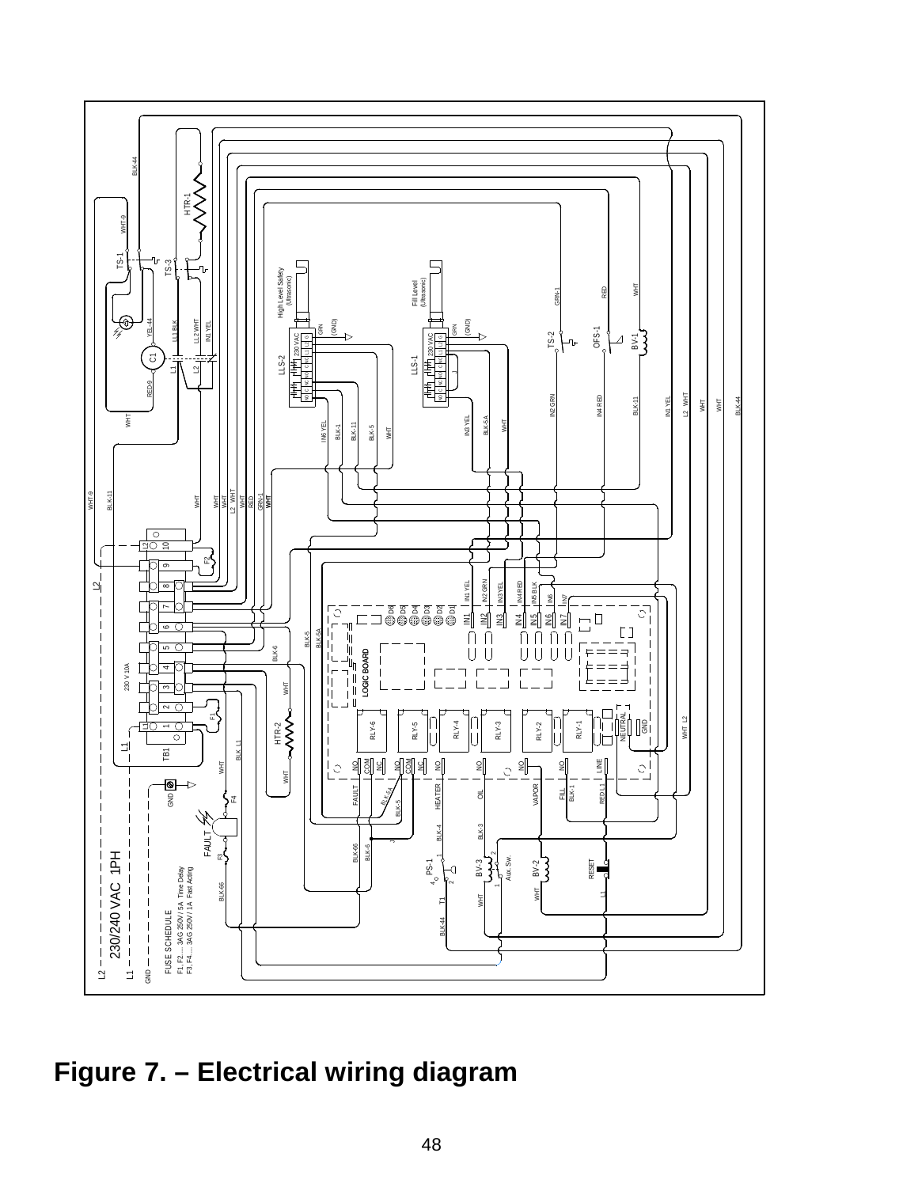**Figure 7. – Electrical wiring diagram**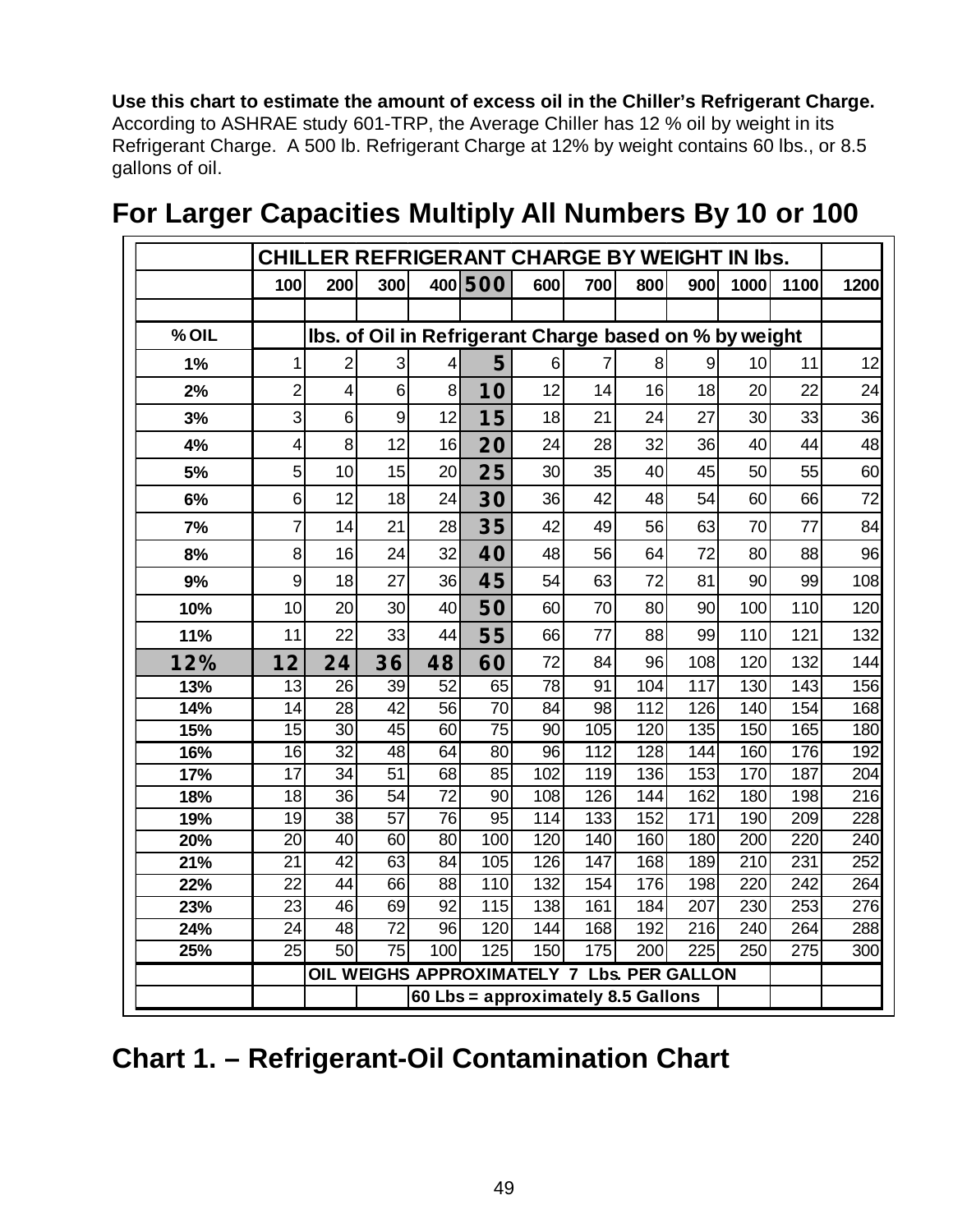**Use this chart to estimate the amount of excess oil in the Chiller's Refrigerant Charge.** According to ASHRAE study 601-TRP, the Average Chiller has 12 % oil by weight in its Refrigerant Charge. A 500 lb. Refrigerant Charge at 12% by weight contains 60 lbs., or 8.5 gallons of oil.

## For Larger Capacities Multiply All Numbers By 10 or 100

| | CHILLER REFRIGERANT CHARGE BY WEIGHT IN lbs. | | | | | | | | | | | |
|---|---|---|---|---|---|---|---|---|---|---|---|---|
| | 100 | 200 | 300 | 400 | **500** | 600 | 700 | 800 | 900 | 1000 | 1100 | 1200 |
| **% OIL** | | lbs. of Oil in Refrigerant Charge based on % by weight | | | | | | | | | | |
| 1% | 1 | 2 | 3 | 4 | **5** | 6 | 7 | 8 | 9 | 10 | 11 | 12 |
| 2% | 2 | 4 | 6 | 8 | **10** | 12 | 14 | 16 | 18 | 20 | 22 | 24 |
| 3% | 3 | 6 | 9 | 12 | **15** | 18 | 21 | 24 | 27 | 30 | 33 | 36 |
| 4% | 4 | 8 | 12 | 16 | **20** | 24 | 28 | 32 | 36 | 40 | 44 | 48 |
| 5% | 5 | 10 | 15 | 20 | **25** | 30 | 35 | 40 | 45 | 50 | 55 | 60 |
| 6% | 6 | 12 | 18 | 24 | **30** | 36 | 42 | 48 | 54 | 60 | 66 | 72 |
| 7% | 7 | 14 | 21 | 28 | **35** | 42 | 49 | 56 | 63 | 70 | 77 | 84 |
| 8% | 8 | 16 | 24 | 32 | **40** | 48 | 56 | 64 | 72 | 80 | 88 | 96 |
| 9% | 9 | 18 | 27 | 36 | **45** | 54 | 63 | 72 | 81 | 90 | 99 | 108 |
| 10% | 10 | 20 | 30 | 40 | **50** | 60 | 70 | 80 | 90 | 100 | 110 | 120 |
| 11% | 11 | 22 | 33 | 44 | **55** | 66 | 77 | 88 | 99 | 110 | 121 | 132 |
| **12%** | **12** | **24** | **36** | **48** | **60** | 72 | 84 | 96 | 108 | 120 | 132 | 144 |
| 13% | 13 | 26 | 39 | 52 | 65 | 78 | 91 | 104 | 117 | 130 | 143 | 156 |
| 14% | 14 | 28 | 42 | 56 | 70 | 84 | 98 | 112 | 126 | 140 | 154 | 168 |
| 15% | 15 | 30 | 45 | 60 | 75 | 90 | 105 | 120 | 135 | 150 | 165 | 180 |
| 16% | 16 | 32 | 48 | 64 | 80 | 96 | 112 | 128 | 144 | 160 | 176 | 192 |
| 17% | 17 | 34 | 51 | 68 | 85 | 102 | 119 | 136 | 153 | 170 | 187 | 204 |
| 18% | 18 | 36 | 54 | 72 | 90 | 108 | 126 | 144 | 162 | 180 | 198 | 216 |
| 19% | 19 | 38 | 57 | 76 | 95 | 114 | 133 | 152 | 171 | 190 | 209 | 228 |
| 20% | 20 | 40 | 60 | 80 | 100 | 120 | 140 | 160 | 180 | 200 | 220 | 240 |
| 21% | 21 | 42 | 63 | 84 | 105 | 126 | 147 | 168 | 189 | 210 | 231 | 252 |
| 22% | 22 | 44 | 66 | 88 | 110 | 132 | 154 | 176 | 198 | 220 | 242 | 264 |
| 23% | 23 | 46 | 69 | 92 | 115 | 138 | 161 | 184 | 207 | 230 | 253 | 276 |
| 24% | 24 | 48 | 72 | 96 | 120 | 144 | 168 | 192 | 216 | 240 | 264 | 288 |
| 25% | 25 | 50 | 75 | 100 | 125 | 150 | 175 | 200 | 225 | 250 | 275 | 300 |
| | | OIL WEIGHS APPROXIMATELY 7 Lbs. PER GALLON | | | | | | | | | | |
| | | | | 60 Lbs = approximately 8.5 Gallons | | | | | | | | |

## Chart 1. – Refrigerant-Oil Contamination Chart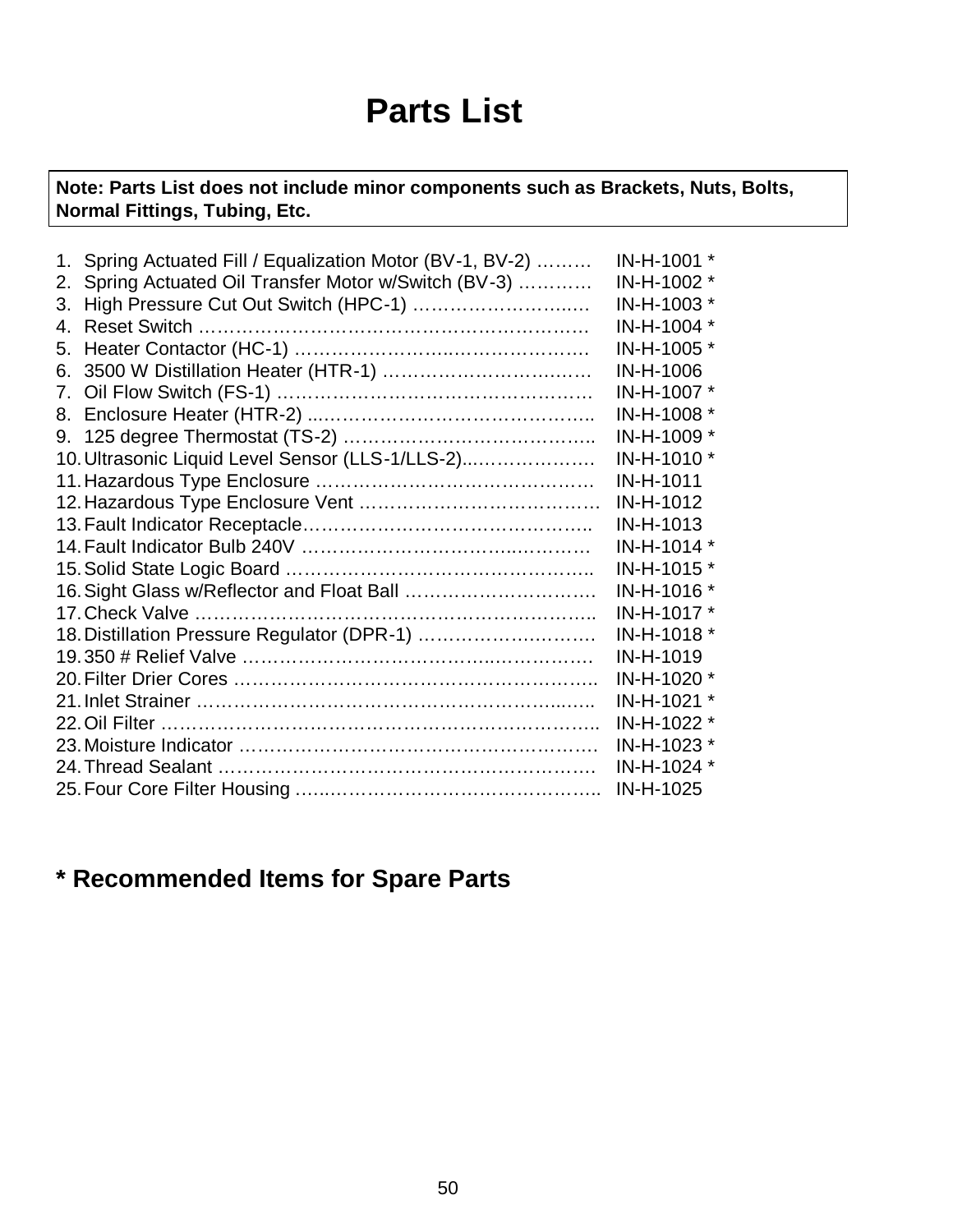# Parts List

**Note: Parts List does not include minor components such as Brackets, Nuts, Bolts, Normal Fittings, Tubing, Etc.**

1. Spring Actuated Fill / Equalization Motor (BV-1, BV-2) ……… IN-H-1001 *
2. Spring Actuated Oil Transfer Motor w/Switch (BV-3) ………… IN-H-1002 *
3. High Pressure Cut Out Switch (HPC-1) ……………………..… IN-H-1003 *
4. Reset Switch ………………………………………………………… IN-H-1004 *
5. Heater Contactor (HC-1) ………………………………………… IN-H-1005 *
6. 3500 W Distillation Heater (HTR-1) …………………………… IN-H-1006
7. Oil Flow Switch (FS-1) …………………………………………… IN-H-1007 *
8. Enclosure Heater (HTR-2) ..……………………………………… IN-H-1008 *
9. 125 degree Thermostat (TS-2) …………………………………... IN-H-1009 *
10. Ultrasonic Liquid Level Sensor (LLS-1/LLS-2)..………………… IN-H-1010 *
11. Hazardous Type Enclosure ……………………………………… IN-H-1011
12. Hazardous Type Enclosure Vent ………………………………… IN-H-1012
13. Fault Indicator Receptacle……………………………………….. IN-H-1013
14. Fault Indicator Bulb 240V ……………………………..………… IN-H-1014 *
15. Solid State Logic Board ………………………………………….. IN-H-1015 *
16. Sight Glass w/Reflector and Float Ball …………………………. IN-H-1016 *
17. Check Valve ……………………………………………………….. IN-H-1017 *
18. Distillation Pressure Regulator (DPR-1) ………………………. IN-H-1018 *
19. 350 # Relief Valve ………………………………..……………… IN-H-1019
20. Filter Drier Cores ………………………………………………….. IN-H-1020 *
21. Inlet Strainer ……………………………………………………..….. IN-H-1021 *
22. Oil Filter ……………………………………………………………….. IN-H-1022 *
23. Moisture Indicator ………………………………………………… IN-H-1023 *
24. Thread Sealant …………………………………………………… IN-H-1024 *
25. Four Core Filter Housing …..……………………………………….. IN-H-1025

## * Recommended Items for Spare Parts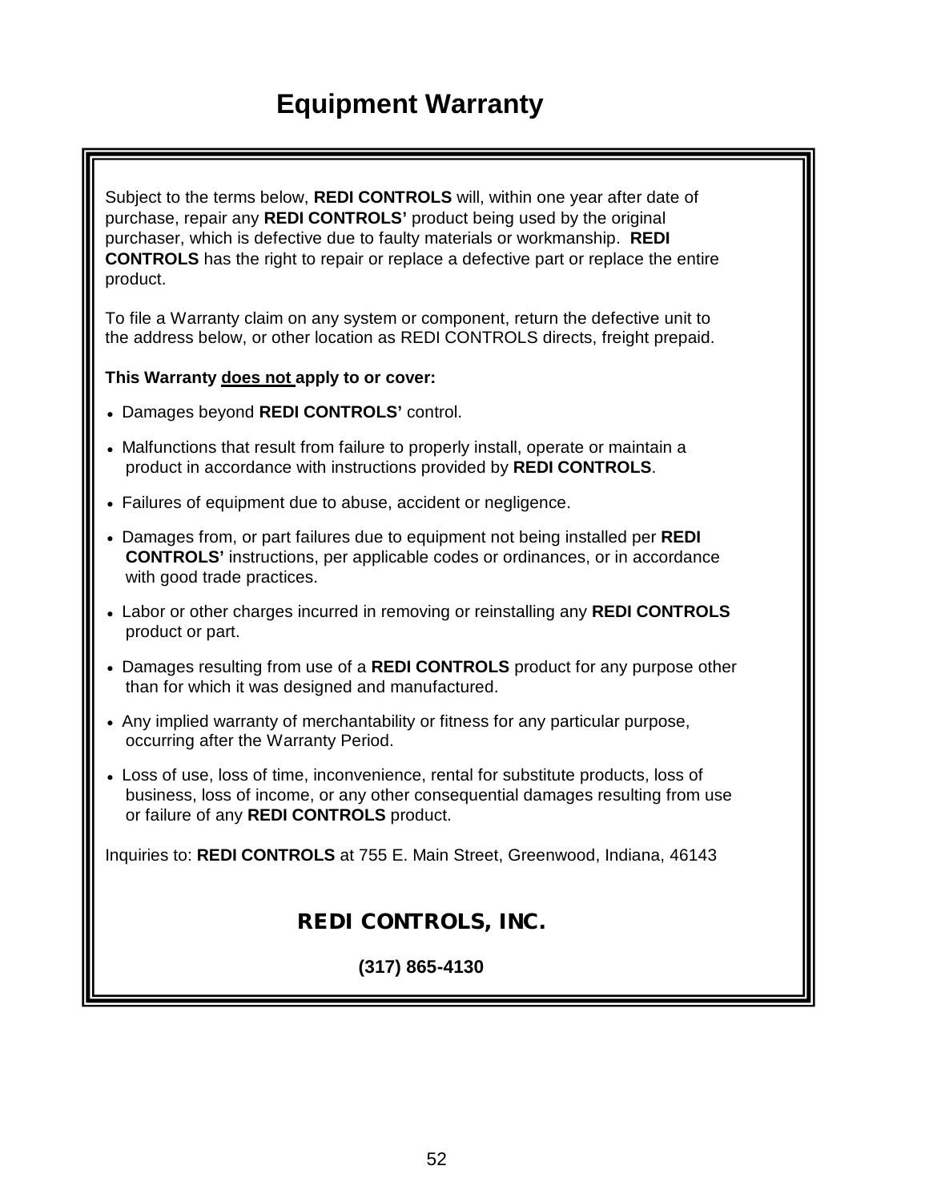# Equipment Warranty

Subject to the terms below, **REDI CONTROLS** will, within one year after date of purchase, repair any **REDI CONTROLS'** product being used by the original purchaser, which is defective due to faulty materials or workmanship. **REDI CONTROLS** has the right to repair or replace a defective part or replace the entire product.

To file a Warranty claim on any system or component, return the defective unit to the address below, or other location as REDI CONTROLS directs, freight prepaid.

**This Warranty <u>does not</u> apply to or cover:**

- Damages beyond **REDI CONTROLS'** control.
- Malfunctions that result from failure to properly install, operate or maintain a product in accordance with instructions provided by **REDI CONTROLS**.
- Failures of equipment due to abuse, accident or negligence.
- Damages from, or part failures due to equipment not being installed per **REDI CONTROLS'** instructions, per applicable codes or ordinances, or in accordance with good trade practices.
- Labor or other charges incurred in removing or reinstalling any **REDI CONTROLS** product or part.
- Damages resulting from use of a **REDI CONTROLS** product for any purpose other than for which it was designed and manufactured.
- Any implied warranty of merchantability or fitness for any particular purpose, occurring after the Warranty Period.
- Loss of use, loss of time, inconvenience, rental for substitute products, loss of business, loss of income, or any other consequential damages resulting from use or failure of any **REDI CONTROLS** product.

Inquiries to: **REDI CONTROLS** at 755 E. Main Street, Greenwood, Indiana, 46143

**REDI CONTROLS, INC.**

**(317) 865-4130**